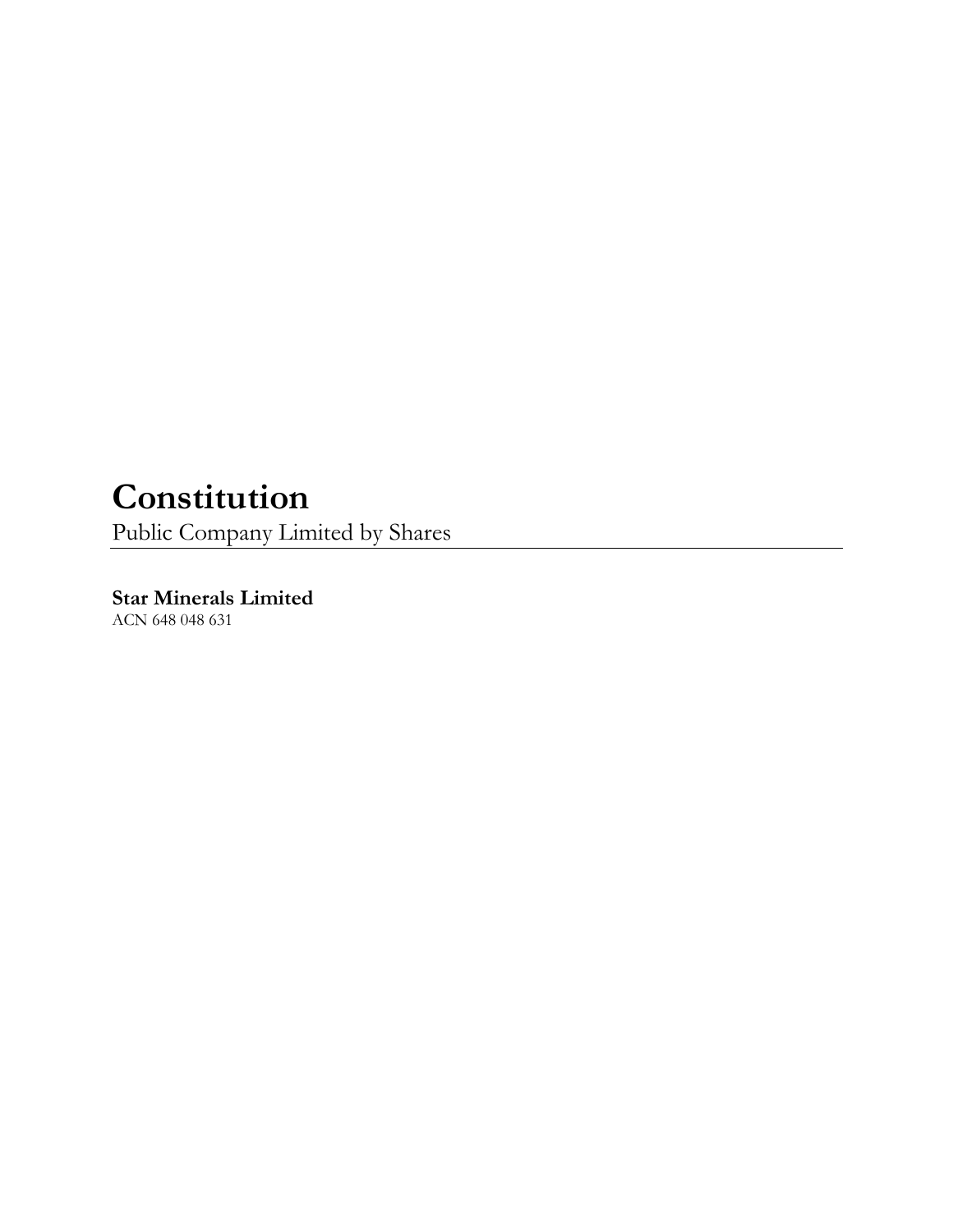# Constitution

Public Company Limited by Shares

**Star Minerals Limited**

ACN 648 048 631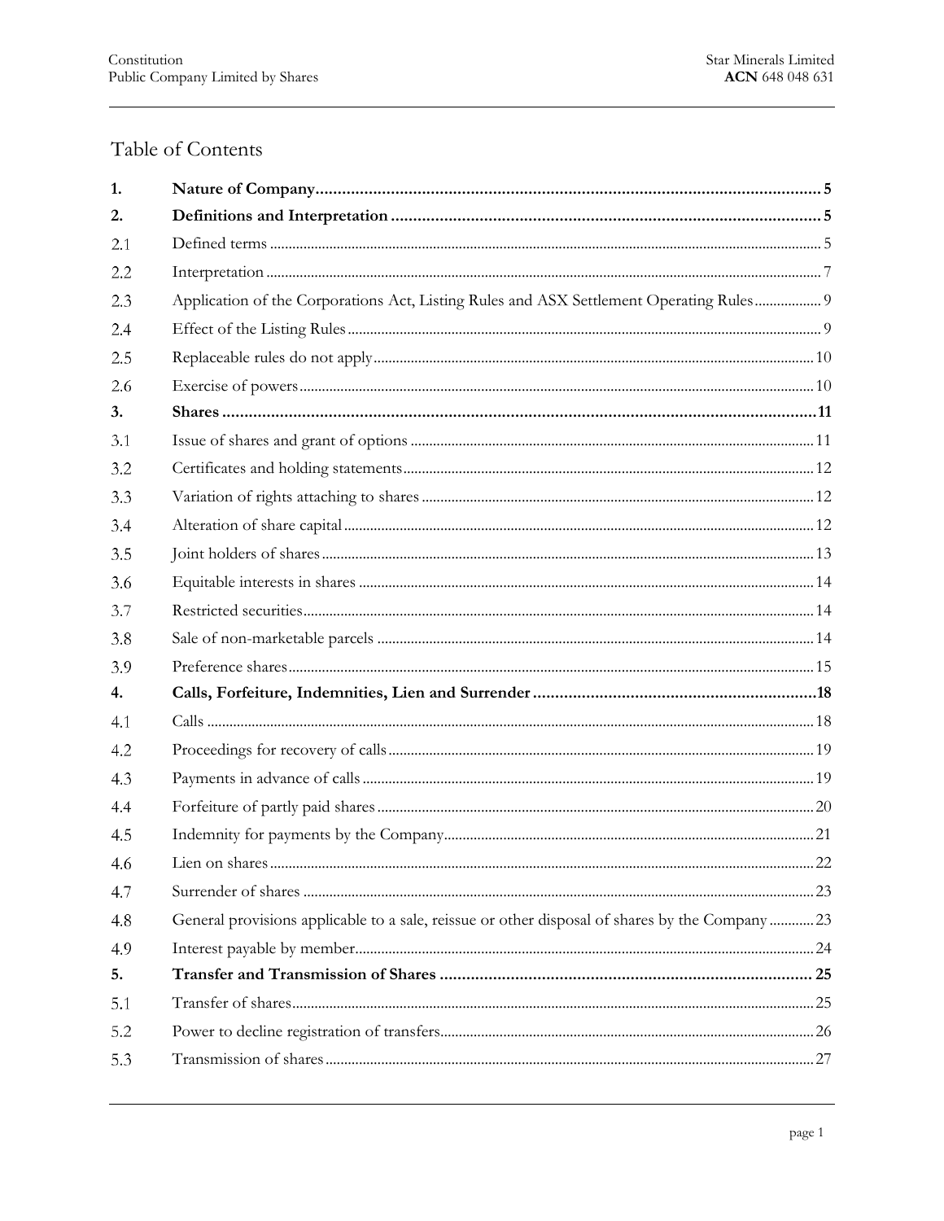# Table of Contents

| | | |
|---|---|---|
| **1.** | **Nature of Company** | **5** |
| **2.** | **Definitions and Interpretation** | **5** |
| 2.1 | Defined terms | 5 |
| 2.2 | Interpretation | 7 |
| 2.3 | Application of the Corporations Act, Listing Rules and ASX Settlement Operating Rules | 9 |
| 2.4 | Effect of the Listing Rules | 9 |
| 2.5 | Replaceable rules do not apply | 10 |
| 2.6 | Exercise of powers | 10 |
| **3.** | **Shares** | **11** |
| 3.1 | Issue of shares and grant of options | 11 |
| 3.2 | Certificates and holding statements | 12 |
| 3.3 | Variation of rights attaching to shares | 12 |
| 3.4 | Alteration of share capital | 12 |
| 3.5 | Joint holders of shares | 13 |
| 3.6 | Equitable interests in shares | 14 |
| 3.7 | Restricted securities | 14 |
| 3.8 | Sale of non-marketable parcels | 14 |
| 3.9 | Preference shares | 15 |
| **4.** | **Calls, Forfeiture, Indemnities, Lien and Surrender** | **18** |
| 4.1 | Calls | 18 |
| 4.2 | Proceedings for recovery of calls | 19 |
| 4.3 | Payments in advance of calls | 19 |
| 4.4 | Forfeiture of partly paid shares | 20 |
| 4.5 | Indemnity for payments by the Company | 21 |
| 4.6 | Lien on shares | 22 |
| 4.7 | Surrender of shares | 23 |
| 4.8 | General provisions applicable to a sale, reissue or other disposal of shares by the Company | 23 |
| 4.9 | Interest payable by member | 24 |
| **5.** | **Transfer and Transmission of Shares** | **25** |
| 5.1 | Transfer of shares | 25 |
| 5.2 | Power to decline registration of transfers | 26 |
| 5.3 | Transmission of shares | 27 |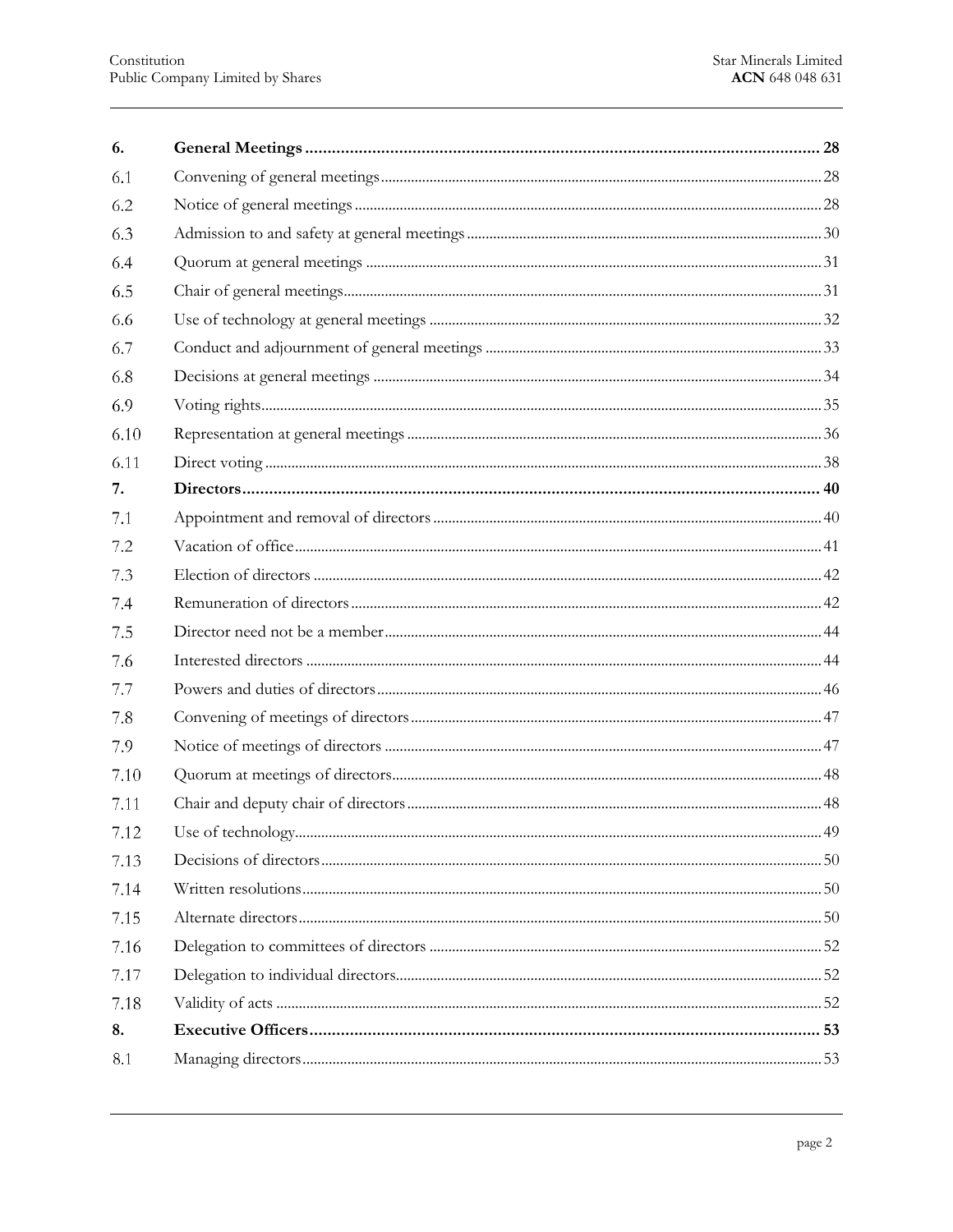| | | |
|---|---|---|
| **6.** | **General Meetings** | **28** |
| 6.1 | Convening of general meetings | 28 |
| 6.2 | Notice of general meetings | 28 |
| 6.3 | Admission to and safety at general meetings | 30 |
| 6.4 | Quorum at general meetings | 31 |
| 6.5 | Chair of general meetings | 31 |
| 6.6 | Use of technology at general meetings | 32 |
| 6.7 | Conduct and adjournment of general meetings | 33 |
| 6.8 | Decisions at general meetings | 34 |
| 6.9 | Voting rights | 35 |
| 6.10 | Representation at general meetings | 36 |
| 6.11 | Direct voting | 38 |
| **7.** | **Directors** | **40** |
| 7.1 | Appointment and removal of directors | 40 |
| 7.2 | Vacation of office | 41 |
| 7.3 | Election of directors | 42 |
| 7.4 | Remuneration of directors | 42 |
| 7.5 | Director need not be a member | 44 |
| 7.6 | Interested directors | 44 |
| 7.7 | Powers and duties of directors | 46 |
| 7.8 | Convening of meetings of directors | 47 |
| 7.9 | Notice of meetings of directors | 47 |
| 7.10 | Quorum at meetings of directors | 48 |
| 7.11 | Chair and deputy chair of directors | 48 |
| 7.12 | Use of technology | 49 |
| 7.13 | Decisions of directors | 50 |
| 7.14 | Written resolutions | 50 |
| 7.15 | Alternate directors | 50 |
| 7.16 | Delegation to committees of directors | 52 |
| 7.17 | Delegation to individual directors | 52 |
| 7.18 | Validity of acts | 52 |
| **8.** | **Executive Officers** | **53** |
| 8.1 | Managing directors | 53 |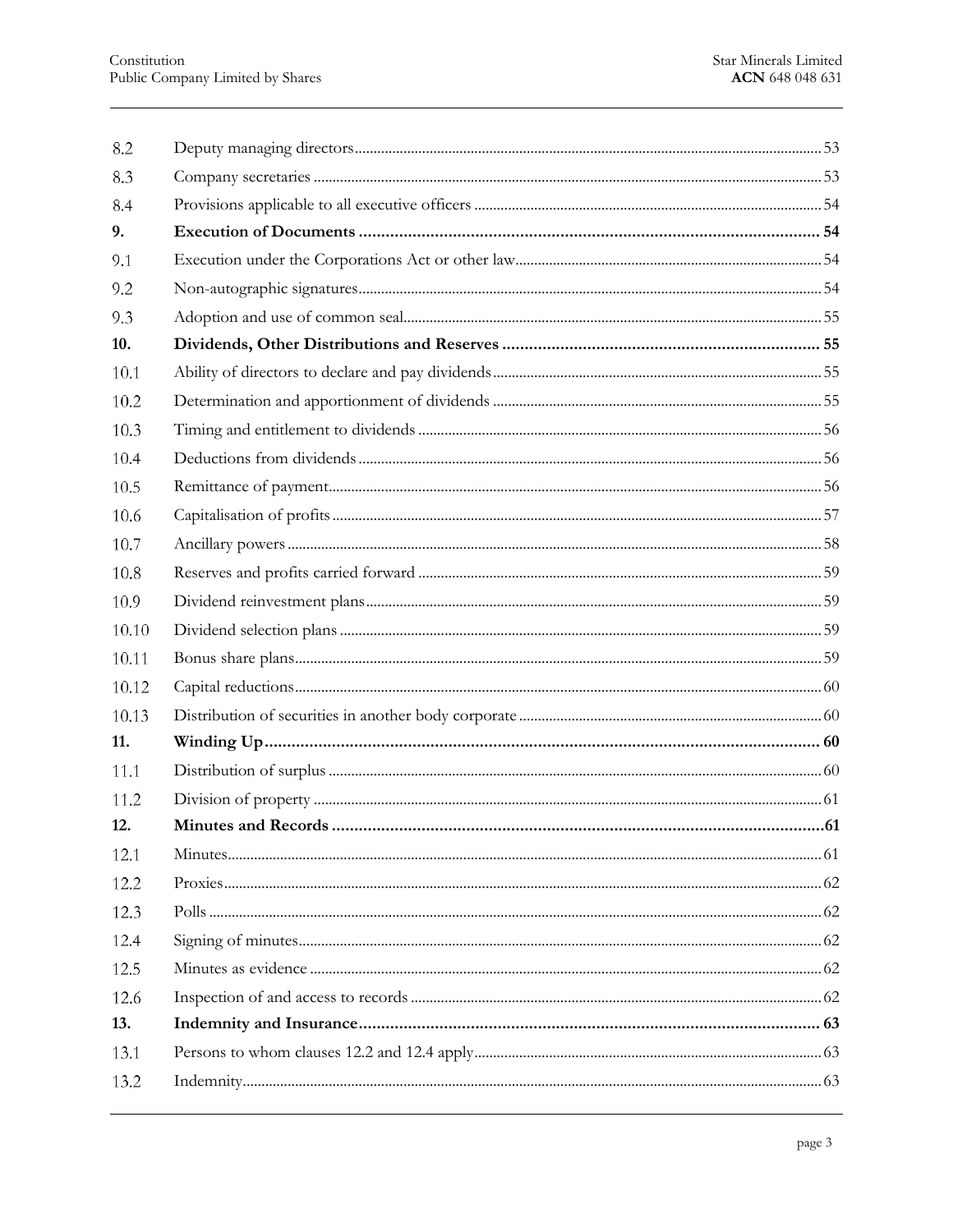| | | |
|---|---|---|
| 8.2 | Deputy managing directors | 53 |
| 8.3 | Company secretaries | 53 |
| 8.4 | Provisions applicable to all executive officers | 54 |
| **9.** | **Execution of Documents** | **54** |
| 9.1 | Execution under the Corporations Act or other law | 54 |
| 9.2 | Non-autographic signatures | 54 |
| 9.3 | Adoption and use of common seal | 55 |
| **10.** | **Dividends, Other Distributions and Reserves** | **55** |
| 10.1 | Ability of directors to declare and pay dividends | 55 |
| 10.2 | Determination and apportionment of dividends | 55 |
| 10.3 | Timing and entitlement to dividends | 56 |
| 10.4 | Deductions from dividends | 56 |
| 10.5 | Remittance of payment | 56 |
| 10.6 | Capitalisation of profits | 57 |
| 10.7 | Ancillary powers | 58 |
| 10.8 | Reserves and profits carried forward | 59 |
| 10.9 | Dividend reinvestment plans | 59 |
| 10.10 | Dividend selection plans | 59 |
| 10.11 | Bonus share plans | 59 |
| 10.12 | Capital reductions | 60 |
| 10.13 | Distribution of securities in another body corporate | 60 |
| **11.** | **Winding Up** | **60** |
| 11.1 | Distribution of surplus | 60 |
| 11.2 | Division of property | 61 |
| **12.** | **Minutes and Records** | **61** |
| 12.1 | Minutes | 61 |
| 12.2 | Proxies | 62 |
| 12.3 | Polls | 62 |
| 12.4 | Signing of minutes | 62 |
| 12.5 | Minutes as evidence | 62 |
| 12.6 | Inspection of and access to records | 62 |
| **13.** | **Indemnity and Insurance** | **63** |
| 13.1 | Persons to whom clauses 12.2 and 12.4 apply | 63 |
| 13.2 | Indemnity | 63 |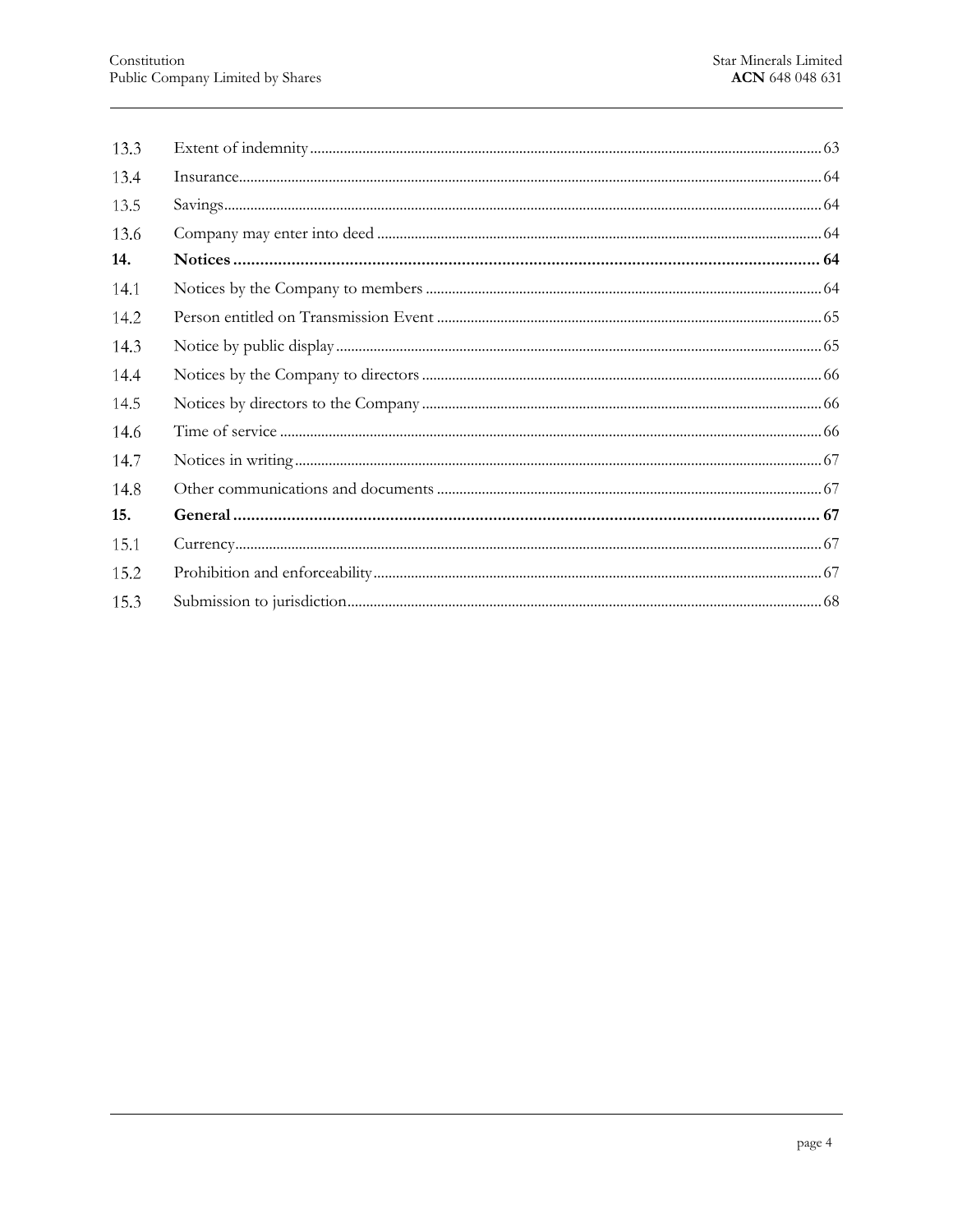| | | |
|---|---|---|
| 13.3 | Extent of indemnity | 63 |
| 13.4 | Insurance | 64 |
| 13.5 | Savings | 64 |
| 13.6 | Company may enter into deed | 64 |
| **14.** | **Notices** | **64** |
| 14.1 | Notices by the Company to members | 64 |
| 14.2 | Person entitled on Transmission Event | 65 |
| 14.3 | Notice by public display | 65 |
| 14.4 | Notices by the Company to directors | 66 |
| 14.5 | Notices by directors to the Company | 66 |
| 14.6 | Time of service | 66 |
| 14.7 | Notices in writing | 67 |
| 14.8 | Other communications and documents | 67 |
| **15.** | **General** | **67** |
| 15.1 | Currency | 67 |
| 15.2 | Prohibition and enforceability | 67 |
| 15.3 | Submission to jurisdiction | 68 |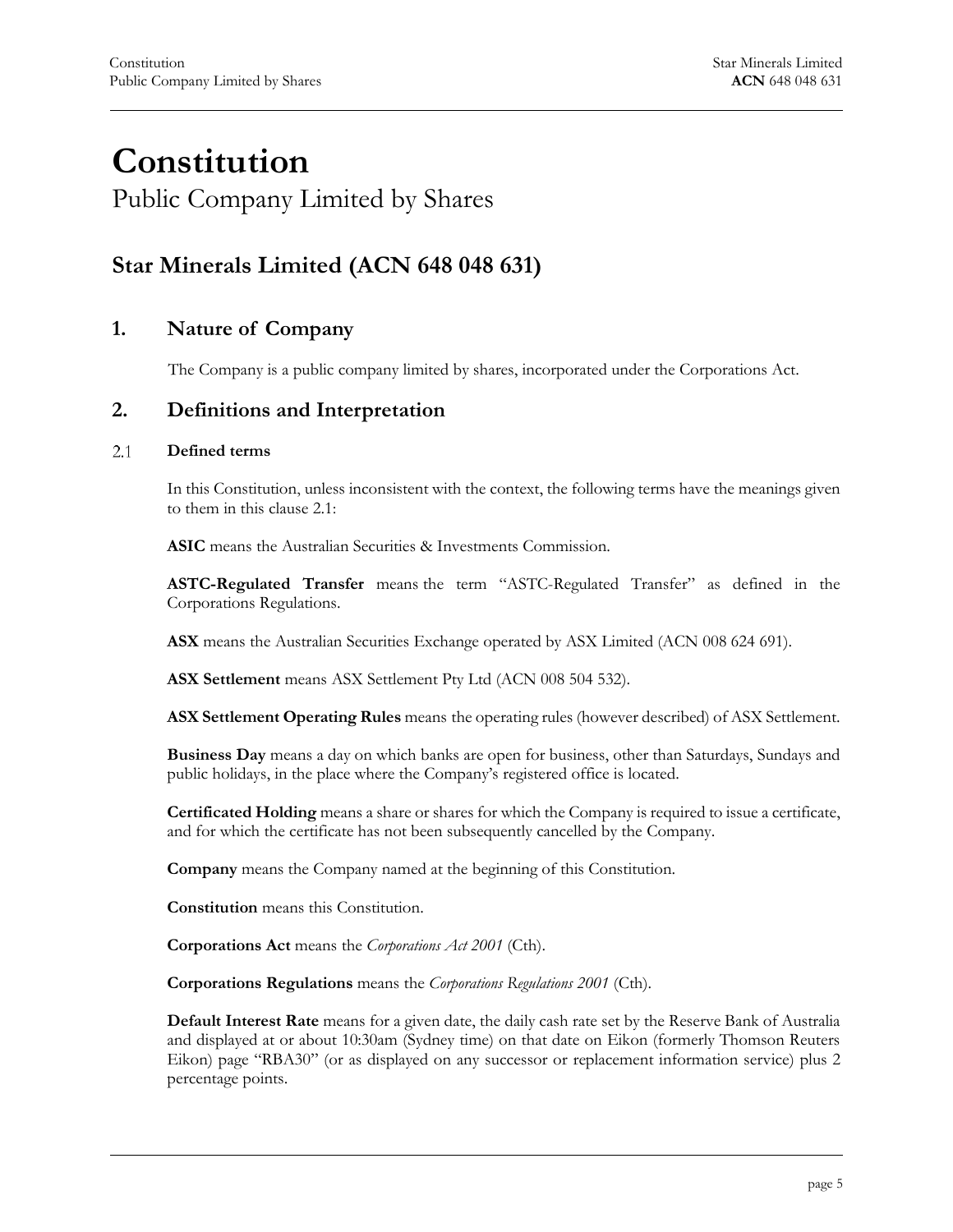# Constitution

Public Company Limited by Shares

## Star Minerals Limited (ACN 648 048 631)

## 1. Nature of Company

The Company is a public company limited by shares, incorporated under the Corporations Act.

## 2. Definitions and Interpretation

### 2.1 Defined terms

In this Constitution, unless inconsistent with the context, the following terms have the meanings given to them in this clause 2.1:

**ASIC** means the Australian Securities & Investments Commission.

**ASTC-Regulated Transfer** means the term "ASTC-Regulated Transfer" as defined in the Corporations Regulations.

**ASX** means the Australian Securities Exchange operated by ASX Limited (ACN 008 624 691).

**ASX Settlement** means ASX Settlement Pty Ltd (ACN 008 504 532).

**ASX Settlement Operating Rules** means the operating rules (however described) of ASX Settlement.

**Business Day** means a day on which banks are open for business, other than Saturdays, Sundays and public holidays, in the place where the Company's registered office is located.

**Certificated Holding** means a share or shares for which the Company is required to issue a certificate, and for which the certificate has not been subsequently cancelled by the Company.

**Company** means the Company named at the beginning of this Constitution.

**Constitution** means this Constitution.

**Corporations Act** means the *Corporations Act 2001* (Cth).

**Corporations Regulations** means the *Corporations Regulations 2001* (Cth).

**Default Interest Rate** means for a given date, the daily cash rate set by the Reserve Bank of Australia and displayed at or about 10:30am (Sydney time) on that date on Eikon (formerly Thomson Reuters Eikon) page "RBA30" (or as displayed on any successor or replacement information service) plus 2 percentage points.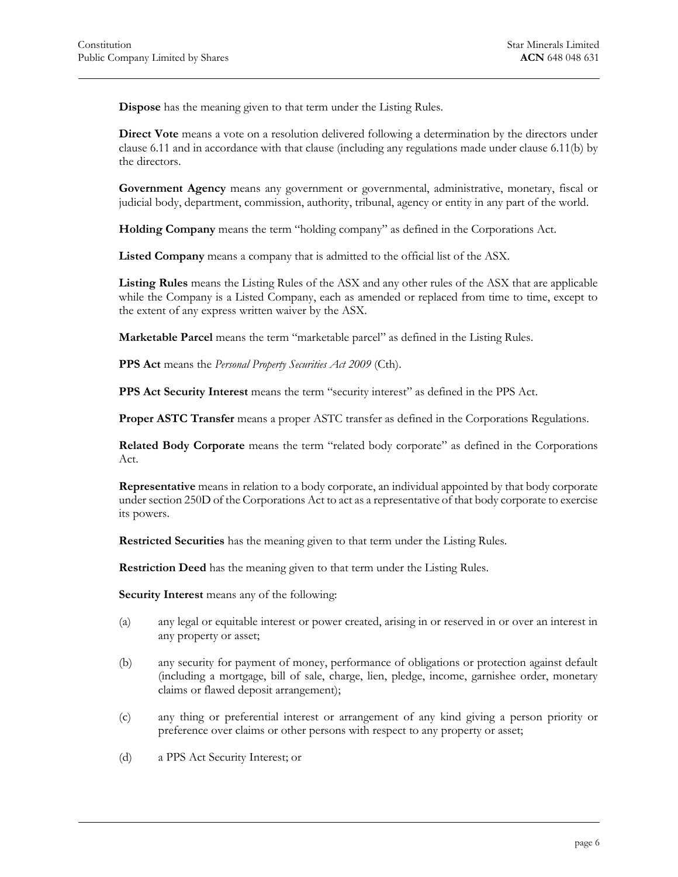**Dispose** has the meaning given to that term under the Listing Rules.

**Direct Vote** means a vote on a resolution delivered following a determination by the directors under clause 6.11 and in accordance with that clause (including any regulations made under clause 6.11(b) by the directors.

**Government Agency** means any government or governmental, administrative, monetary, fiscal or judicial body, department, commission, authority, tribunal, agency or entity in any part of the world.

**Holding Company** means the term "holding company" as defined in the Corporations Act.

**Listed Company** means a company that is admitted to the official list of the ASX.

**Listing Rules** means the Listing Rules of the ASX and any other rules of the ASX that are applicable while the Company is a Listed Company, each as amended or replaced from time to time, except to the extent of any express written waiver by the ASX.

**Marketable Parcel** means the term "marketable parcel" as defined in the Listing Rules.

**PPS Act** means the *Personal Property Securities Act 2009* (Cth).

**PPS Act Security Interest** means the term "security interest" as defined in the PPS Act.

**Proper ASTC Transfer** means a proper ASTC transfer as defined in the Corporations Regulations.

**Related Body Corporate** means the term "related body corporate" as defined in the Corporations Act.

**Representative** means in relation to a body corporate, an individual appointed by that body corporate under section 250D of the Corporations Act to act as a representative of that body corporate to exercise its powers.

**Restricted Securities** has the meaning given to that term under the Listing Rules.

**Restriction Deed** has the meaning given to that term under the Listing Rules.

**Security Interest** means any of the following:

(a) any legal or equitable interest or power created, arising in or reserved in or over an interest in any property or asset;

(b) any security for payment of money, performance of obligations or protection against default (including a mortgage, bill of sale, charge, lien, pledge, income, garnishee order, monetary claims or flawed deposit arrangement);

(c) any thing or preferential interest or arrangement of any kind giving a person priority or preference over claims or other persons with respect to any property or asset;

(d) a PPS Act Security Interest; or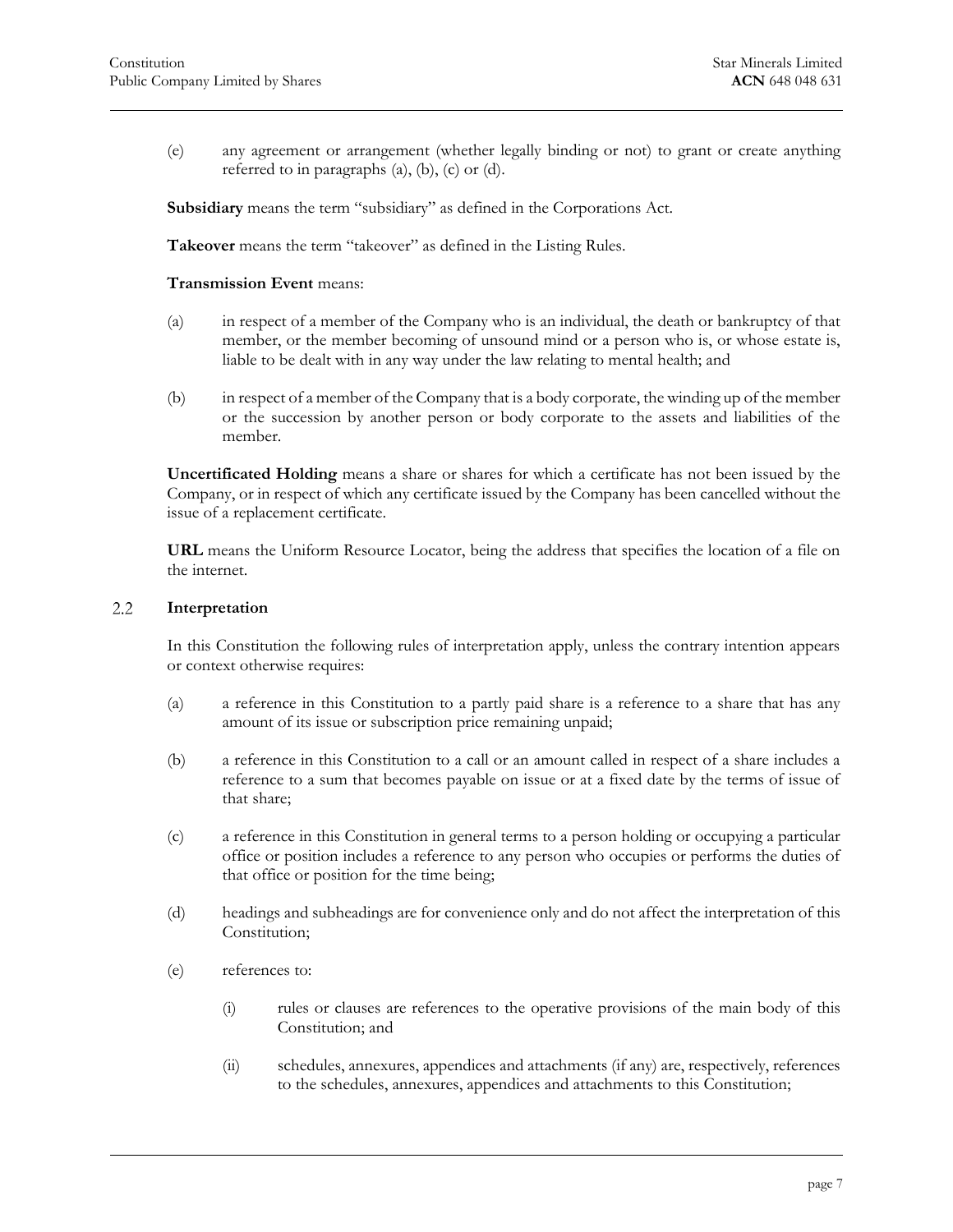(e) any agreement or arrangement (whether legally binding or not) to grant or create anything referred to in paragraphs (a), (b), (c) or (d).

**Subsidiary** means the term "subsidiary" as defined in the Corporations Act.

**Takeover** means the term "takeover" as defined in the Listing Rules.

**Transmission Event** means:

(a) in respect of a member of the Company who is an individual, the death or bankruptcy of that member, or the member becoming of unsound mind or a person who is, or whose estate is, liable to be dealt with in any way under the law relating to mental health; and

(b) in respect of a member of the Company that is a body corporate, the winding up of the member or the succession by another person or body corporate to the assets and liabilities of the member.

**Uncertificated Holding** means a share or shares for which a certificate has not been issued by the Company, or in respect of which any certificate issued by the Company has been cancelled without the issue of a replacement certificate.

**URL** means the Uniform Resource Locator, being the address that specifies the location of a file on the internet.

### 2.2 Interpretation

In this Constitution the following rules of interpretation apply, unless the contrary intention appears or context otherwise requires:

(a) a reference in this Constitution to a partly paid share is a reference to a share that has any amount of its issue or subscription price remaining unpaid;

(b) a reference in this Constitution to a call or an amount called in respect of a share includes a reference to a sum that becomes payable on issue or at a fixed date by the terms of issue of that share;

(c) a reference in this Constitution in general terms to a person holding or occupying a particular office or position includes a reference to any person who occupies or performs the duties of that office or position for the time being;

(d) headings and subheadings are for convenience only and do not affect the interpretation of this Constitution;

(e) references to:

  (i) rules or clauses are references to the operative provisions of the main body of this Constitution; and

  (ii) schedules, annexures, appendices and attachments (if any) are, respectively, references to the schedules, annexures, appendices and attachments to this Constitution;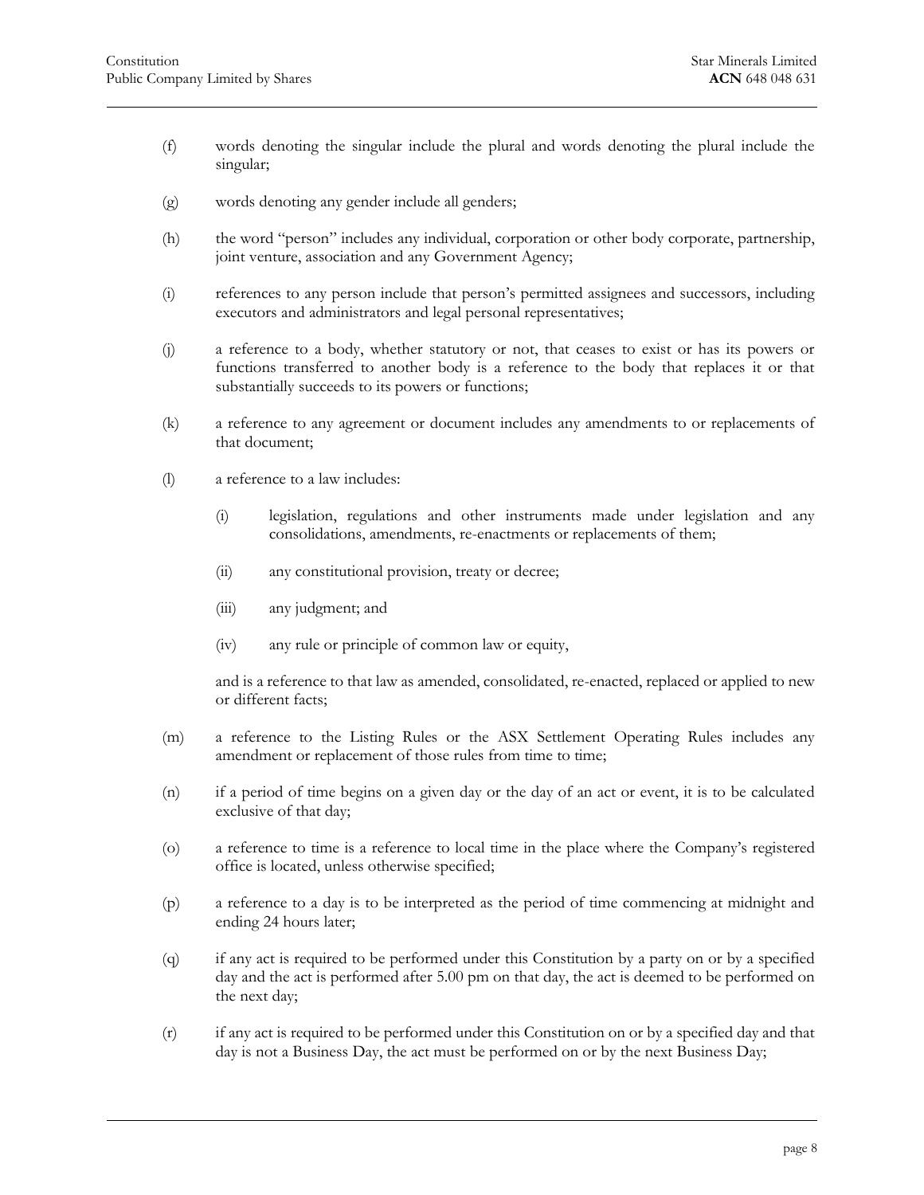(f) words denoting the singular include the plural and words denoting the plural include the singular;

(g) words denoting any gender include all genders;

(h) the word "person" includes any individual, corporation or other body corporate, partnership, joint venture, association and any Government Agency;

(i) references to any person include that person's permitted assignees and successors, including executors and administrators and legal personal representatives;

(j) a reference to a body, whether statutory or not, that ceases to exist or has its powers or functions transferred to another body is a reference to the body that replaces it or that substantially succeeds to its powers or functions;

(k) a reference to any agreement or document includes any amendments to or replacements of that document;

(l) a reference to a law includes:

  (i) legislation, regulations and other instruments made under legislation and any consolidations, amendments, re-enactments or replacements of them;

  (ii) any constitutional provision, treaty or decree;

  (iii) any judgment; and

  (iv) any rule or principle of common law or equity,

  and is a reference to that law as amended, consolidated, re-enacted, replaced or applied to new or different facts;

(m) a reference to the Listing Rules or the ASX Settlement Operating Rules includes any amendment or replacement of those rules from time to time;

(n) if a period of time begins on a given day or the day of an act or event, it is to be calculated exclusive of that day;

(o) a reference to time is a reference to local time in the place where the Company's registered office is located, unless otherwise specified;

(p) a reference to a day is to be interpreted as the period of time commencing at midnight and ending 24 hours later;

(q) if any act is required to be performed under this Constitution by a party on or by a specified day and the act is performed after 5.00 pm on that day, the act is deemed to be performed on the next day;

(r) if any act is required to be performed under this Constitution on or by a specified day and that day is not a Business Day, the act must be performed on or by the next Business Day;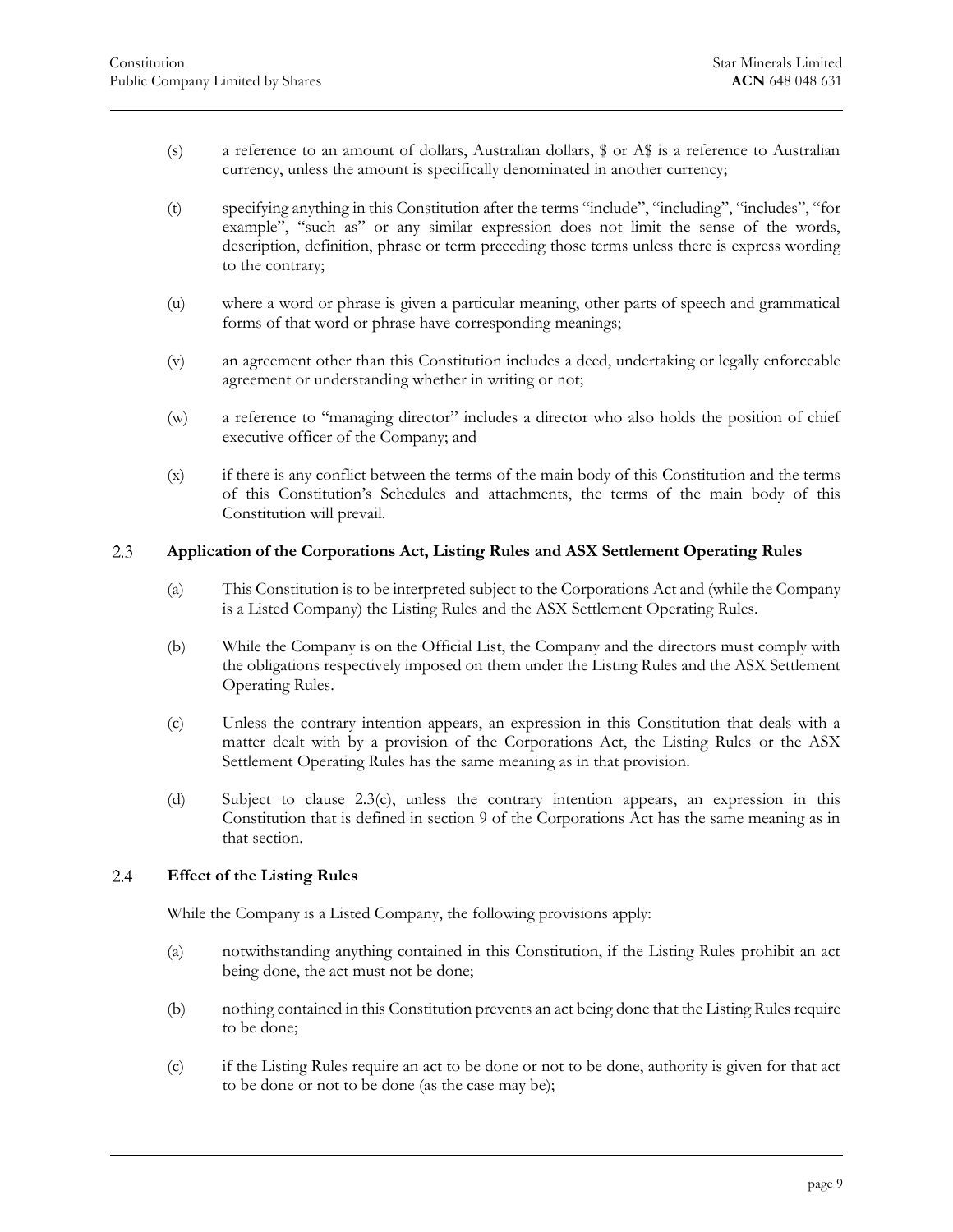(s) a reference to an amount of dollars, Australian dollars, $ or A$ is a reference to Australian currency, unless the amount is specifically denominated in another currency;

(t) specifying anything in this Constitution after the terms "include", "including", "includes", "for example", "such as" or any similar expression does not limit the sense of the words, description, definition, phrase or term preceding those terms unless there is express wording to the contrary;

(u) where a word or phrase is given a particular meaning, other parts of speech and grammatical forms of that word or phrase have corresponding meanings;

(v) an agreement other than this Constitution includes a deed, undertaking or legally enforceable agreement or understanding whether in writing or not;

(w) a reference to "managing director" includes a director who also holds the position of chief executive officer of the Company; and

(x) if there is any conflict between the terms of the main body of this Constitution and the terms of this Constitution's Schedules and attachments, the terms of the main body of this Constitution will prevail.

### 2.3 Application of the Corporations Act, Listing Rules and ASX Settlement Operating Rules

(a) This Constitution is to be interpreted subject to the Corporations Act and (while the Company is a Listed Company) the Listing Rules and the ASX Settlement Operating Rules.

(b) While the Company is on the Official List, the Company and the directors must comply with the obligations respectively imposed on them under the Listing Rules and the ASX Settlement Operating Rules.

(c) Unless the contrary intention appears, an expression in this Constitution that deals with a matter dealt with by a provision of the Corporations Act, the Listing Rules or the ASX Settlement Operating Rules has the same meaning as in that provision.

(d) Subject to clause 2.3(c), unless the contrary intention appears, an expression in this Constitution that is defined in section 9 of the Corporations Act has the same meaning as in that section.

### 2.4 Effect of the Listing Rules

While the Company is a Listed Company, the following provisions apply:

(a) notwithstanding anything contained in this Constitution, if the Listing Rules prohibit an act being done, the act must not be done;

(b) nothing contained in this Constitution prevents an act being done that the Listing Rules require to be done;

(c) if the Listing Rules require an act to be done or not to be done, authority is given for that act to be done or not to be done (as the case may be);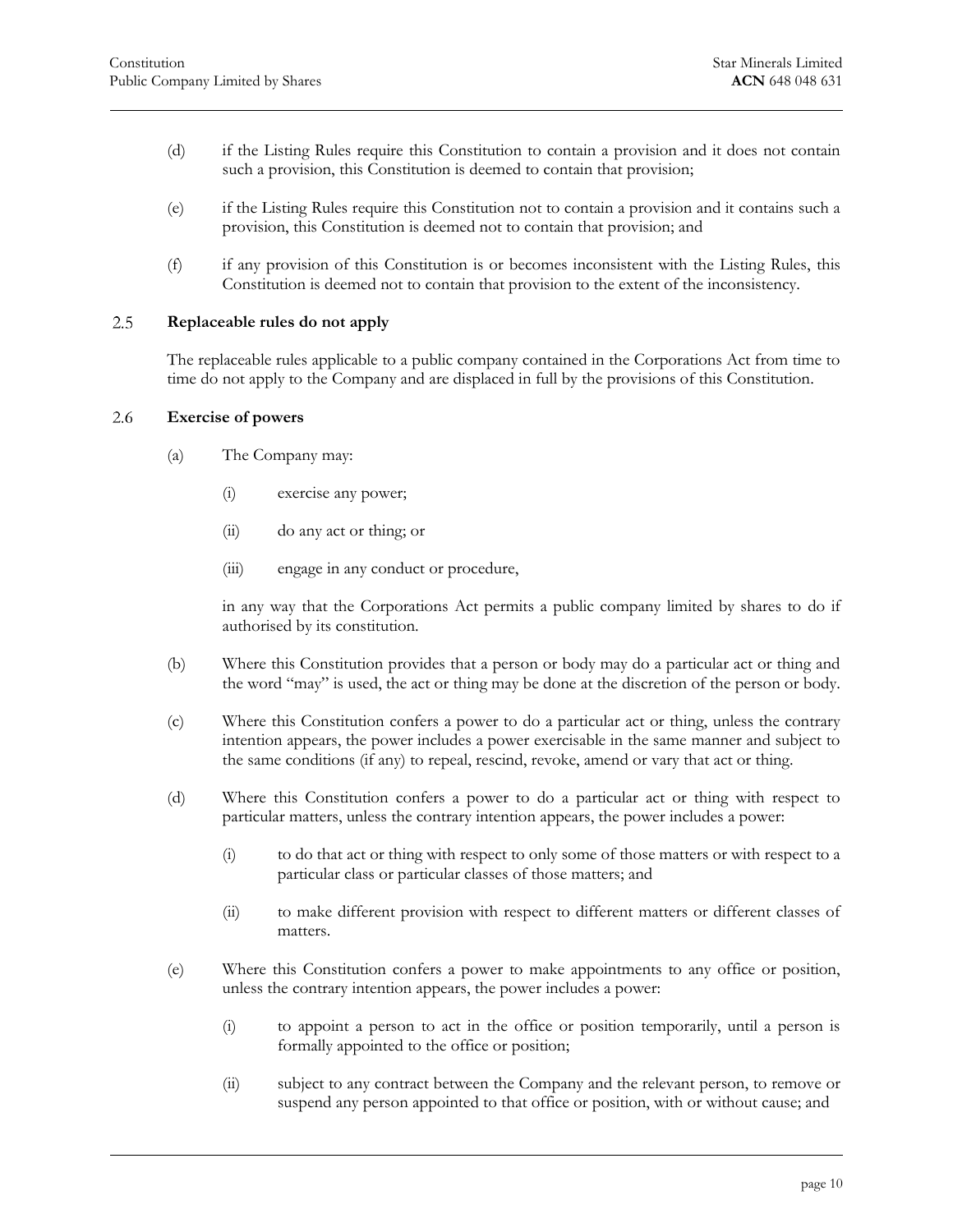(d) if the Listing Rules require this Constitution to contain a provision and it does not contain such a provision, this Constitution is deemed to contain that provision;

(e) if the Listing Rules require this Constitution not to contain a provision and it contains such a provision, this Constitution is deemed not to contain that provision; and

(f) if any provision of this Constitution is or becomes inconsistent with the Listing Rules, this Constitution is deemed not to contain that provision to the extent of the inconsistency.

### 2.5 Replaceable rules do not apply

The replaceable rules applicable to a public company contained in the Corporations Act from time to time do not apply to the Company and are displaced in full by the provisions of this Constitution.

### 2.6 Exercise of powers

(a) The Company may:

(i) exercise any power;

(ii) do any act or thing; or

(iii) engage in any conduct or procedure,

in any way that the Corporations Act permits a public company limited by shares to do if authorised by its constitution.

(b) Where this Constitution provides that a person or body may do a particular act or thing and the word "may" is used, the act or thing may be done at the discretion of the person or body.

(c) Where this Constitution confers a power to do a particular act or thing, unless the contrary intention appears, the power includes a power exercisable in the same manner and subject to the same conditions (if any) to repeal, rescind, revoke, amend or vary that act or thing.

(d) Where this Constitution confers a power to do a particular act or thing with respect to particular matters, unless the contrary intention appears, the power includes a power:

(i) to do that act or thing with respect to only some of those matters or with respect to a particular class or particular classes of those matters; and

(ii) to make different provision with respect to different matters or different classes of matters.

(e) Where this Constitution confers a power to make appointments to any office or position, unless the contrary intention appears, the power includes a power:

(i) to appoint a person to act in the office or position temporarily, until a person is formally appointed to the office or position;

(ii) subject to any contract between the Company and the relevant person, to remove or suspend any person appointed to that office or position, with or without cause; and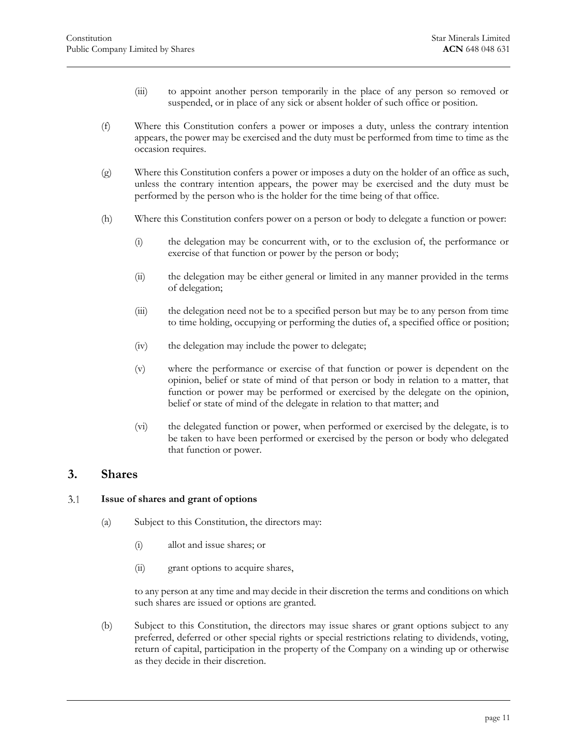(iii) to appoint another person temporarily in the place of any person so removed or suspended, or in place of any sick or absent holder of such office or position.

(f) Where this Constitution confers a power or imposes a duty, unless the contrary intention appears, the power may be exercised and the duty must be performed from time to time as the occasion requires.

(g) Where this Constitution confers a power or imposes a duty on the holder of an office as such, unless the contrary intention appears, the power may be exercised and the duty must be performed by the person who is the holder for the time being of that office.

(h) Where this Constitution confers power on a person or body to delegate a function or power:

(i) the delegation may be concurrent with, or to the exclusion of, the performance or exercise of that function or power by the person or body;

(ii) the delegation may be either general or limited in any manner provided in the terms of delegation;

(iii) the delegation need not be to a specified person but may be to any person from time to time holding, occupying or performing the duties of, a specified office or position;

(iv) the delegation may include the power to delegate;

(v) where the performance or exercise of that function or power is dependent on the opinion, belief or state of mind of that person or body in relation to a matter, that function or power may be performed or exercised by the delegate on the opinion, belief or state of mind of the delegate in relation to that matter; and

(vi) the delegated function or power, when performed or exercised by the delegate, is to be taken to have been performed or exercised by the person or body who delegated that function or power.

## 3. Shares

### 3.1 Issue of shares and grant of options

(a) Subject to this Constitution, the directors may:

(i) allot and issue shares; or

(ii) grant options to acquire shares,

to any person at any time and may decide in their discretion the terms and conditions on which such shares are issued or options are granted.

(b) Subject to this Constitution, the directors may issue shares or grant options subject to any preferred, deferred or other special rights or special restrictions relating to dividends, voting, return of capital, participation in the property of the Company on a winding up or otherwise as they decide in their discretion.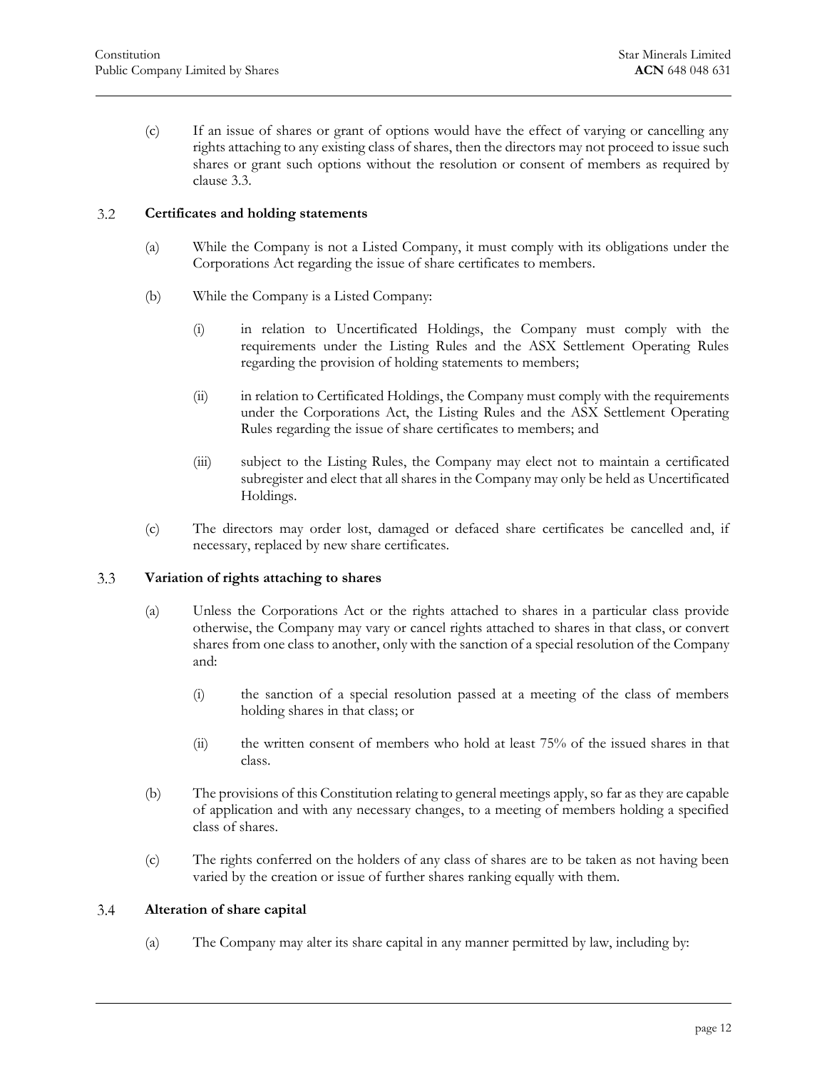(c) If an issue of shares or grant of options would have the effect of varying or cancelling any rights attaching to any existing class of shares, then the directors may not proceed to issue such shares or grant such options without the resolution or consent of members as required by clause 3.3.

### 3.2 Certificates and holding statements

(a) While the Company is not a Listed Company, it must comply with its obligations under the Corporations Act regarding the issue of share certificates to members.

(b) While the Company is a Listed Company:

(i) in relation to Uncertificated Holdings, the Company must comply with the requirements under the Listing Rules and the ASX Settlement Operating Rules regarding the provision of holding statements to members;

(ii) in relation to Certificated Holdings, the Company must comply with the requirements under the Corporations Act, the Listing Rules and the ASX Settlement Operating Rules regarding the issue of share certificates to members; and

(iii) subject to the Listing Rules, the Company may elect not to maintain a certificated subregister and elect that all shares in the Company may only be held as Uncertificated Holdings.

(c) The directors may order lost, damaged or defaced share certificates be cancelled and, if necessary, replaced by new share certificates.

### 3.3 Variation of rights attaching to shares

(a) Unless the Corporations Act or the rights attached to shares in a particular class provide otherwise, the Company may vary or cancel rights attached to shares in that class, or convert shares from one class to another, only with the sanction of a special resolution of the Company and:

(i) the sanction of a special resolution passed at a meeting of the class of members holding shares in that class; or

(ii) the written consent of members who hold at least 75% of the issued shares in that class.

(b) The provisions of this Constitution relating to general meetings apply, so far as they are capable of application and with any necessary changes, to a meeting of members holding a specified class of shares.

(c) The rights conferred on the holders of any class of shares are to be taken as not having been varied by the creation or issue of further shares ranking equally with them.

### 3.4 Alteration of share capital

(a) The Company may alter its share capital in any manner permitted by law, including by: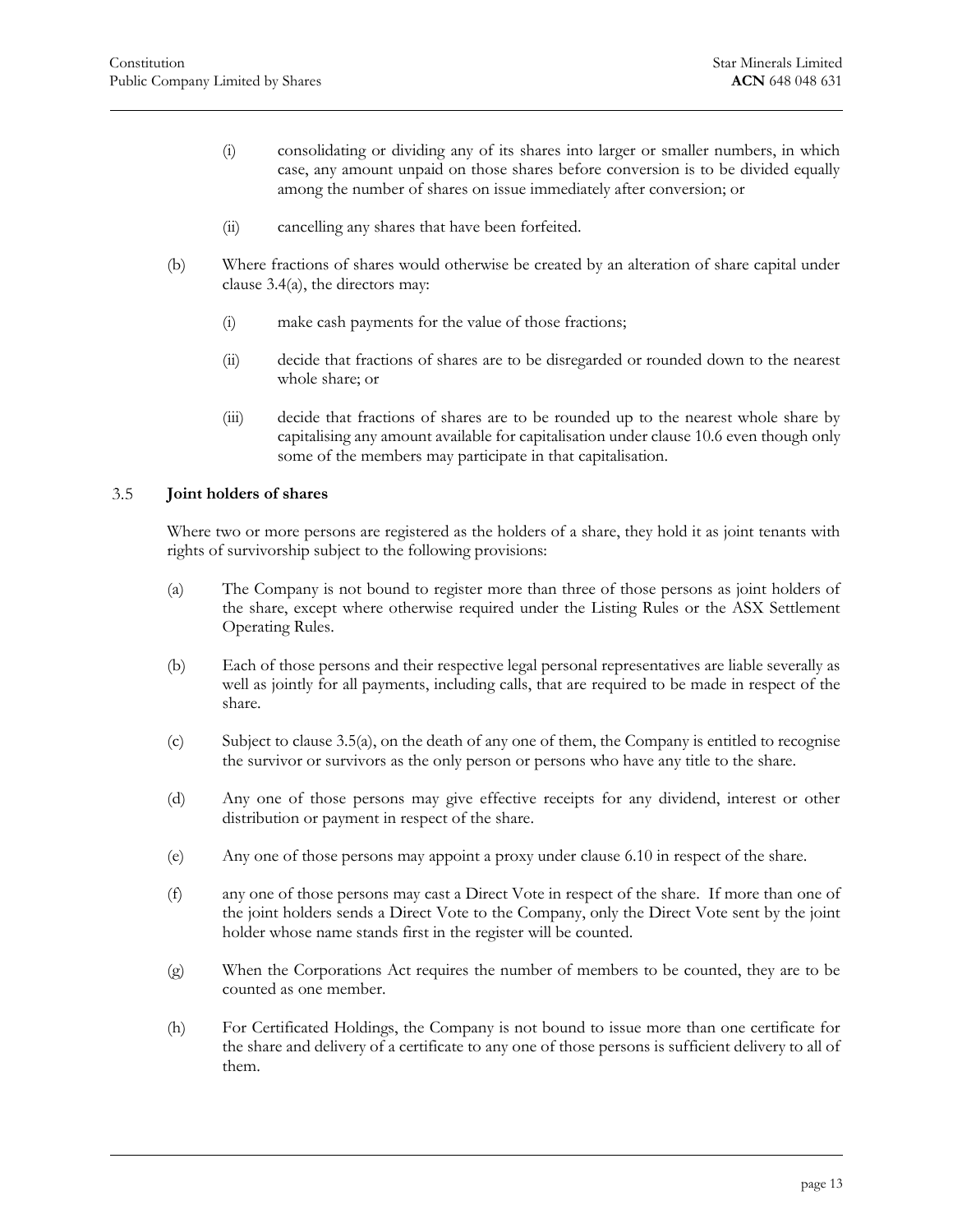(i) consolidating or dividing any of its shares into larger or smaller numbers, in which case, any amount unpaid on those shares before conversion is to be divided equally among the number of shares on issue immediately after conversion; or

(ii) cancelling any shares that have been forfeited.

(b) Where fractions of shares would otherwise be created by an alteration of share capital under clause 3.4(a), the directors may:

(i) make cash payments for the value of those fractions;

(ii) decide that fractions of shares are to be disregarded or rounded down to the nearest whole share; or

(iii) decide that fractions of shares are to be rounded up to the nearest whole share by capitalising any amount available for capitalisation under clause 10.6 even though only some of the members may participate in that capitalisation.

### 3.5 Joint holders of shares

Where two or more persons are registered as the holders of a share, they hold it as joint tenants with rights of survivorship subject to the following provisions:

(a) The Company is not bound to register more than three of those persons as joint holders of the share, except where otherwise required under the Listing Rules or the ASX Settlement Operating Rules.

(b) Each of those persons and their respective legal personal representatives are liable severally as well as jointly for all payments, including calls, that are required to be made in respect of the share.

(c) Subject to clause 3.5(a), on the death of any one of them, the Company is entitled to recognise the survivor or survivors as the only person or persons who have any title to the share.

(d) Any one of those persons may give effective receipts for any dividend, interest or other distribution or payment in respect of the share.

(e) Any one of those persons may appoint a proxy under clause 6.10 in respect of the share.

(f) any one of those persons may cast a Direct Vote in respect of the share. If more than one of the joint holders sends a Direct Vote to the Company, only the Direct Vote sent by the joint holder whose name stands first in the register will be counted.

(g) When the Corporations Act requires the number of members to be counted, they are to be counted as one member.

(h) For Certificated Holdings, the Company is not bound to issue more than one certificate for the share and delivery of a certificate to any one of those persons is sufficient delivery to all of them.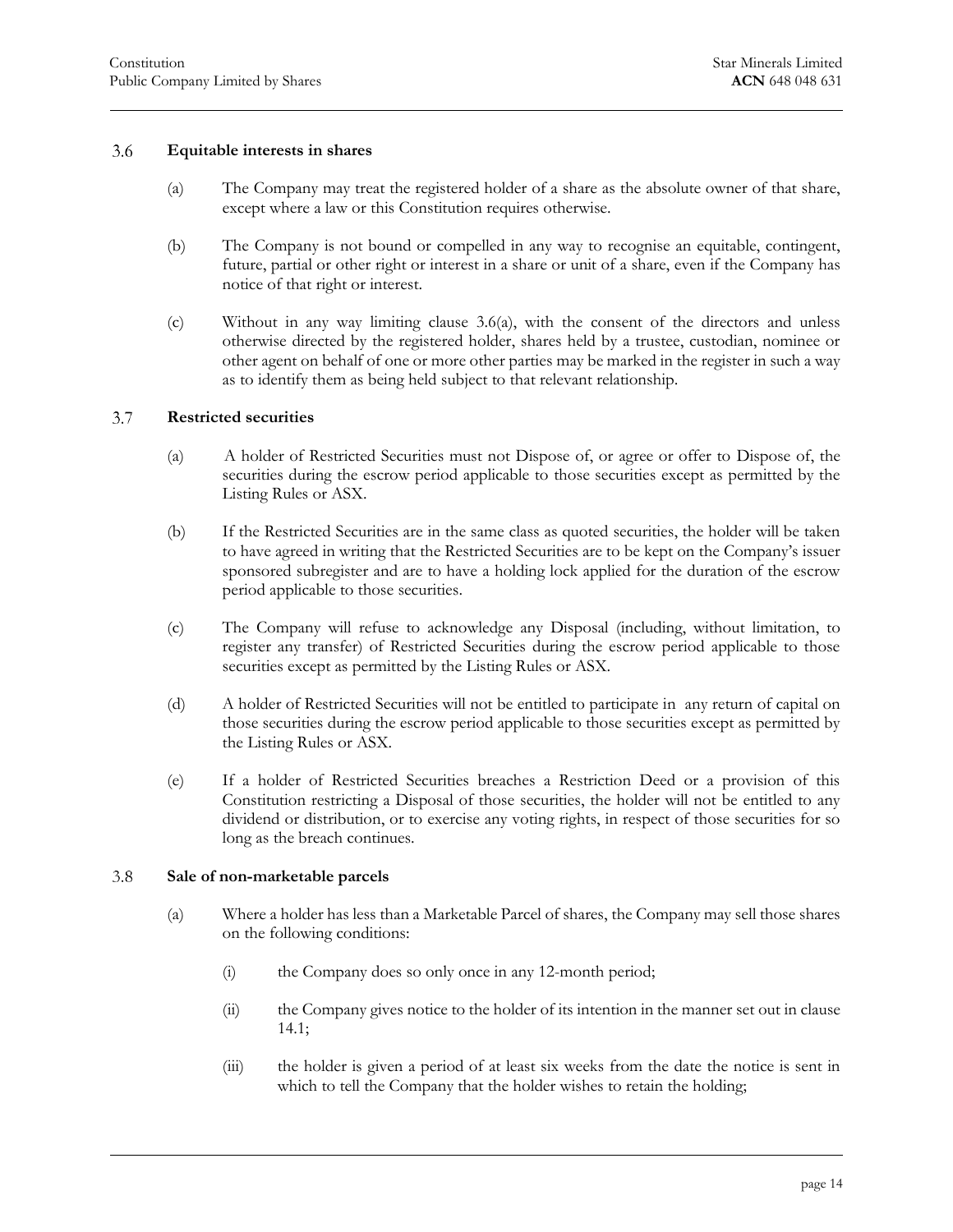### 3.6 Equitable interests in shares

(a) The Company may treat the registered holder of a share as the absolute owner of that share, except where a law or this Constitution requires otherwise.

(b) The Company is not bound or compelled in any way to recognise an equitable, contingent, future, partial or other right or interest in a share or unit of a share, even if the Company has notice of that right or interest.

(c) Without in any way limiting clause 3.6(a), with the consent of the directors and unless otherwise directed by the registered holder, shares held by a trustee, custodian, nominee or other agent on behalf of one or more other parties may be marked in the register in such a way as to identify them as being held subject to that relevant relationship.

### 3.7 Restricted securities

(a) A holder of Restricted Securities must not Dispose of, or agree or offer to Dispose of, the securities during the escrow period applicable to those securities except as permitted by the Listing Rules or ASX.

(b) If the Restricted Securities are in the same class as quoted securities, the holder will be taken to have agreed in writing that the Restricted Securities are to be kept on the Company's issuer sponsored subregister and are to have a holding lock applied for the duration of the escrow period applicable to those securities.

(c) The Company will refuse to acknowledge any Disposal (including, without limitation, to register any transfer) of Restricted Securities during the escrow period applicable to those securities except as permitted by the Listing Rules or ASX.

(d) A holder of Restricted Securities will not be entitled to participate in any return of capital on those securities during the escrow period applicable to those securities except as permitted by the Listing Rules or ASX.

(e) If a holder of Restricted Securities breaches a Restriction Deed or a provision of this Constitution restricting a Disposal of those securities, the holder will not be entitled to any dividend or distribution, or to exercise any voting rights, in respect of those securities for so long as the breach continues.

### 3.8 Sale of non-marketable parcels

(a) Where a holder has less than a Marketable Parcel of shares, the Company may sell those shares on the following conditions:

(i) the Company does so only once in any 12-month period;

(ii) the Company gives notice to the holder of its intention in the manner set out in clause 14.1;

(iii) the holder is given a period of at least six weeks from the date the notice is sent in which to tell the Company that the holder wishes to retain the holding;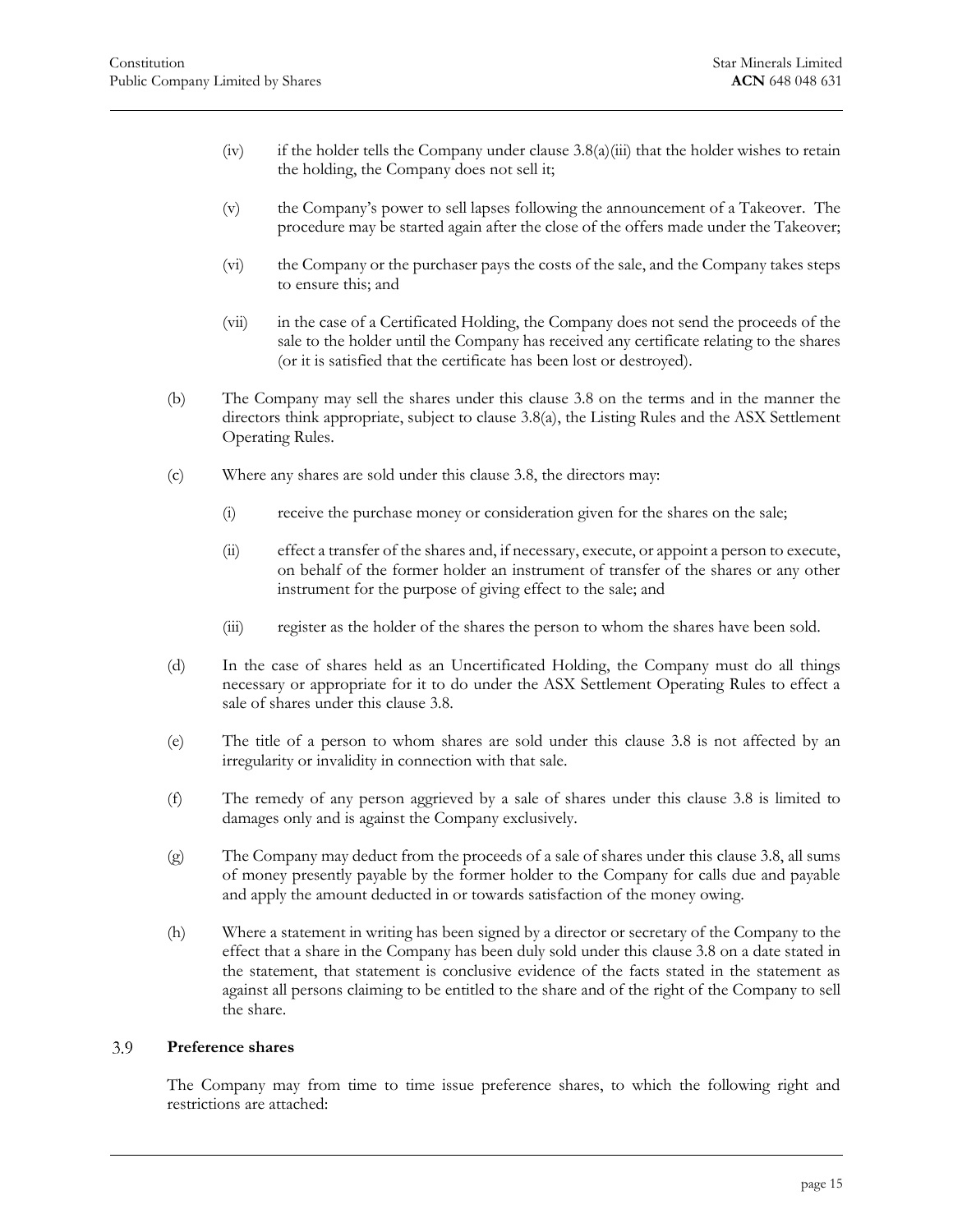(iv) if the holder tells the Company under clause 3.8(a)(iii) that the holder wishes to retain the holding, the Company does not sell it;

(v) the Company's power to sell lapses following the announcement of a Takeover. The procedure may be started again after the close of the offers made under the Takeover;

(vi) the Company or the purchaser pays the costs of the sale, and the Company takes steps to ensure this; and

(vii) in the case of a Certificated Holding, the Company does not send the proceeds of the sale to the holder until the Company has received any certificate relating to the shares (or it is satisfied that the certificate has been lost or destroyed).

(b) The Company may sell the shares under this clause 3.8 on the terms and in the manner the directors think appropriate, subject to clause 3.8(a), the Listing Rules and the ASX Settlement Operating Rules.

(c) Where any shares are sold under this clause 3.8, the directors may:

(i) receive the purchase money or consideration given for the shares on the sale;

(ii) effect a transfer of the shares and, if necessary, execute, or appoint a person to execute, on behalf of the former holder an instrument of transfer of the shares or any other instrument for the purpose of giving effect to the sale; and

(iii) register as the holder of the shares the person to whom the shares have been sold.

(d) In the case of shares held as an Uncertificated Holding, the Company must do all things necessary or appropriate for it to do under the ASX Settlement Operating Rules to effect a sale of shares under this clause 3.8.

(e) The title of a person to whom shares are sold under this clause 3.8 is not affected by an irregularity or invalidity in connection with that sale.

(f) The remedy of any person aggrieved by a sale of shares under this clause 3.8 is limited to damages only and is against the Company exclusively.

(g) The Company may deduct from the proceeds of a sale of shares under this clause 3.8, all sums of money presently payable by the former holder to the Company for calls due and payable and apply the amount deducted in or towards satisfaction of the money owing.

(h) Where a statement in writing has been signed by a director or secretary of the Company to the effect that a share in the Company has been duly sold under this clause 3.8 on a date stated in the statement, that statement is conclusive evidence of the facts stated in the statement as against all persons claiming to be entitled to the share and of the right of the Company to sell the share.

## 3.9 Preference shares

The Company may from time to time issue preference shares, to which the following right and restrictions are attached: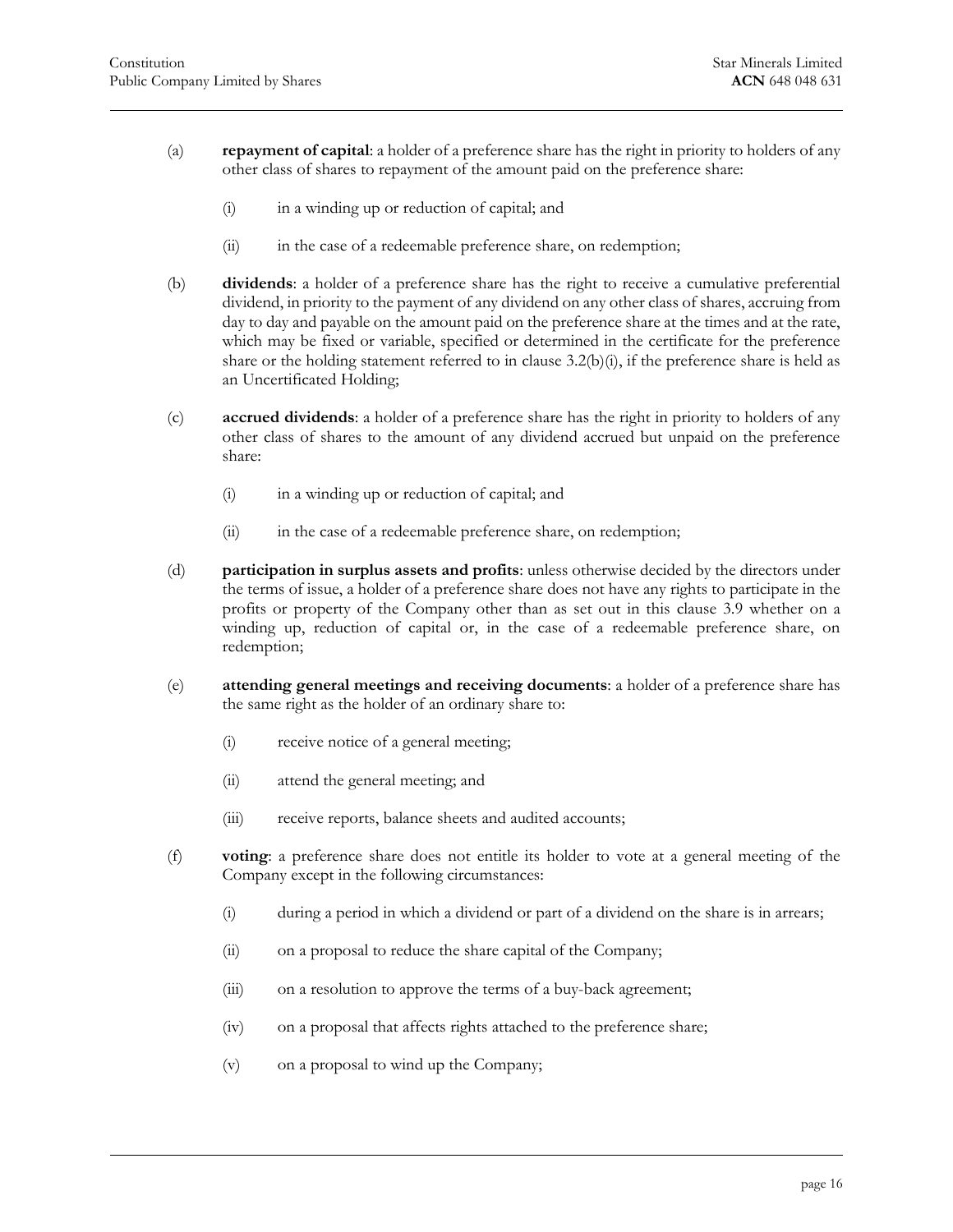(a) **repayment of capital**: a holder of a preference share has the right in priority to holders of any other class of shares to repayment of the amount paid on the preference share:

    (i) in a winding up or reduction of capital; and

    (ii) in the case of a redeemable preference share, on redemption;

(b) **dividends**: a holder of a preference share has the right to receive a cumulative preferential dividend, in priority to the payment of any dividend on any other class of shares, accruing from day to day and payable on the amount paid on the preference share at the times and at the rate, which may be fixed or variable, specified or determined in the certificate for the preference share or the holding statement referred to in clause 3.2(b)(i), if the preference share is held as an Uncertificated Holding;

(c) **accrued dividends**: a holder of a preference share has the right in priority to holders of any other class of shares to the amount of any dividend accrued but unpaid on the preference share:

    (i) in a winding up or reduction of capital; and

    (ii) in the case of a redeemable preference share, on redemption;

(d) **participation in surplus assets and profits**: unless otherwise decided by the directors under the terms of issue, a holder of a preference share does not have any rights to participate in the profits or property of the Company other than as set out in this clause 3.9 whether on a winding up, reduction of capital or, in the case of a redeemable preference share, on redemption;

(e) **attending general meetings and receiving documents**: a holder of a preference share has the same right as the holder of an ordinary share to:

    (i) receive notice of a general meeting;

    (ii) attend the general meeting; and

    (iii) receive reports, balance sheets and audited accounts;

(f) **voting**: a preference share does not entitle its holder to vote at a general meeting of the Company except in the following circumstances:

    (i) during a period in which a dividend or part of a dividend on the share is in arrears;

    (ii) on a proposal to reduce the share capital of the Company;

    (iii) on a resolution to approve the terms of a buy-back agreement;

    (iv) on a proposal that affects rights attached to the preference share;

    (v) on a proposal to wind up the Company;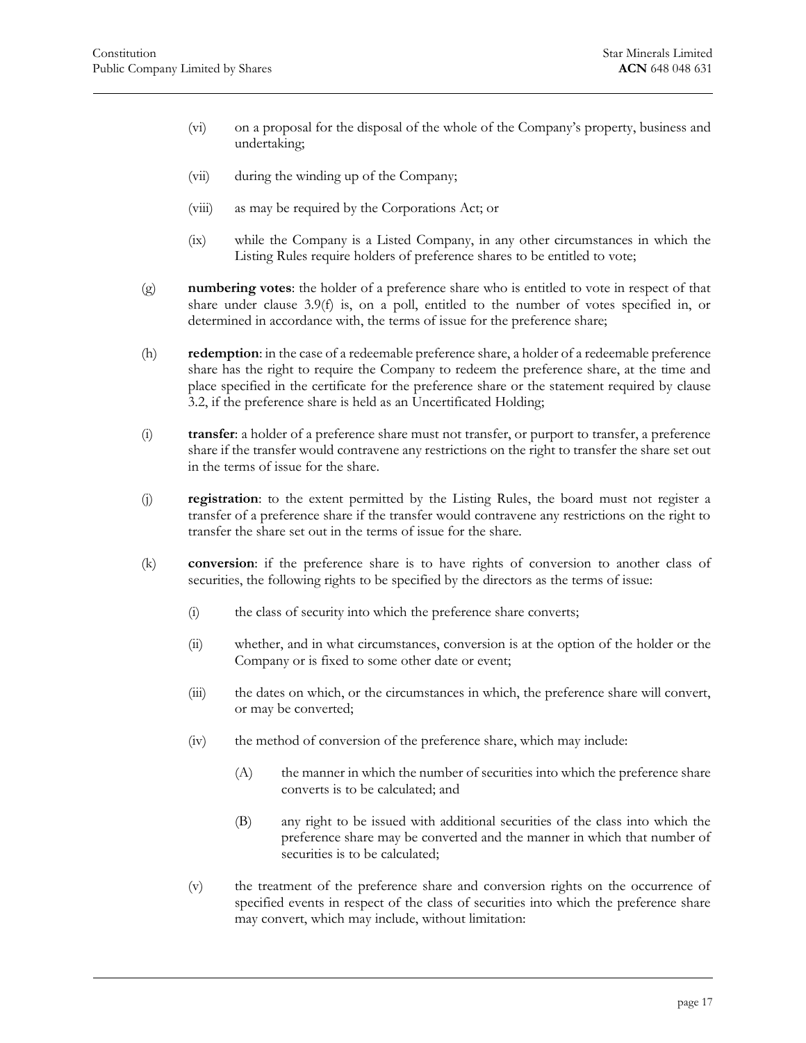(vi) on a proposal for the disposal of the whole of the Company's property, business and undertaking;

(vii) during the winding up of the Company;

(viii) as may be required by the Corporations Act; or

(ix) while the Company is a Listed Company, in any other circumstances in which the Listing Rules require holders of preference shares to be entitled to vote;

(g) **numbering votes**: the holder of a preference share who is entitled to vote in respect of that share under clause 3.9(f) is, on a poll, entitled to the number of votes specified in, or determined in accordance with, the terms of issue for the preference share;

(h) **redemption**: in the case of a redeemable preference share, a holder of a redeemable preference share has the right to require the Company to redeem the preference share, at the time and place specified in the certificate for the preference share or the statement required by clause 3.2, if the preference share is held as an Uncertificated Holding;

(i) **transfer**: a holder of a preference share must not transfer, or purport to transfer, a preference share if the transfer would contravene any restrictions on the right to transfer the share set out in the terms of issue for the share.

(j) **registration**: to the extent permitted by the Listing Rules, the board must not register a transfer of a preference share if the transfer would contravene any restrictions on the right to transfer the share set out in the terms of issue for the share.

(k) **conversion**: if the preference share is to have rights of conversion to another class of securities, the following rights to be specified by the directors as the terms of issue:

(i) the class of security into which the preference share converts;

(ii) whether, and in what circumstances, conversion is at the option of the holder or the Company or is fixed to some other date or event;

(iii) the dates on which, or the circumstances in which, the preference share will convert, or may be converted;

(iv) the method of conversion of the preference share, which may include:

(A) the manner in which the number of securities into which the preference share converts is to be calculated; and

(B) any right to be issued with additional securities of the class into which the preference share may be converted and the manner in which that number of securities is to be calculated;

(v) the treatment of the preference share and conversion rights on the occurrence of specified events in respect of the class of securities into which the preference share may convert, which may include, without limitation: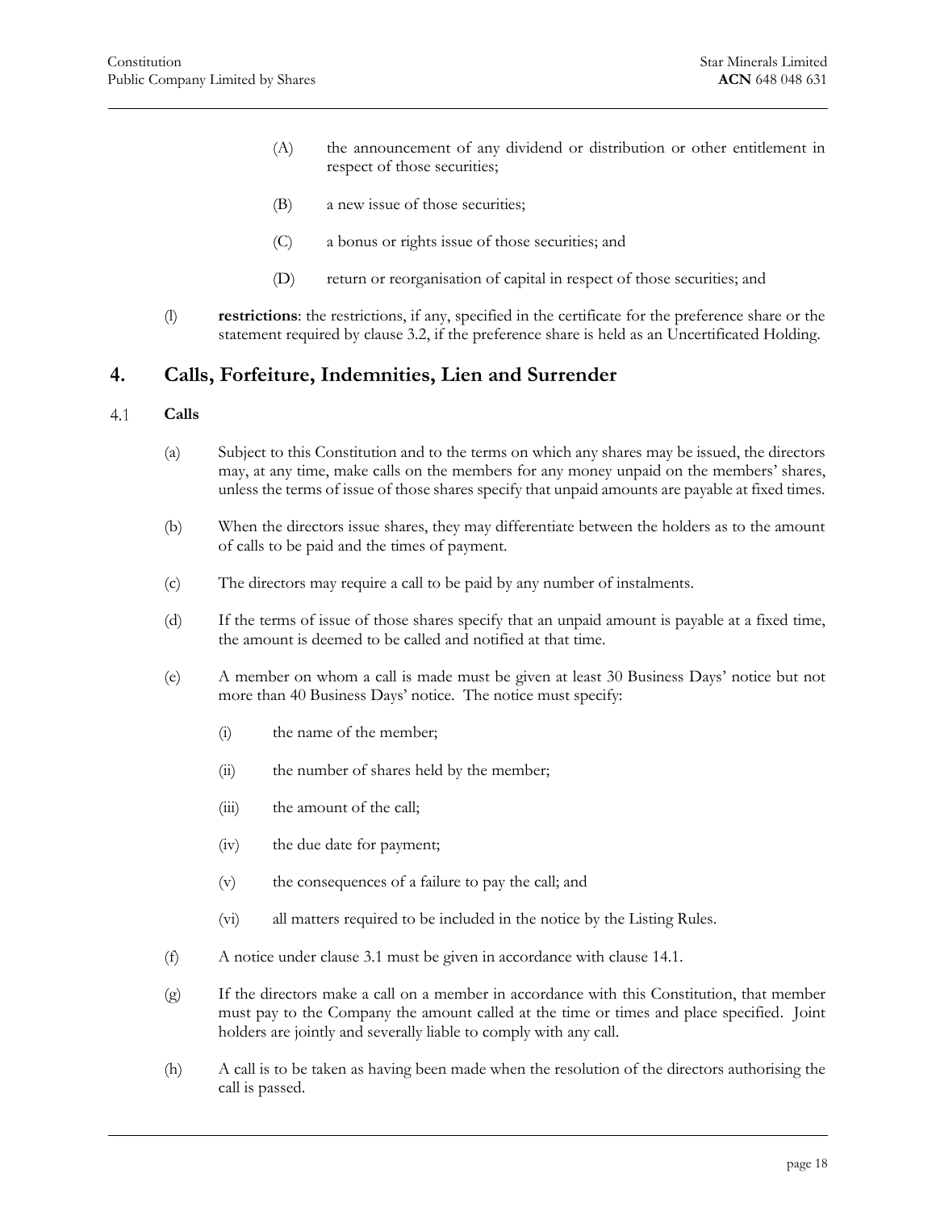(A) the announcement of any dividend or distribution or other entitlement in respect of those securities;

(B) a new issue of those securities;

(C) a bonus or rights issue of those securities; and

(D) return or reorganisation of capital in respect of those securities; and

(l) **restrictions**: the restrictions, if any, specified in the certificate for the preference share or the statement required by clause 3.2, if the preference share is held as an Uncertificated Holding.

## 4. Calls, Forfeiture, Indemnities, Lien and Surrender

### 4.1 Calls

(a) Subject to this Constitution and to the terms on which any shares may be issued, the directors may, at any time, make calls on the members for any money unpaid on the members' shares, unless the terms of issue of those shares specify that unpaid amounts are payable at fixed times.

(b) When the directors issue shares, they may differentiate between the holders as to the amount of calls to be paid and the times of payment.

(c) The directors may require a call to be paid by any number of instalments.

(d) If the terms of issue of those shares specify that an unpaid amount is payable at a fixed time, the amount is deemed to be called and notified at that time.

(e) A member on whom a call is made must be given at least 30 Business Days' notice but not more than 40 Business Days' notice. The notice must specify:

(i) the name of the member;

(ii) the number of shares held by the member;

(iii) the amount of the call;

(iv) the due date for payment;

(v) the consequences of a failure to pay the call; and

(vi) all matters required to be included in the notice by the Listing Rules.

(f) A notice under clause 3.1 must be given in accordance with clause 14.1.

(g) If the directors make a call on a member in accordance with this Constitution, that member must pay to the Company the amount called at the time or times and place specified. Joint holders are jointly and severally liable to comply with any call.

(h) A call is to be taken as having been made when the resolution of the directors authorising the call is passed.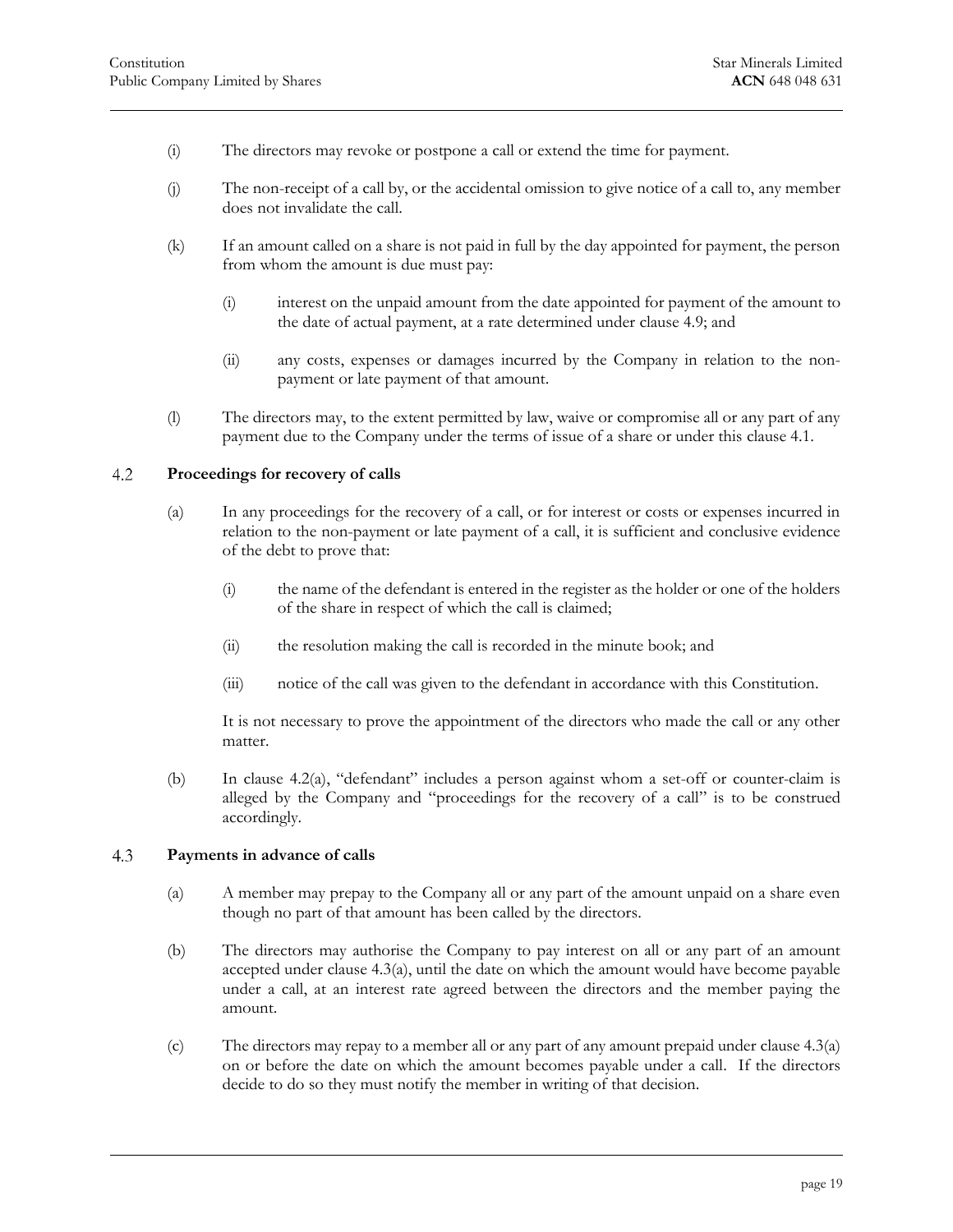(i) The directors may revoke or postpone a call or extend the time for payment.

(j) The non-receipt of a call by, or the accidental omission to give notice of a call to, any member does not invalidate the call.

(k) If an amount called on a share is not paid in full by the day appointed for payment, the person from whom the amount is due must pay:

   (i) interest on the unpaid amount from the date appointed for payment of the amount to the date of actual payment, at a rate determined under clause 4.9; and

   (ii) any costs, expenses or damages incurred by the Company in relation to the non-payment or late payment of that amount.

(l) The directors may, to the extent permitted by law, waive or compromise all or any part of any payment due to the Company under the terms of issue of a share or under this clause 4.1.

## 4.2 Proceedings for recovery of calls

(a) In any proceedings for the recovery of a call, or for interest or costs or expenses incurred in relation to the non-payment or late payment of a call, it is sufficient and conclusive evidence of the debt to prove that:

   (i) the name of the defendant is entered in the register as the holder or one of the holders of the share in respect of which the call is claimed;

   (ii) the resolution making the call is recorded in the minute book; and

   (iii) notice of the call was given to the defendant in accordance with this Constitution.

   It is not necessary to prove the appointment of the directors who made the call or any other matter.

(b) In clause 4.2(a), "defendant" includes a person against whom a set-off or counter-claim is alleged by the Company and "proceedings for the recovery of a call" is to be construed accordingly.

## 4.3 Payments in advance of calls

(a) A member may prepay to the Company all or any part of the amount unpaid on a share even though no part of that amount has been called by the directors.

(b) The directors may authorise the Company to pay interest on all or any part of an amount accepted under clause 4.3(a), until the date on which the amount would have become payable under a call, at an interest rate agreed between the directors and the member paying the amount.

(c) The directors may repay to a member all or any part of any amount prepaid under clause 4.3(a) on or before the date on which the amount becomes payable under a call. If the directors decide to do so they must notify the member in writing of that decision.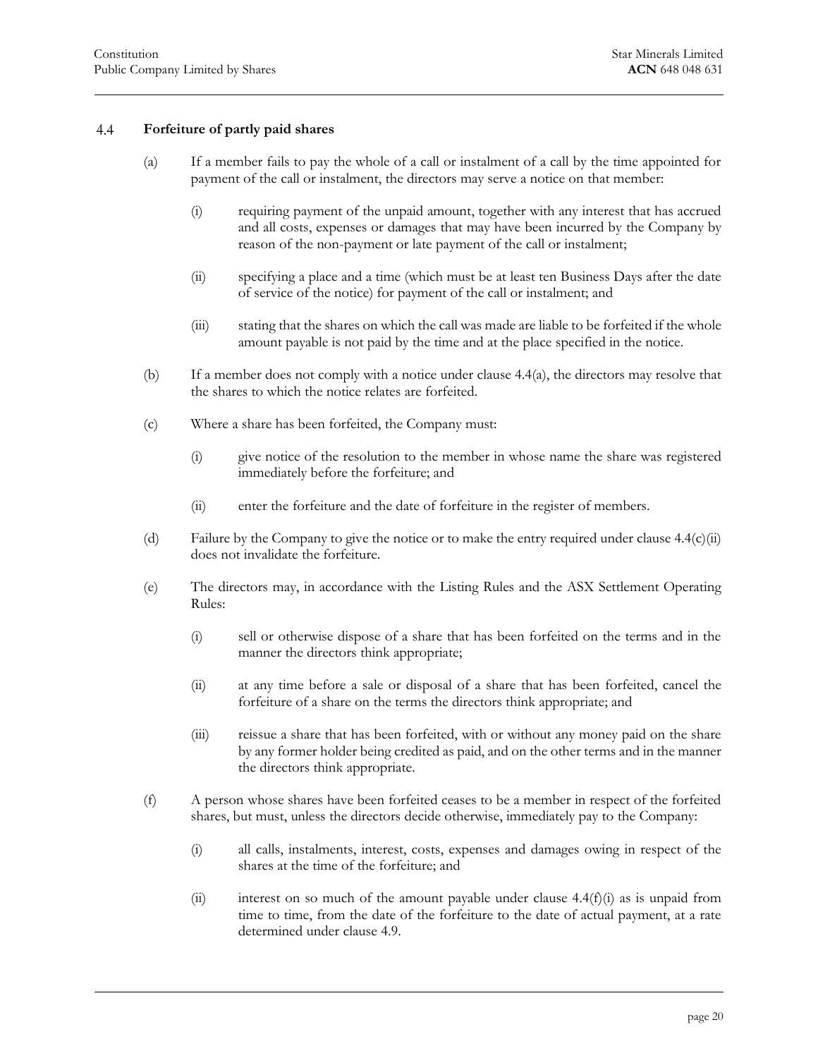### 4.4 Forfeiture of partly paid shares

(a) If a member fails to pay the whole of a call or instalment of a call by the time appointed for payment of the call or instalment, the directors may serve a notice on that member:

(i) requiring payment of the unpaid amount, together with any interest that has accrued and all costs, expenses or damages that may have been incurred by the Company by reason of the non-payment or late payment of the call or instalment;

(ii) specifying a place and a time (which must be at least ten Business Days after the date of service of the notice) for payment of the call or instalment; and

(iii) stating that the shares on which the call was made are liable to be forfeited if the whole amount payable is not paid by the time and at the place specified in the notice.

(b) If a member does not comply with a notice under clause 4.4(a), the directors may resolve that the shares to which the notice relates are forfeited.

(c) Where a share has been forfeited, the Company must:

(i) give notice of the resolution to the member in whose name the share was registered immediately before the forfeiture; and

(ii) enter the forfeiture and the date of forfeiture in the register of members.

(d) Failure by the Company to give the notice or to make the entry required under clause 4.4(c)(ii) does not invalidate the forfeiture.

(e) The directors may, in accordance with the Listing Rules and the ASX Settlement Operating Rules:

(i) sell or otherwise dispose of a share that has been forfeited on the terms and in the manner the directors think appropriate;

(ii) at any time before a sale or disposal of a share that has been forfeited, cancel the forfeiture of a share on the terms the directors think appropriate; and

(iii) reissue a share that has been forfeited, with or without any money paid on the share by any former holder being credited as paid, and on the other terms and in the manner the directors think appropriate.

(f) A person whose shares have been forfeited ceases to be a member in respect of the forfeited shares, but must, unless the directors decide otherwise, immediately pay to the Company:

(i) all calls, instalments, interest, costs, expenses and damages owing in respect of the shares at the time of the forfeiture; and

(ii) interest on so much of the amount payable under clause 4.4(f)(i) as is unpaid from time to time, from the date of the forfeiture to the date of actual payment, at a rate determined under clause 4.9.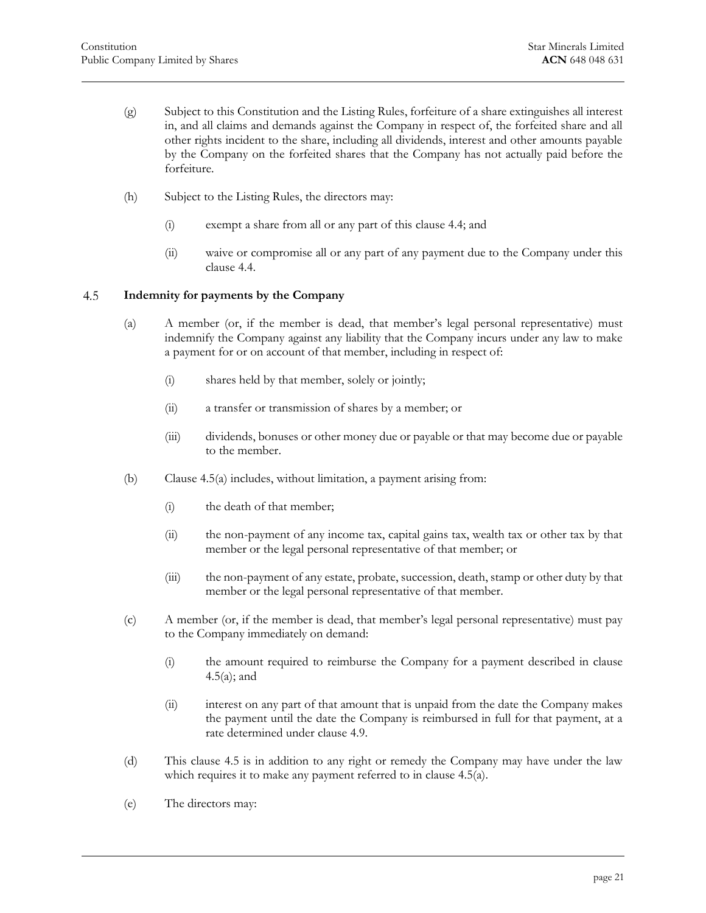(g) Subject to this Constitution and the Listing Rules, forfeiture of a share extinguishes all interest in, and all claims and demands against the Company in respect of, the forfeited share and all other rights incident to the share, including all dividends, interest and other amounts payable by the Company on the forfeited shares that the Company has not actually paid before the forfeiture.

(h) Subject to the Listing Rules, the directors may:

(i) exempt a share from all or any part of this clause 4.4; and

(ii) waive or compromise all or any part of any payment due to the Company under this clause 4.4.

### 4.5 Indemnity for payments by the Company

(a) A member (or, if the member is dead, that member's legal personal representative) must indemnify the Company against any liability that the Company incurs under any law to make a payment for or on account of that member, including in respect of:

(i) shares held by that member, solely or jointly;

(ii) a transfer or transmission of shares by a member; or

(iii) dividends, bonuses or other money due or payable or that may become due or payable to the member.

(b) Clause 4.5(a) includes, without limitation, a payment arising from:

(i) the death of that member;

(ii) the non-payment of any income tax, capital gains tax, wealth tax or other tax by that member or the legal personal representative of that member; or

(iii) the non-payment of any estate, probate, succession, death, stamp or other duty by that member or the legal personal representative of that member.

(c) A member (or, if the member is dead, that member's legal personal representative) must pay to the Company immediately on demand:

(i) the amount required to reimburse the Company for a payment described in clause 4.5(a); and

(ii) interest on any part of that amount that is unpaid from the date the Company makes the payment until the date the Company is reimbursed in full for that payment, at a rate determined under clause 4.9.

(d) This clause 4.5 is in addition to any right or remedy the Company may have under the law which requires it to make any payment referred to in clause 4.5(a).

(e) The directors may: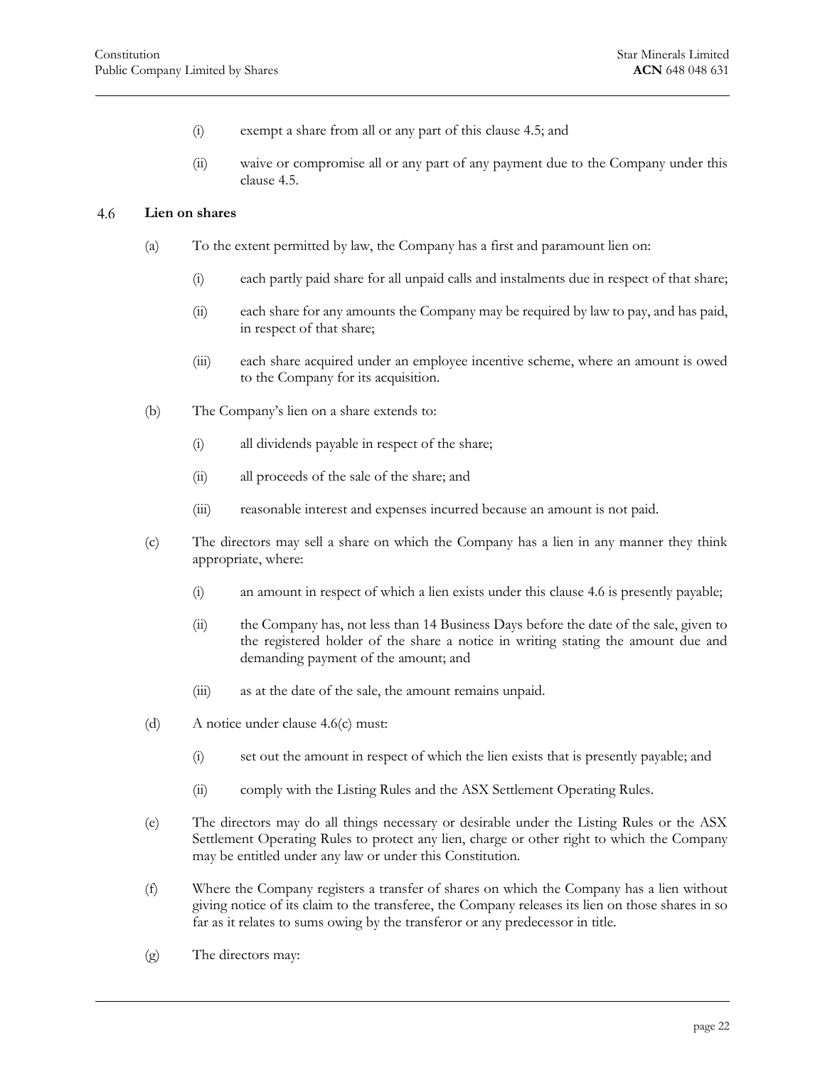(i) exempt a share from all or any part of this clause 4.5; and

(ii) waive or compromise all or any part of any payment due to the Company under this clause 4.5.

## 4.6 Lien on shares

(a) To the extent permitted by law, the Company has a first and paramount lien on:

(i) each partly paid share for all unpaid calls and instalments due in respect of that share;

(ii) each share for any amounts the Company may be required by law to pay, and has paid, in respect of that share;

(iii) each share acquired under an employee incentive scheme, where an amount is owed to the Company for its acquisition.

(b) The Company's lien on a share extends to:

(i) all dividends payable in respect of the share;

(ii) all proceeds of the sale of the share; and

(iii) reasonable interest and expenses incurred because an amount is not paid.

(c) The directors may sell a share on which the Company has a lien in any manner they think appropriate, where:

(i) an amount in respect of which a lien exists under this clause 4.6 is presently payable;

(ii) the Company has, not less than 14 Business Days before the date of the sale, given to the registered holder of the share a notice in writing stating the amount due and demanding payment of the amount; and

(iii) as at the date of the sale, the amount remains unpaid.

(d) A notice under clause 4.6(c) must:

(i) set out the amount in respect of which the lien exists that is presently payable; and

(ii) comply with the Listing Rules and the ASX Settlement Operating Rules.

(e) The directors may do all things necessary or desirable under the Listing Rules or the ASX Settlement Operating Rules to protect any lien, charge or other right to which the Company may be entitled under any law or under this Constitution.

(f) Where the Company registers a transfer of shares on which the Company has a lien without giving notice of its claim to the transferee, the Company releases its lien on those shares in so far as it relates to sums owing by the transferor or any predecessor in title.

(g) The directors may: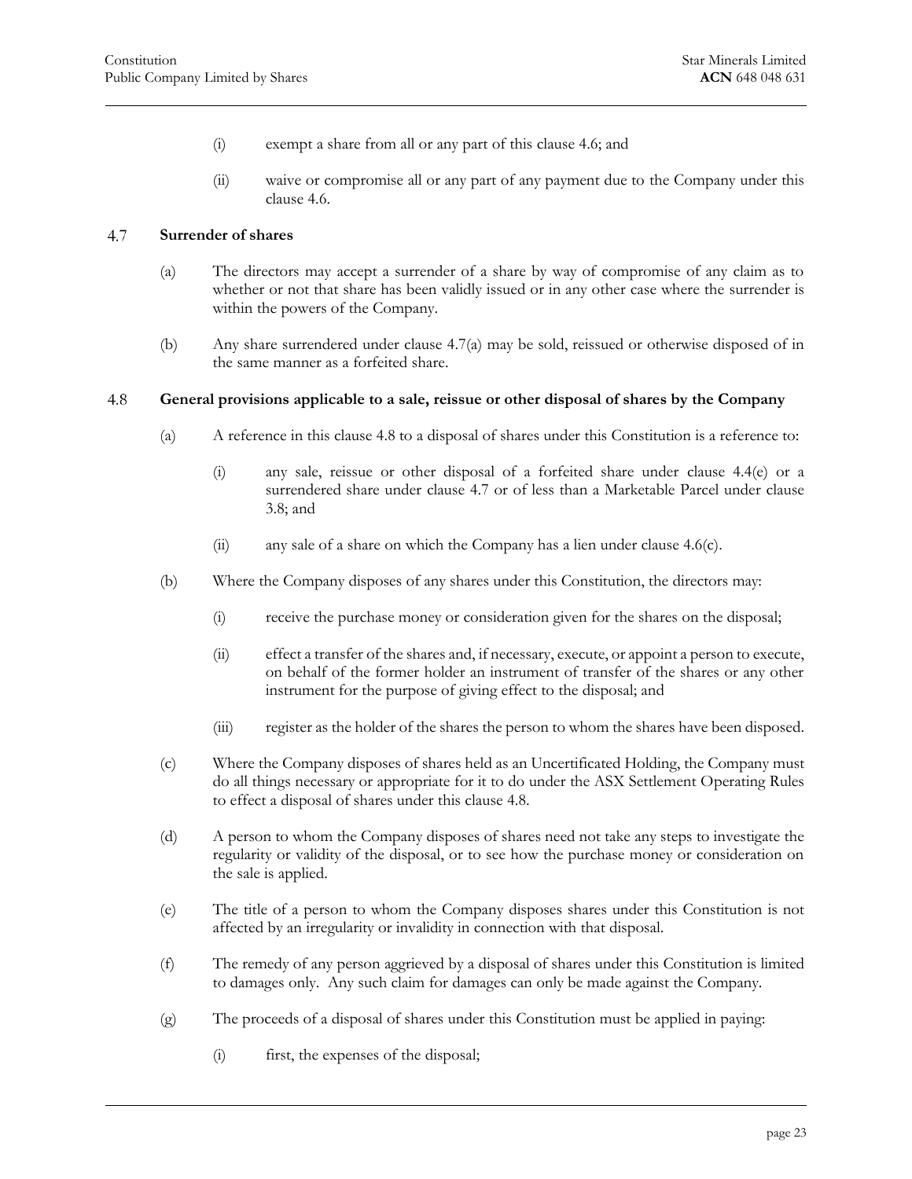(i) exempt a share from all or any part of this clause 4.6; and

(ii) waive or compromise all or any part of any payment due to the Company under this clause 4.6.

### 4.7 Surrender of shares

(a) The directors may accept a surrender of a share by way of compromise of any claim as to whether or not that share has been validly issued or in any other case where the surrender is within the powers of the Company.

(b) Any share surrendered under clause 4.7(a) may be sold, reissued or otherwise disposed of in the same manner as a forfeited share.

### 4.8 General provisions applicable to a sale, reissue or other disposal of shares by the Company

(a) A reference in this clause 4.8 to a disposal of shares under this Constitution is a reference to:

(i) any sale, reissue or other disposal of a forfeited share under clause 4.4(e) or a surrendered share under clause 4.7 or of less than a Marketable Parcel under clause 3.8; and

(ii) any sale of a share on which the Company has a lien under clause 4.6(c).

(b) Where the Company disposes of any shares under this Constitution, the directors may:

(i) receive the purchase money or consideration given for the shares on the disposal;

(ii) effect a transfer of the shares and, if necessary, execute, or appoint a person to execute, on behalf of the former holder an instrument of transfer of the shares or any other instrument for the purpose of giving effect to the disposal; and

(iii) register as the holder of the shares the person to whom the shares have been disposed.

(c) Where the Company disposes of shares held as an Uncertificated Holding, the Company must do all things necessary or appropriate for it to do under the ASX Settlement Operating Rules to effect a disposal of shares under this clause 4.8.

(d) A person to whom the Company disposes of shares need not take any steps to investigate the regularity or validity of the disposal, or to see how the purchase money or consideration on the sale is applied.

(e) The title of a person to whom the Company disposes shares under this Constitution is not affected by an irregularity or invalidity in connection with that disposal.

(f) The remedy of any person aggrieved by a disposal of shares under this Constitution is limited to damages only. Any such claim for damages can only be made against the Company.

(g) The proceeds of a disposal of shares under this Constitution must be applied in paying:

(i) first, the expenses of the disposal;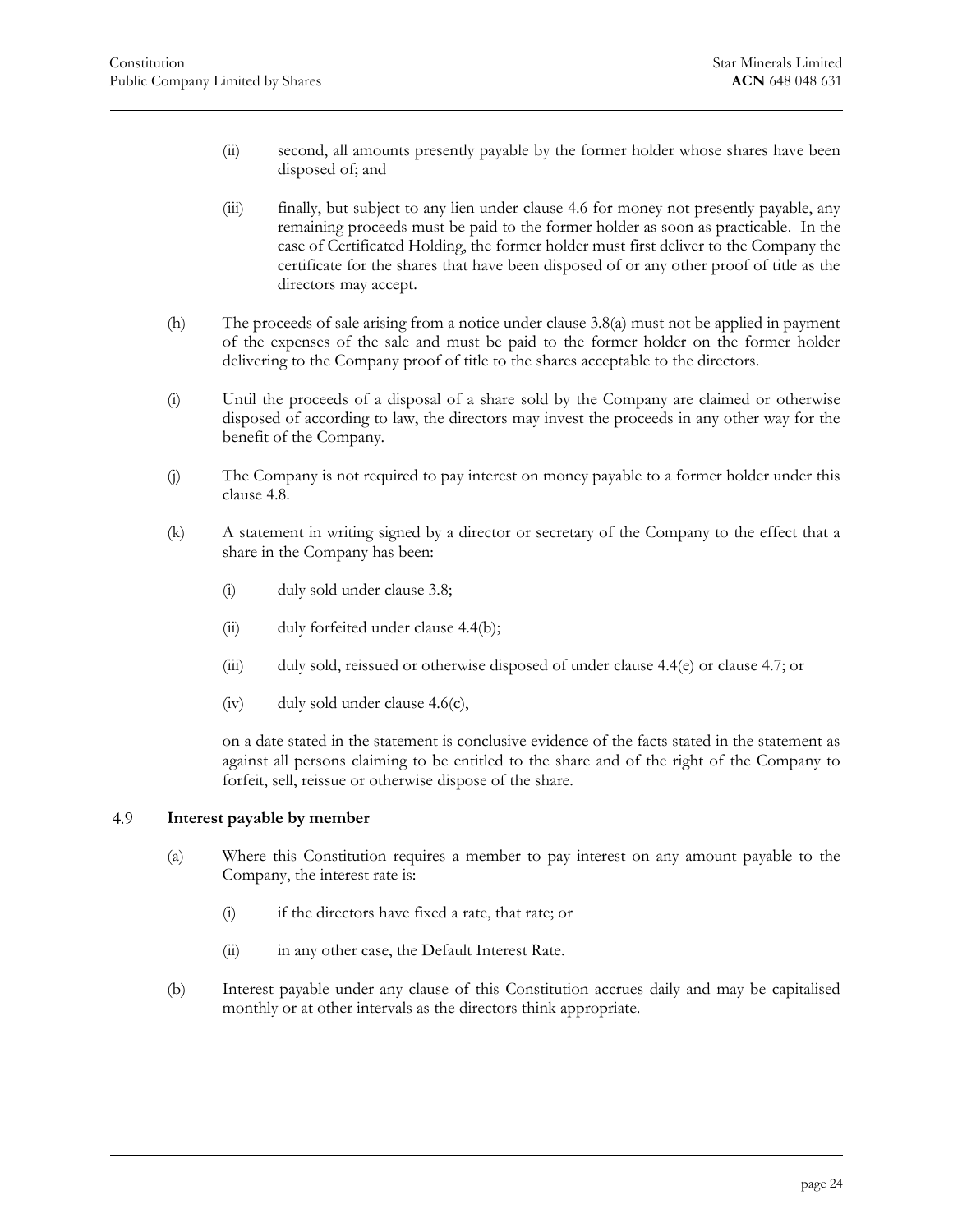(ii) second, all amounts presently payable by the former holder whose shares have been disposed of; and

(iii) finally, but subject to any lien under clause 4.6 for money not presently payable, any remaining proceeds must be paid to the former holder as soon as practicable. In the case of Certificated Holding, the former holder must first deliver to the Company the certificate for the shares that have been disposed of or any other proof of title as the directors may accept.

(h) The proceeds of sale arising from a notice under clause 3.8(a) must not be applied in payment of the expenses of the sale and must be paid to the former holder on the former holder delivering to the Company proof of title to the shares acceptable to the directors.

(i) Until the proceeds of a disposal of a share sold by the Company are claimed or otherwise disposed of according to law, the directors may invest the proceeds in any other way for the benefit of the Company.

(j) The Company is not required to pay interest on money payable to a former holder under this clause 4.8.

(k) A statement in writing signed by a director or secretary of the Company to the effect that a share in the Company has been:

(i) duly sold under clause 3.8;

(ii) duly forfeited under clause 4.4(b);

(iii) duly sold, reissued or otherwise disposed of under clause 4.4(e) or clause 4.7; or

(iv) duly sold under clause 4.6(c),

on a date stated in the statement is conclusive evidence of the facts stated in the statement as against all persons claiming to be entitled to the share and of the right of the Company to forfeit, sell, reissue or otherwise dispose of the share.

### 4.9 **Interest payable by member**

(a) Where this Constitution requires a member to pay interest on any amount payable to the Company, the interest rate is:

(i) if the directors have fixed a rate, that rate; or

(ii) in any other case, the Default Interest Rate.

(b) Interest payable under any clause of this Constitution accrues daily and may be capitalised monthly or at other intervals as the directors think appropriate.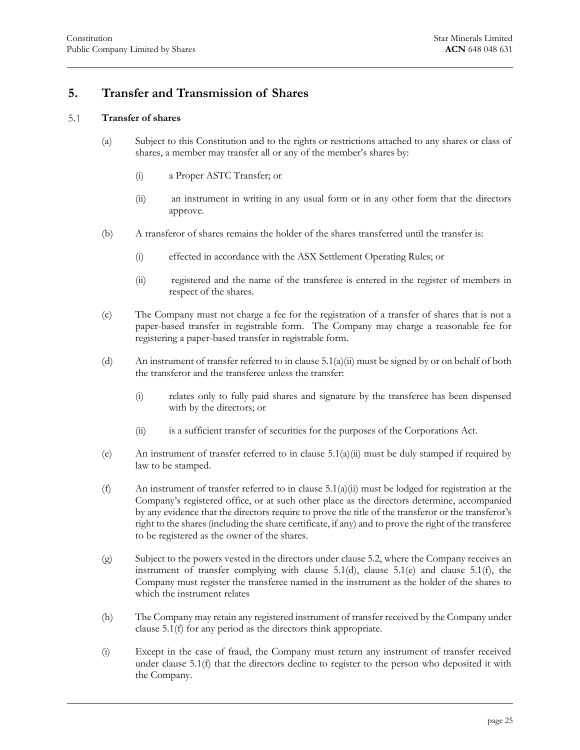# 5. Transfer and Transmission of Shares

## 5.1 Transfer of shares

(a) Subject to this Constitution and to the rights or restrictions attached to any shares or class of shares, a member may transfer all or any of the member's shares by:

  (i) a Proper ASTC Transfer; or

  (ii) an instrument in writing in any usual form or in any other form that the directors approve.

(b) A transferor of shares remains the holder of the shares transferred until the transfer is:

  (i) effected in accordance with the ASX Settlement Operating Rules; or

  (ii) registered and the name of the transferee is entered in the register of members in respect of the shares.

(c) The Company must not charge a fee for the registration of a transfer of shares that is not a paper-based transfer in registrable form. The Company may charge a reasonable fee for registering a paper-based transfer in registrable form.

(d) An instrument of transfer referred to in clause 5.1(a)(ii) must be signed by or on behalf of both the transferor and the transferee unless the transfer:

  (i) relates only to fully paid shares and signature by the transferee has been dispensed with by the directors; or

  (ii) is a sufficient transfer of securities for the purposes of the Corporations Act.

(e) An instrument of transfer referred to in clause 5.1(a)(ii) must be duly stamped if required by law to be stamped.

(f) An instrument of transfer referred to in clause 5.1(a)(ii) must be lodged for registration at the Company's registered office, or at such other place as the directors determine, accompanied by any evidence that the directors require to prove the title of the transferor or the transferor's right to the shares (including the share certificate, if any) and to prove the right of the transferee to be registered as the owner of the shares.

(g) Subject to the powers vested in the directors under clause 5.2, where the Company receives an instrument of transfer complying with clause 5.1(d), clause 5.1(e) and clause 5.1(f), the Company must register the transferee named in the instrument as the holder of the shares to which the instrument relates

(h) The Company may retain any registered instrument of transfer received by the Company under clause 5.1(f) for any period as the directors think appropriate.

(i) Except in the case of fraud, the Company must return any instrument of transfer received under clause 5.1(f) that the directors decline to register to the person who deposited it with the Company.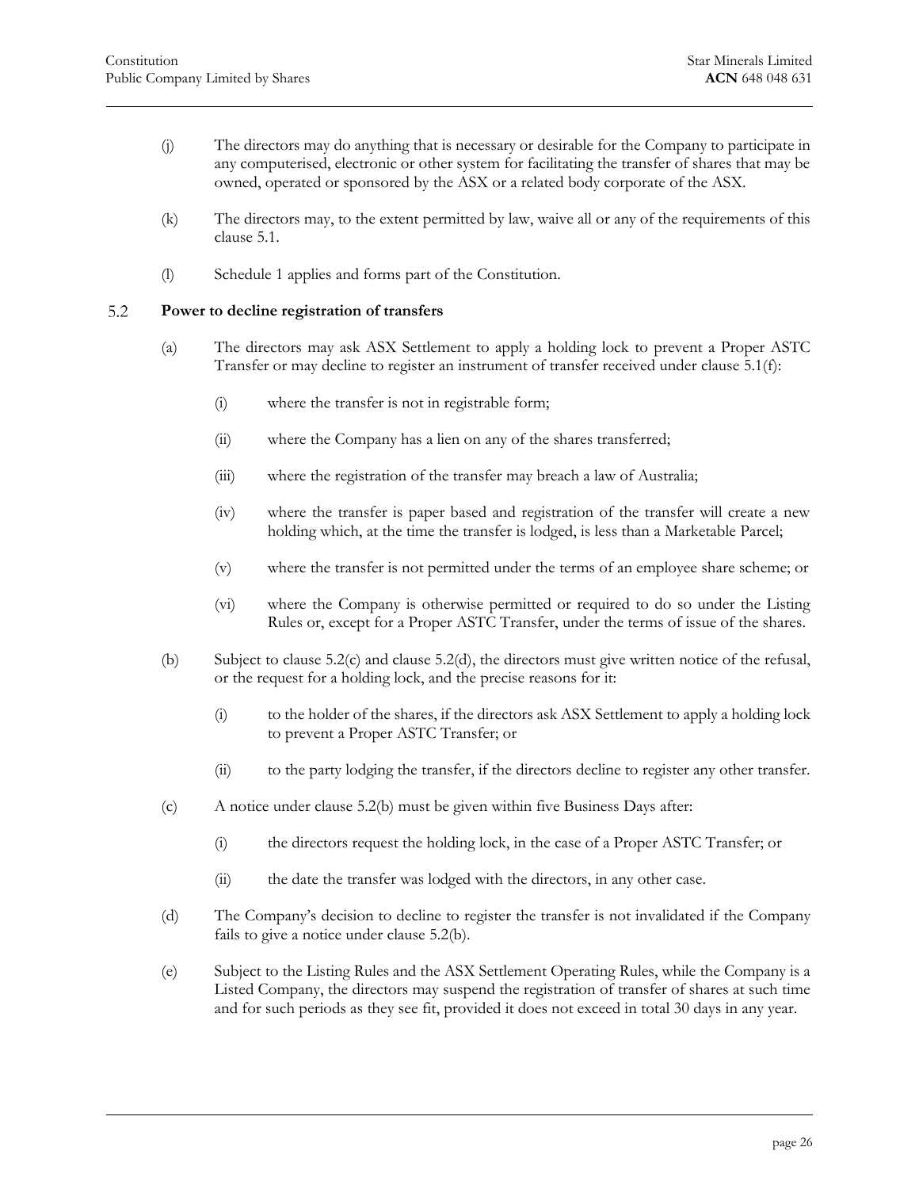(j) The directors may do anything that is necessary or desirable for the Company to participate in any computerised, electronic or other system for facilitating the transfer of shares that may be owned, operated or sponsored by the ASX or a related body corporate of the ASX.

(k) The directors may, to the extent permitted by law, waive all or any of the requirements of this clause 5.1.

(l) Schedule 1 applies and forms part of the Constitution.

### 5.2 Power to decline registration of transfers

(a) The directors may ask ASX Settlement to apply a holding lock to prevent a Proper ASTC Transfer or may decline to register an instrument of transfer received under clause 5.1(f):

(i) where the transfer is not in registrable form;

(ii) where the Company has a lien on any of the shares transferred;

(iii) where the registration of the transfer may breach a law of Australia;

(iv) where the transfer is paper based and registration of the transfer will create a new holding which, at the time the transfer is lodged, is less than a Marketable Parcel;

(v) where the transfer is not permitted under the terms of an employee share scheme; or

(vi) where the Company is otherwise permitted or required to do so under the Listing Rules or, except for a Proper ASTC Transfer, under the terms of issue of the shares.

(b) Subject to clause 5.2(c) and clause 5.2(d), the directors must give written notice of the refusal, or the request for a holding lock, and the precise reasons for it:

(i) to the holder of the shares, if the directors ask ASX Settlement to apply a holding lock to prevent a Proper ASTC Transfer; or

(ii) to the party lodging the transfer, if the directors decline to register any other transfer.

(c) A notice under clause 5.2(b) must be given within five Business Days after:

(i) the directors request the holding lock, in the case of a Proper ASTC Transfer; or

(ii) the date the transfer was lodged with the directors, in any other case.

(d) The Company's decision to decline to register the transfer is not invalidated if the Company fails to give a notice under clause 5.2(b).

(e) Subject to the Listing Rules and the ASX Settlement Operating Rules, while the Company is a Listed Company, the directors may suspend the registration of transfer of shares at such time and for such periods as they see fit, provided it does not exceed in total 30 days in any year.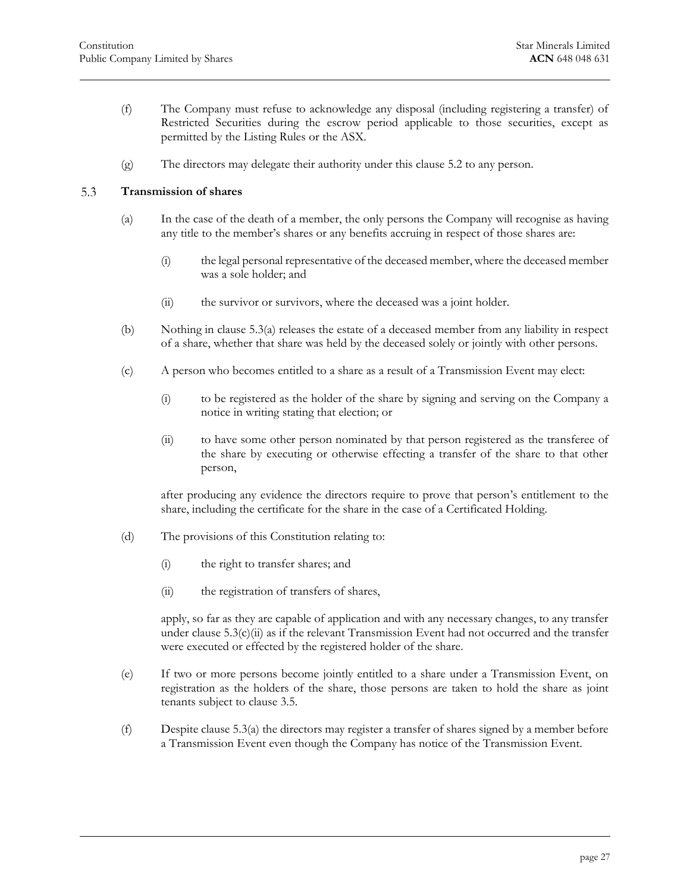(f) The Company must refuse to acknowledge any disposal (including registering a transfer) of Restricted Securities during the escrow period applicable to those securities, except as permitted by the Listing Rules or the ASX.

(g) The directors may delegate their authority under this clause 5.2 to any person.

## 5.3 Transmission of shares

(a) In the case of the death of a member, the only persons the Company will recognise as having any title to the member's shares or any benefits accruing in respect of those shares are:

  (i) the legal personal representative of the deceased member, where the deceased member was a sole holder; and

  (ii) the survivor or survivors, where the deceased was a joint holder.

(b) Nothing in clause 5.3(a) releases the estate of a deceased member from any liability in respect of a share, whether that share was held by the deceased solely or jointly with other persons.

(c) A person who becomes entitled to a share as a result of a Transmission Event may elect:

  (i) to be registered as the holder of the share by signing and serving on the Company a notice in writing stating that election; or

  (ii) to have some other person nominated by that person registered as the transferee of the share by executing or otherwise effecting a transfer of the share to that other person,

after producing any evidence the directors require to prove that person's entitlement to the share, including the certificate for the share in the case of a Certificated Holding.

(d) The provisions of this Constitution relating to:

  (i) the right to transfer shares; and

  (ii) the registration of transfers of shares,

apply, so far as they are capable of application and with any necessary changes, to any transfer under clause 5.3(c)(ii) as if the relevant Transmission Event had not occurred and the transfer were executed or effected by the registered holder of the share.

(e) If two or more persons become jointly entitled to a share under a Transmission Event, on registration as the holders of the share, those persons are taken to hold the share as joint tenants subject to clause 3.5.

(f) Despite clause 5.3(a) the directors may register a transfer of shares signed by a member before a Transmission Event even though the Company has notice of the Transmission Event.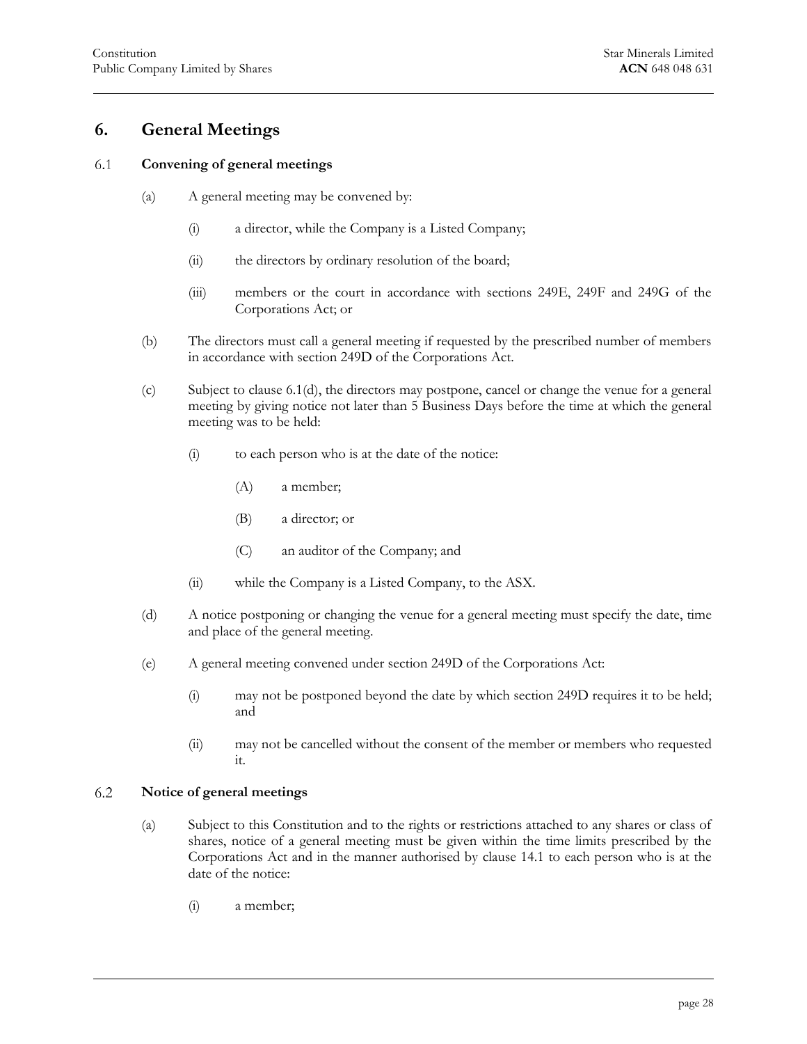# 6. General Meetings

## 6.1 Convening of general meetings

(a) A general meeting may be convened by:

(i) a director, while the Company is a Listed Company;

(ii) the directors by ordinary resolution of the board;

(iii) members or the court in accordance with sections 249E, 249F and 249G of the Corporations Act; or

(b) The directors must call a general meeting if requested by the prescribed number of members in accordance with section 249D of the Corporations Act.

(c) Subject to clause 6.1(d), the directors may postpone, cancel or change the venue for a general meeting by giving notice not later than 5 Business Days before the time at which the general meeting was to be held:

(i) to each person who is at the date of the notice:

(A) a member;

(B) a director; or

(C) an auditor of the Company; and

(ii) while the Company is a Listed Company, to the ASX.

(d) A notice postponing or changing the venue for a general meeting must specify the date, time and place of the general meeting.

(e) A general meeting convened under section 249D of the Corporations Act:

(i) may not be postponed beyond the date by which section 249D requires it to be held; and

(ii) may not be cancelled without the consent of the member or members who requested it.

## 6.2 Notice of general meetings

(a) Subject to this Constitution and to the rights or restrictions attached to any shares or class of shares, notice of a general meeting must be given within the time limits prescribed by the Corporations Act and in the manner authorised by clause 14.1 to each person who is at the date of the notice:

(i) a member;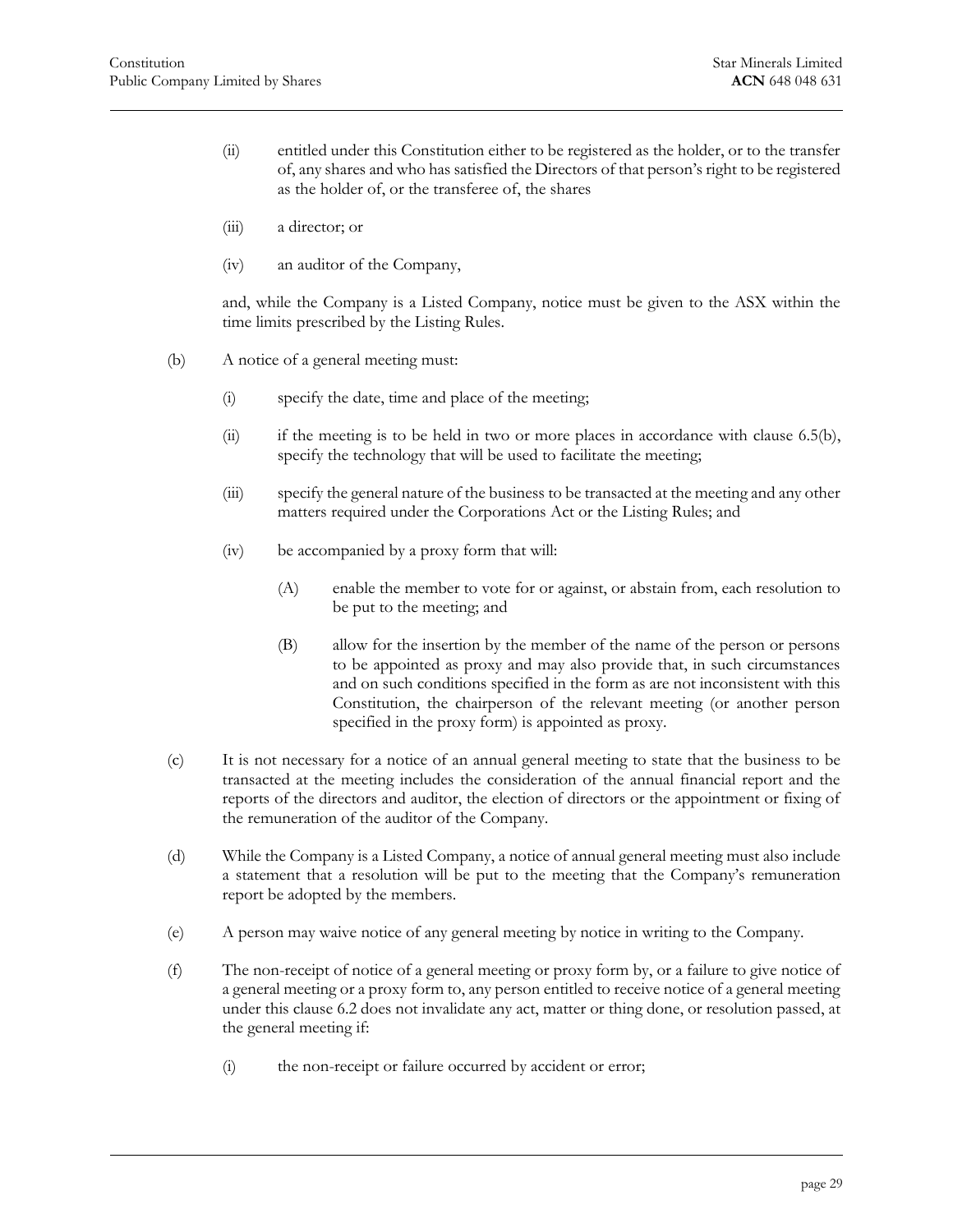(ii) entitled under this Constitution either to be registered as the holder, or to the transfer of, any shares and who has satisfied the Directors of that person's right to be registered as the holder of, or the transferee of, the shares

(iii) a director; or

(iv) an auditor of the Company,

and, while the Company is a Listed Company, notice must be given to the ASX within the time limits prescribed by the Listing Rules.

(b) A notice of a general meeting must:

(i) specify the date, time and place of the meeting;

(ii) if the meeting is to be held in two or more places in accordance with clause 6.5(b), specify the technology that will be used to facilitate the meeting;

(iii) specify the general nature of the business to be transacted at the meeting and any other matters required under the Corporations Act or the Listing Rules; and

(iv) be accompanied by a proxy form that will:

(A) enable the member to vote for or against, or abstain from, each resolution to be put to the meeting; and

(B) allow for the insertion by the member of the name of the person or persons to be appointed as proxy and may also provide that, in such circumstances and on such conditions specified in the form as are not inconsistent with this Constitution, the chairperson of the relevant meeting (or another person specified in the proxy form) is appointed as proxy.

(c) It is not necessary for a notice of an annual general meeting to state that the business to be transacted at the meeting includes the consideration of the annual financial report and the reports of the directors and auditor, the election of directors or the appointment or fixing of the remuneration of the auditor of the Company.

(d) While the Company is a Listed Company, a notice of annual general meeting must also include a statement that a resolution will be put to the meeting that the Company's remuneration report be adopted by the members.

(e) A person may waive notice of any general meeting by notice in writing to the Company.

(f) The non-receipt of notice of a general meeting or proxy form by, or a failure to give notice of a general meeting or a proxy form to, any person entitled to receive notice of a general meeting under this clause 6.2 does not invalidate any act, matter or thing done, or resolution passed, at the general meeting if:

(i) the non-receipt or failure occurred by accident or error;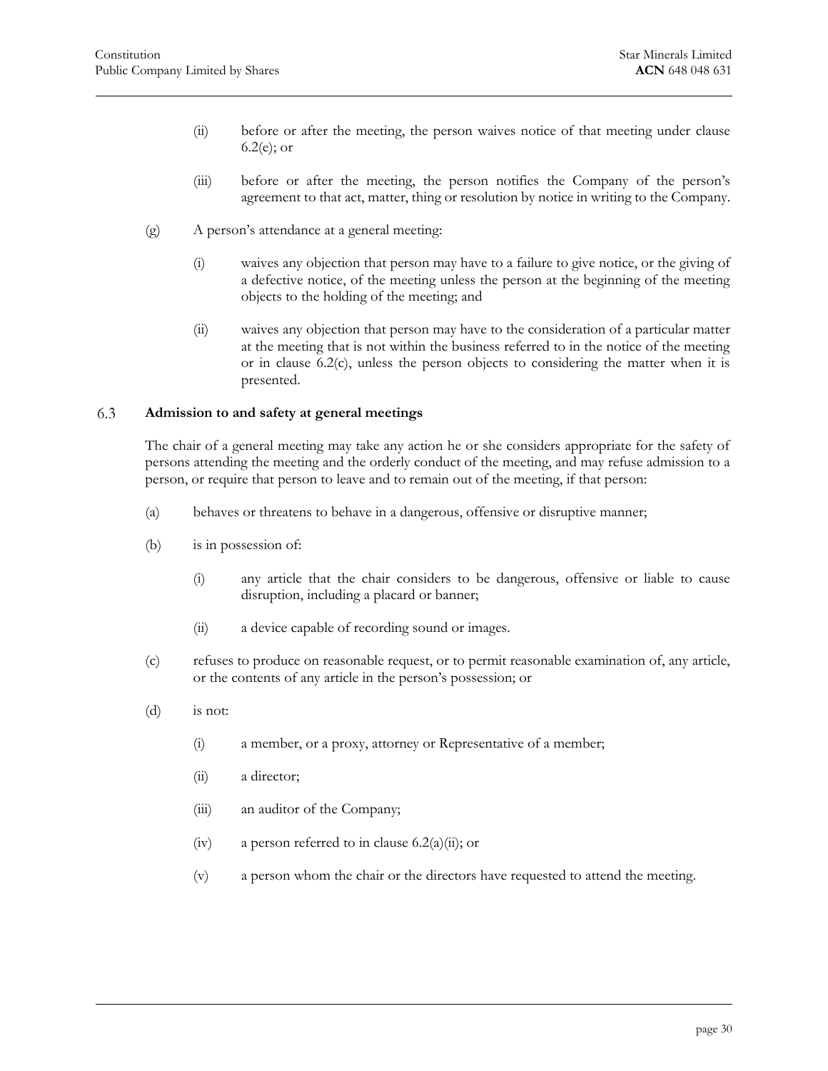(ii) before or after the meeting, the person waives notice of that meeting under clause 6.2(e); or

(iii) before or after the meeting, the person notifies the Company of the person's agreement to that act, matter, thing or resolution by notice in writing to the Company.

(g) A person's attendance at a general meeting:

(i) waives any objection that person may have to a failure to give notice, or the giving of a defective notice, of the meeting unless the person at the beginning of the meeting objects to the holding of the meeting; and

(ii) waives any objection that person may have to the consideration of a particular matter at the meeting that is not within the business referred to in the notice of the meeting or in clause 6.2(c), unless the person objects to considering the matter when it is presented.

### 6.3 Admission to and safety at general meetings

The chair of a general meeting may take any action he or she considers appropriate for the safety of persons attending the meeting and the orderly conduct of the meeting, and may refuse admission to a person, or require that person to leave and to remain out of the meeting, if that person:

(a) behaves or threatens to behave in a dangerous, offensive or disruptive manner;

(b) is in possession of:

(i) any article that the chair considers to be dangerous, offensive or liable to cause disruption, including a placard or banner;

(ii) a device capable of recording sound or images.

(c) refuses to produce on reasonable request, or to permit reasonable examination of, any article, or the contents of any article in the person's possession; or

(d) is not:

(i) a member, or a proxy, attorney or Representative of a member;

(ii) a director;

(iii) an auditor of the Company;

(iv) a person referred to in clause 6.2(a)(ii); or

(v) a person whom the chair or the directors have requested to attend the meeting.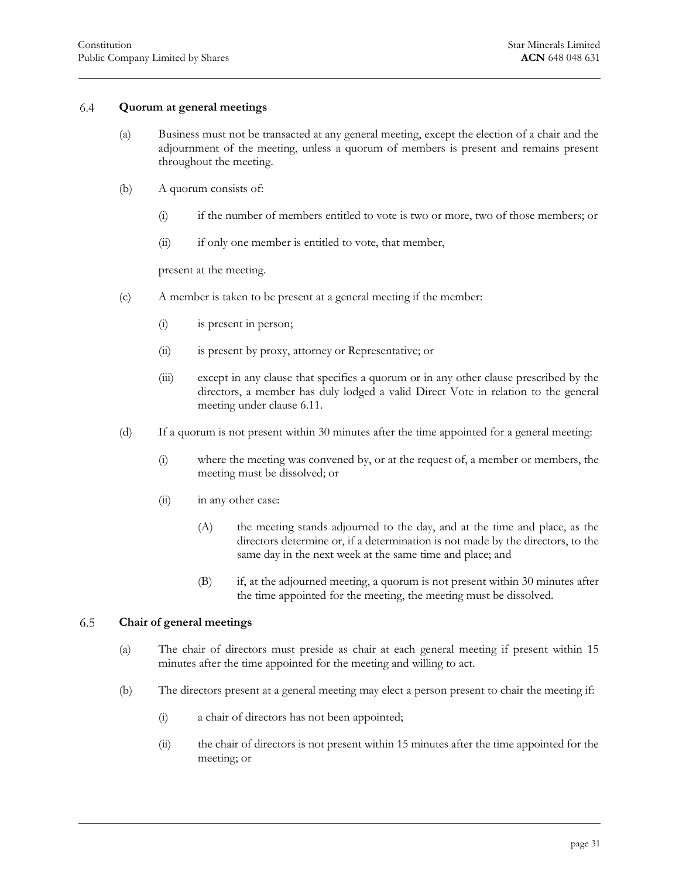### 6.4 Quorum at general meetings

(a) Business must not be transacted at any general meeting, except the election of a chair and the adjournment of the meeting, unless a quorum of members is present and remains present throughout the meeting.

(b) A quorum consists of:

(i) if the number of members entitled to vote is two or more, two of those members; or

(ii) if only one member is entitled to vote, that member,

present at the meeting.

(c) A member is taken to be present at a general meeting if the member:

(i) is present in person;

(ii) is present by proxy, attorney or Representative; or

(iii) except in any clause that specifies a quorum or in any other clause prescribed by the directors, a member has duly lodged a valid Direct Vote in relation to the general meeting under clause 6.11.

(d) If a quorum is not present within 30 minutes after the time appointed for a general meeting:

(i) where the meeting was convened by, or at the request of, a member or members, the meeting must be dissolved; or

(ii) in any other case:

(A) the meeting stands adjourned to the day, and at the time and place, as the directors determine or, if a determination is not made by the directors, to the same day in the next week at the same time and place; and

(B) if, at the adjourned meeting, a quorum is not present within 30 minutes after the time appointed for the meeting, the meeting must be dissolved.

### 6.5 Chair of general meetings

(a) The chair of directors must preside as chair at each general meeting if present within 15 minutes after the time appointed for the meeting and willing to act.

(b) The directors present at a general meeting may elect a person present to chair the meeting if:

(i) a chair of directors has not been appointed;

(ii) the chair of directors is not present within 15 minutes after the time appointed for the meeting; or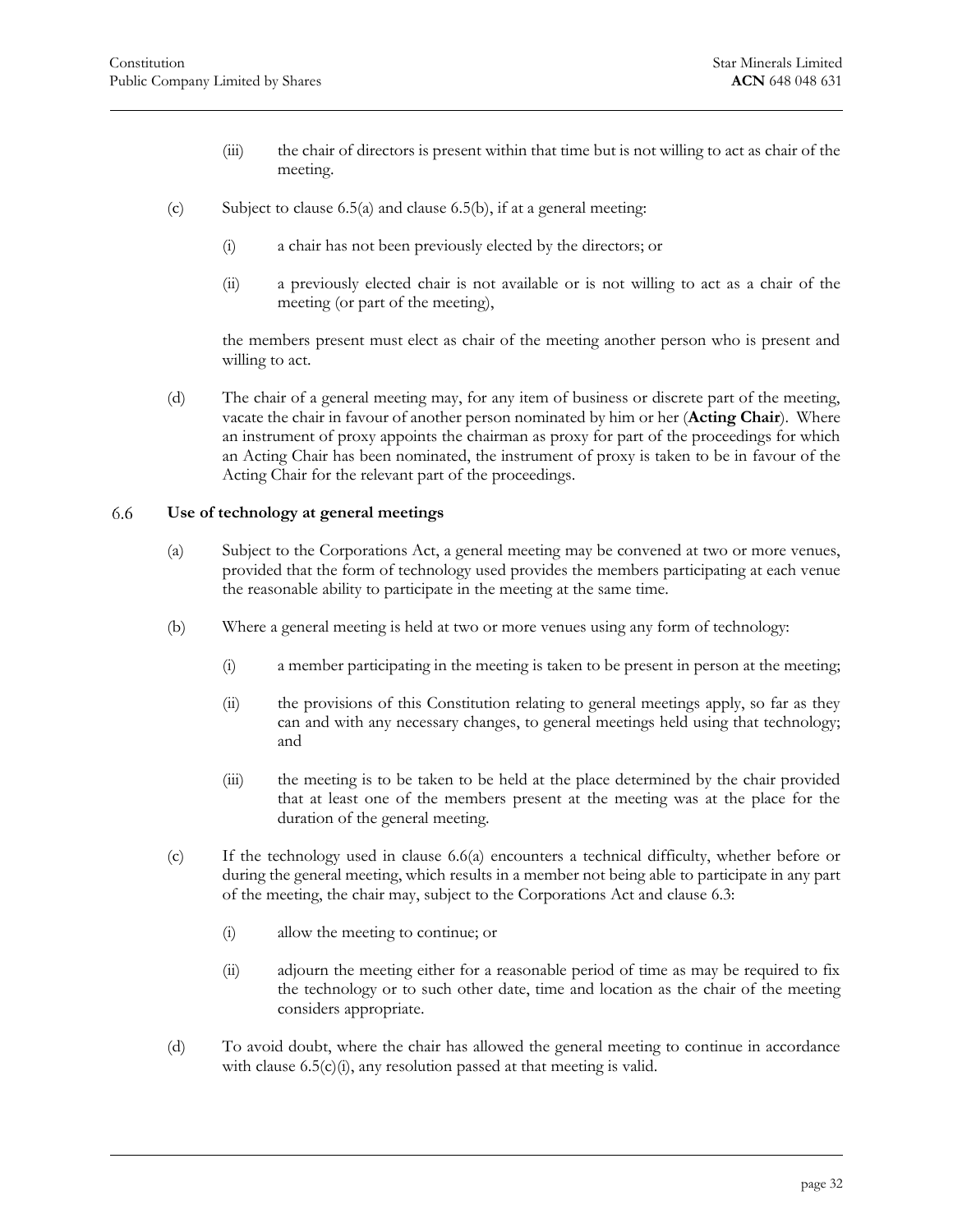(iii) the chair of directors is present within that time but is not willing to act as chair of the meeting.

(c) Subject to clause 6.5(a) and clause 6.5(b), if at a general meeting:

(i) a chair has not been previously elected by the directors; or

(ii) a previously elected chair is not available or is not willing to act as a chair of the meeting (or part of the meeting),

the members present must elect as chair of the meeting another person who is present and willing to act.

(d) The chair of a general meeting may, for any item of business or discrete part of the meeting, vacate the chair in favour of another person nominated by him or her (**Acting Chair**). Where an instrument of proxy appoints the chairman as proxy for part of the proceedings for which an Acting Chair has been nominated, the instrument of proxy is taken to be in favour of the Acting Chair for the relevant part of the proceedings.

## 6.6 Use of technology at general meetings

(a) Subject to the Corporations Act, a general meeting may be convened at two or more venues, provided that the form of technology used provides the members participating at each venue the reasonable ability to participate in the meeting at the same time.

(b) Where a general meeting is held at two or more venues using any form of technology:

(i) a member participating in the meeting is taken to be present in person at the meeting;

(ii) the provisions of this Constitution relating to general meetings apply, so far as they can and with any necessary changes, to general meetings held using that technology; and

(iii) the meeting is to be taken to be held at the place determined by the chair provided that at least one of the members present at the meeting was at the place for the duration of the general meeting.

(c) If the technology used in clause 6.6(a) encounters a technical difficulty, whether before or during the general meeting, which results in a member not being able to participate in any part of the meeting, the chair may, subject to the Corporations Act and clause 6.3:

(i) allow the meeting to continue; or

(ii) adjourn the meeting either for a reasonable period of time as may be required to fix the technology or to such other date, time and location as the chair of the meeting considers appropriate.

(d) To avoid doubt, where the chair has allowed the general meeting to continue in accordance with clause 6.5(c)(i), any resolution passed at that meeting is valid.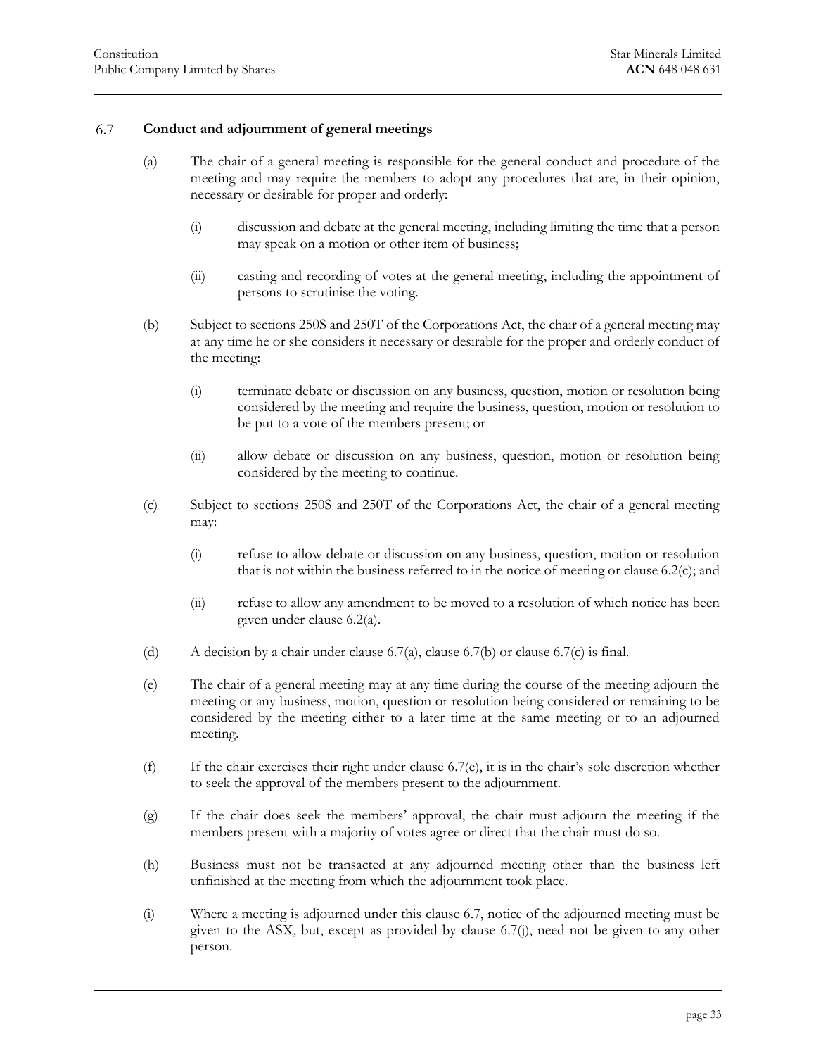## 6.7 Conduct and adjournment of general meetings

(a) The chair of a general meeting is responsible for the general conduct and procedure of the meeting and may require the members to adopt any procedures that are, in their opinion, necessary or desirable for proper and orderly:

(i) discussion and debate at the general meeting, including limiting the time that a person may speak on a motion or other item of business;

(ii) casting and recording of votes at the general meeting, including the appointment of persons to scrutinise the voting.

(b) Subject to sections 250S and 250T of the Corporations Act, the chair of a general meeting may at any time he or she considers it necessary or desirable for the proper and orderly conduct of the meeting:

(i) terminate debate or discussion on any business, question, motion or resolution being considered by the meeting and require the business, question, motion or resolution to be put to a vote of the members present; or

(ii) allow debate or discussion on any business, question, motion or resolution being considered by the meeting to continue.

(c) Subject to sections 250S and 250T of the Corporations Act, the chair of a general meeting may:

(i) refuse to allow debate or discussion on any business, question, motion or resolution that is not within the business referred to in the notice of meeting or clause 6.2(c); and

(ii) refuse to allow any amendment to be moved to a resolution of which notice has been given under clause 6.2(a).

(d) A decision by a chair under clause 6.7(a), clause 6.7(b) or clause 6.7(c) is final.

(e) The chair of a general meeting may at any time during the course of the meeting adjourn the meeting or any business, motion, question or resolution being considered or remaining to be considered by the meeting either to a later time at the same meeting or to an adjourned meeting.

(f) If the chair exercises their right under clause 6.7(e), it is in the chair's sole discretion whether to seek the approval of the members present to the adjournment.

(g) If the chair does seek the members' approval, the chair must adjourn the meeting if the members present with a majority of votes agree or direct that the chair must do so.

(h) Business must not be transacted at any adjourned meeting other than the business left unfinished at the meeting from which the adjournment took place.

(i) Where a meeting is adjourned under this clause 6.7, notice of the adjourned meeting must be given to the ASX, but, except as provided by clause 6.7(j), need not be given to any other person.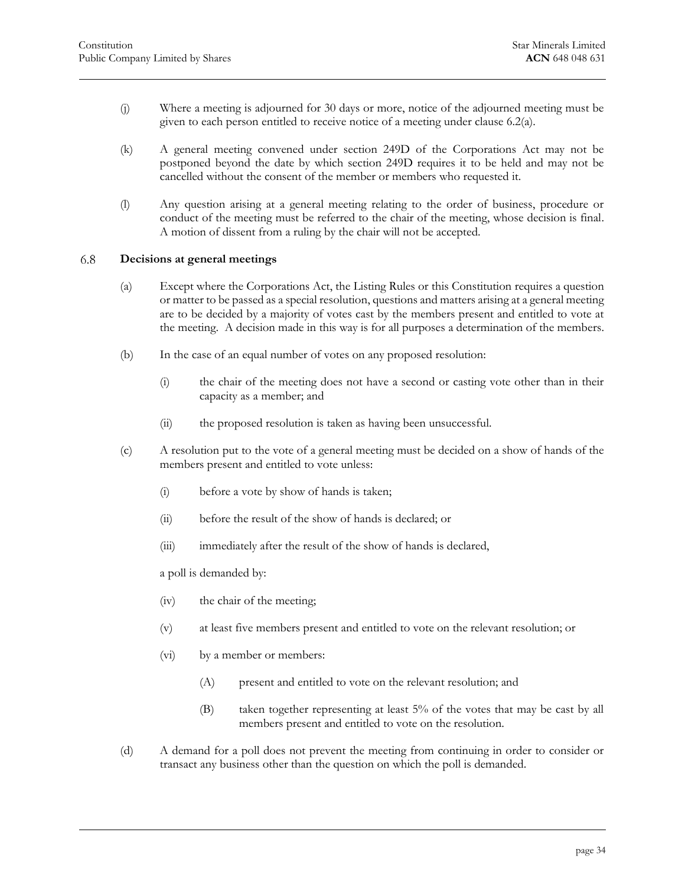(j) Where a meeting is adjourned for 30 days or more, notice of the adjourned meeting must be given to each person entitled to receive notice of a meeting under clause 6.2(a).

(k) A general meeting convened under section 249D of the Corporations Act may not be postponed beyond the date by which section 249D requires it to be held and may not be cancelled without the consent of the member or members who requested it.

(l) Any question arising at a general meeting relating to the order of business, procedure or conduct of the meeting must be referred to the chair of the meeting, whose decision is final. A motion of dissent from a ruling by the chair will not be accepted.

### 6.8 Decisions at general meetings

(a) Except where the Corporations Act, the Listing Rules or this Constitution requires a question or matter to be passed as a special resolution, questions and matters arising at a general meeting are to be decided by a majority of votes cast by the members present and entitled to vote at the meeting. A decision made in this way is for all purposes a determination of the members.

(b) In the case of an equal number of votes on any proposed resolution:

   (i) the chair of the meeting does not have a second or casting vote other than in their capacity as a member; and

   (ii) the proposed resolution is taken as having been unsuccessful.

(c) A resolution put to the vote of a general meeting must be decided on a show of hands of the members present and entitled to vote unless:

   (i) before a vote by show of hands is taken;

   (ii) before the result of the show of hands is declared; or

   (iii) immediately after the result of the show of hands is declared,

   a poll is demanded by:

   (iv) the chair of the meeting;

   (v) at least five members present and entitled to vote on the relevant resolution; or

   (vi) by a member or members:

      (A) present and entitled to vote on the relevant resolution; and

      (B) taken together representing at least 5% of the votes that may be cast by all members present and entitled to vote on the resolution.

(d) A demand for a poll does not prevent the meeting from continuing in order to consider or transact any business other than the question on which the poll is demanded.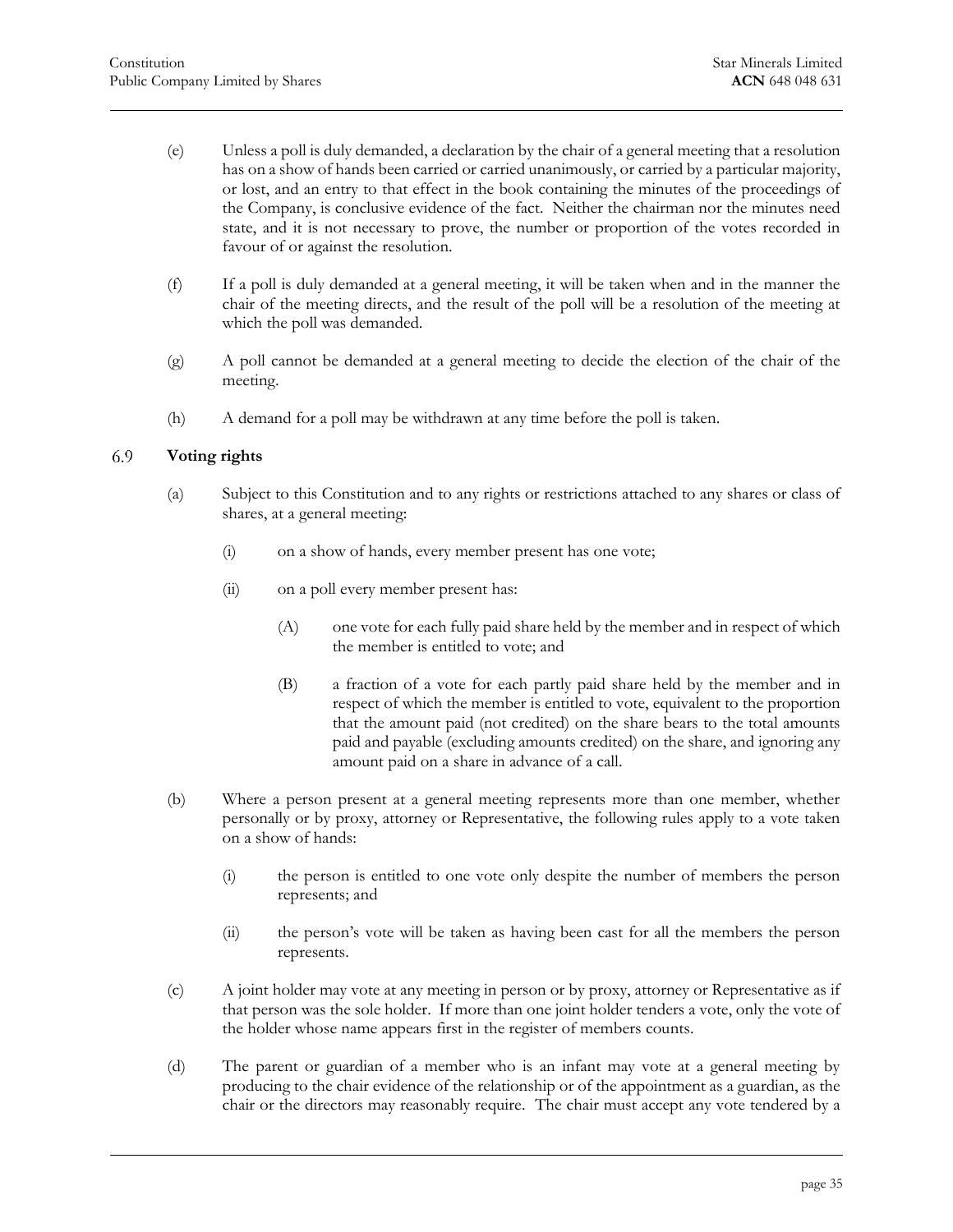(e) Unless a poll is duly demanded, a declaration by the chair of a general meeting that a resolution has on a show of hands been carried or carried unanimously, or carried by a particular majority, or lost, and an entry to that effect in the book containing the minutes of the proceedings of the Company, is conclusive evidence of the fact. Neither the chairman nor the minutes need state, and it is not necessary to prove, the number or proportion of the votes recorded in favour of or against the resolution.

(f) If a poll is duly demanded at a general meeting, it will be taken when and in the manner the chair of the meeting directs, and the result of the poll will be a resolution of the meeting at which the poll was demanded.

(g) A poll cannot be demanded at a general meeting to decide the election of the chair of the meeting.

(h) A demand for a poll may be withdrawn at any time before the poll is taken.

### 6.9 Voting rights

(a) Subject to this Constitution and to any rights or restrictions attached to any shares or class of shares, at a general meeting:

   (i) on a show of hands, every member present has one vote;

   (ii) on a poll every member present has:

      (A) one vote for each fully paid share held by the member and in respect of which the member is entitled to vote; and

      (B) a fraction of a vote for each partly paid share held by the member and in respect of which the member is entitled to vote, equivalent to the proportion that the amount paid (not credited) on the share bears to the total amounts paid and payable (excluding amounts credited) on the share, and ignoring any amount paid on a share in advance of a call.

(b) Where a person present at a general meeting represents more than one member, whether personally or by proxy, attorney or Representative, the following rules apply to a vote taken on a show of hands:

   (i) the person is entitled to one vote only despite the number of members the person represents; and

   (ii) the person's vote will be taken as having been cast for all the members the person represents.

(c) A joint holder may vote at any meeting in person or by proxy, attorney or Representative as if that person was the sole holder. If more than one joint holder tenders a vote, only the vote of the holder whose name appears first in the register of members counts.

(d) The parent or guardian of a member who is an infant may vote at a general meeting by producing to the chair evidence of the relationship or of the appointment as a guardian, as the chair or the directors may reasonably require. The chair must accept any vote tendered by a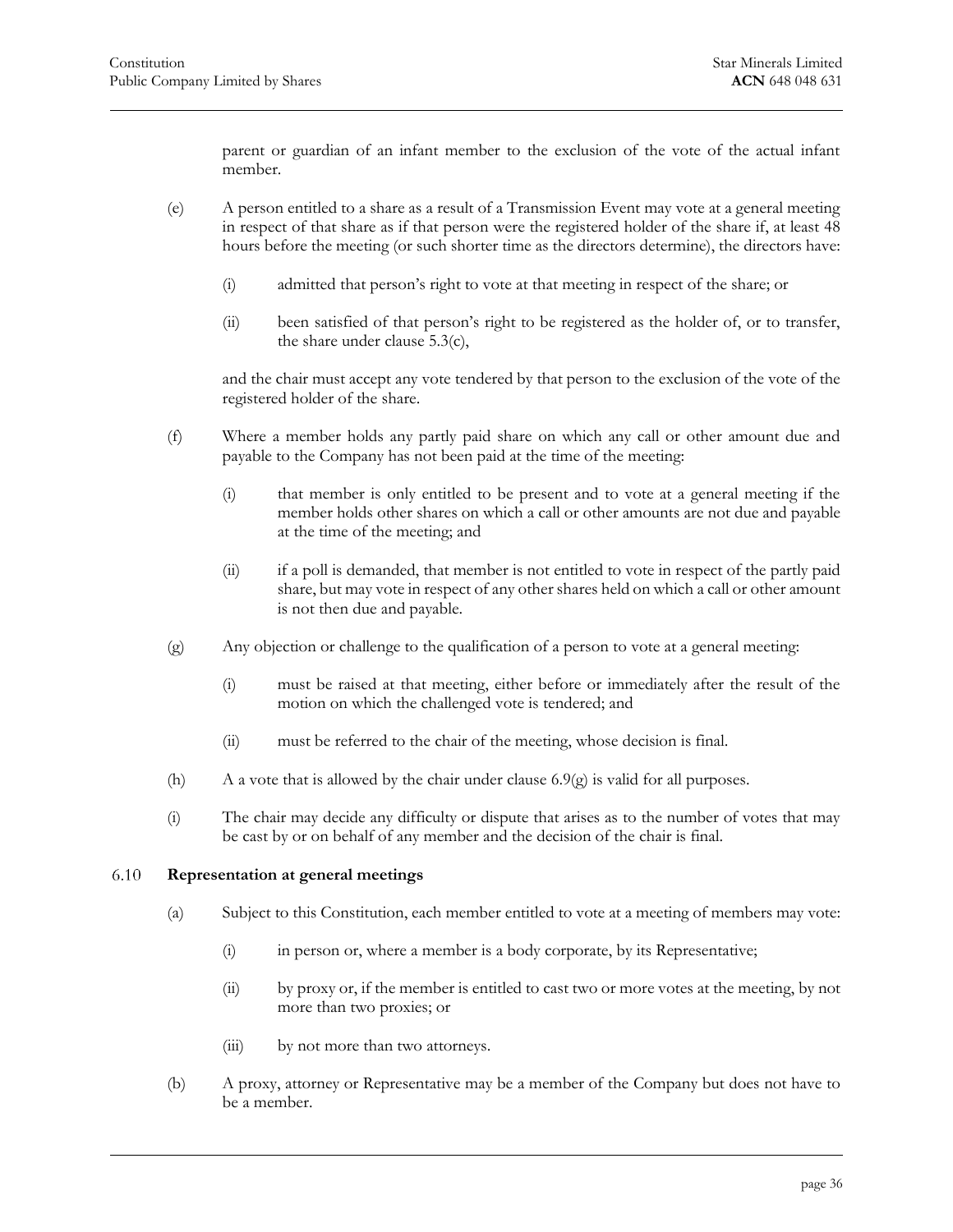parent or guardian of an infant member to the exclusion of the vote of the actual infant member.

(e) A person entitled to a share as a result of a Transmission Event may vote at a general meeting in respect of that share as if that person were the registered holder of the share if, at least 48 hours before the meeting (or such shorter time as the directors determine), the directors have:

(i) admitted that person's right to vote at that meeting in respect of the share; or

(ii) been satisfied of that person's right to be registered as the holder of, or to transfer, the share under clause 5.3(c),

and the chair must accept any vote tendered by that person to the exclusion of the vote of the registered holder of the share.

(f) Where a member holds any partly paid share on which any call or other amount due and payable to the Company has not been paid at the time of the meeting:

(i) that member is only entitled to be present and to vote at a general meeting if the member holds other shares on which a call or other amounts are not due and payable at the time of the meeting; and

(ii) if a poll is demanded, that member is not entitled to vote in respect of the partly paid share, but may vote in respect of any other shares held on which a call or other amount is not then due and payable.

(g) Any objection or challenge to the qualification of a person to vote at a general meeting:

(i) must be raised at that meeting, either before or immediately after the result of the motion on which the challenged vote is tendered; and

(ii) must be referred to the chair of the meeting, whose decision is final.

(h) A vote that is allowed by the chair under clause 6.9(g) is valid for all purposes.

(i) The chair may decide any difficulty or dispute that arises as to the number of votes that may be cast by or on behalf of any member and the decision of the chair is final.

### 6.10 Representation at general meetings

(a) Subject to this Constitution, each member entitled to vote at a meeting of members may vote:

(i) in person or, where a member is a body corporate, by its Representative;

(ii) by proxy or, if the member is entitled to cast two or more votes at the meeting, by not more than two proxies; or

(iii) by not more than two attorneys.

(b) A proxy, attorney or Representative may be a member of the Company but does not have to be a member.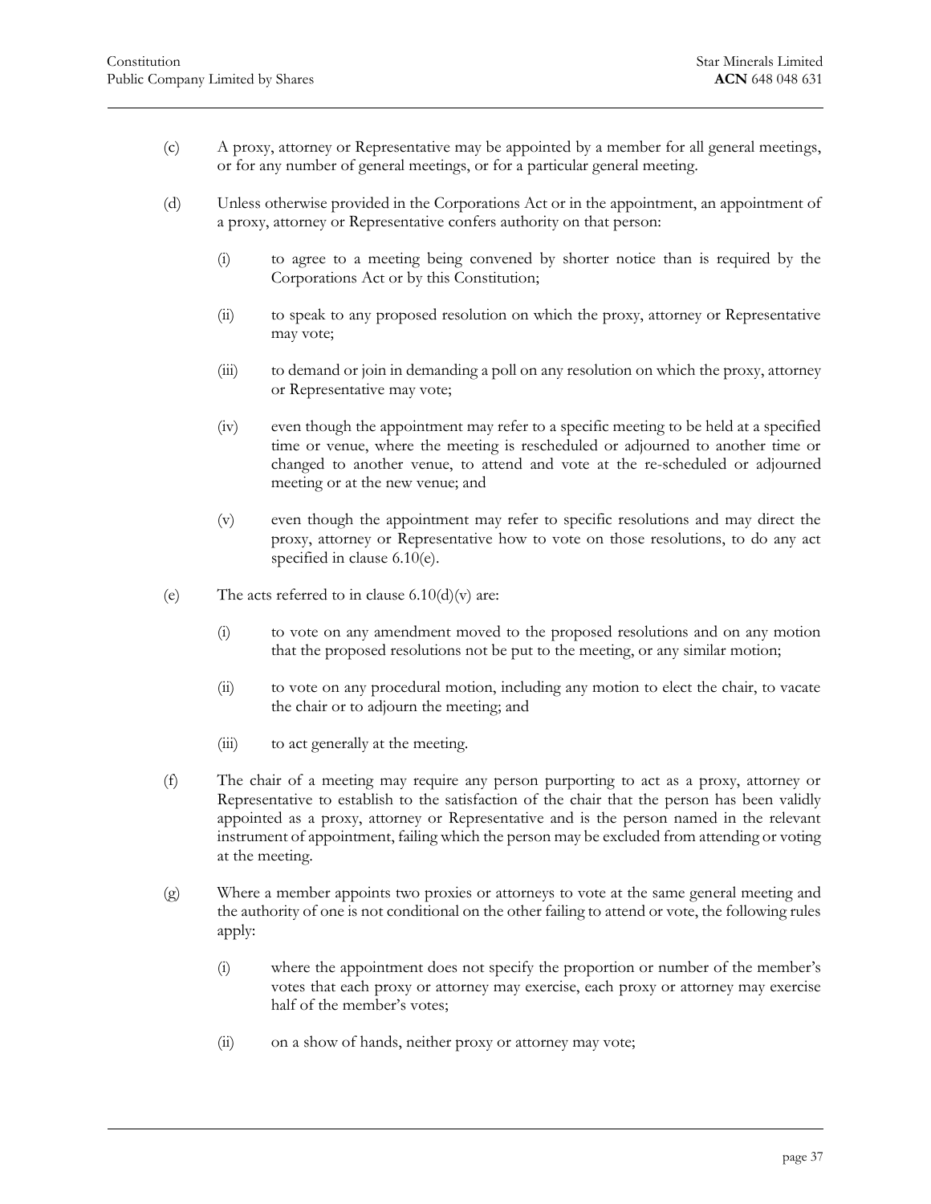(c) A proxy, attorney or Representative may be appointed by a member for all general meetings, or for any number of general meetings, or for a particular general meeting.

(d) Unless otherwise provided in the Corporations Act or in the appointment, an appointment of a proxy, attorney or Representative confers authority on that person:

(i) to agree to a meeting being convened by shorter notice than is required by the Corporations Act or by this Constitution;

(ii) to speak to any proposed resolution on which the proxy, attorney or Representative may vote;

(iii) to demand or join in demanding a poll on any resolution on which the proxy, attorney or Representative may vote;

(iv) even though the appointment may refer to a specific meeting to be held at a specified time or venue, where the meeting is rescheduled or adjourned to another time or changed to another venue, to attend and vote at the re-scheduled or adjourned meeting or at the new venue; and

(v) even though the appointment may refer to specific resolutions and may direct the proxy, attorney or Representative how to vote on those resolutions, to do any act specified in clause 6.10(e).

(e) The acts referred to in clause 6.10(d)(v) are:

(i) to vote on any amendment moved to the proposed resolutions and on any motion that the proposed resolutions not be put to the meeting, or any similar motion;

(ii) to vote on any procedural motion, including any motion to elect the chair, to vacate the chair or to adjourn the meeting; and

(iii) to act generally at the meeting.

(f) The chair of a meeting may require any person purporting to act as a proxy, attorney or Representative to establish to the satisfaction of the chair that the person has been validly appointed as a proxy, attorney or Representative and is the person named in the relevant instrument of appointment, failing which the person may be excluded from attending or voting at the meeting.

(g) Where a member appoints two proxies or attorneys to vote at the same general meeting and the authority of one is not conditional on the other failing to attend or vote, the following rules apply:

(i) where the appointment does not specify the proportion or number of the member's votes that each proxy or attorney may exercise, each proxy or attorney may exercise half of the member's votes;

(ii) on a show of hands, neither proxy or attorney may vote;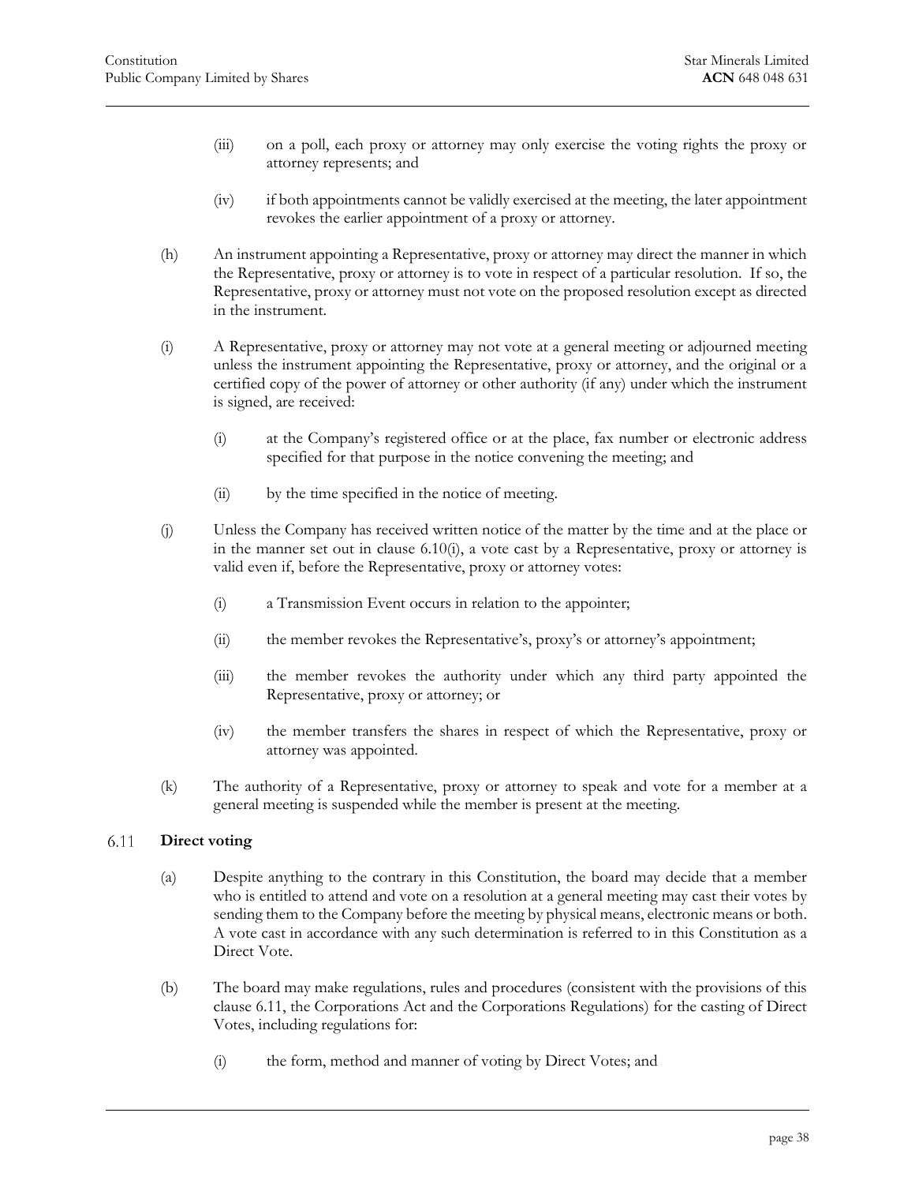(iii) on a poll, each proxy or attorney may only exercise the voting rights the proxy or attorney represents; and

(iv) if both appointments cannot be validly exercised at the meeting, the later appointment revokes the earlier appointment of a proxy or attorney.

(h) An instrument appointing a Representative, proxy or attorney may direct the manner in which the Representative, proxy or attorney is to vote in respect of a particular resolution. If so, the Representative, proxy or attorney must not vote on the proposed resolution except as directed in the instrument.

(i) A Representative, proxy or attorney may not vote at a general meeting or adjourned meeting unless the instrument appointing the Representative, proxy or attorney, and the original or a certified copy of the power of attorney or other authority (if any) under which the instrument is signed, are received:

(i) at the Company's registered office or at the place, fax number or electronic address specified for that purpose in the notice convening the meeting; and

(ii) by the time specified in the notice of meeting.

(j) Unless the Company has received written notice of the matter by the time and at the place or in the manner set out in clause 6.10(i), a vote cast by a Representative, proxy or attorney is valid even if, before the Representative, proxy or attorney votes:

(i) a Transmission Event occurs in relation to the appointer;

(ii) the member revokes the Representative's, proxy's or attorney's appointment;

(iii) the member revokes the authority under which any third party appointed the Representative, proxy or attorney; or

(iv) the member transfers the shares in respect of which the Representative, proxy or attorney was appointed.

(k) The authority of a Representative, proxy or attorney to speak and vote for a member at a general meeting is suspended while the member is present at the meeting.

### 6.11 Direct voting

(a) Despite anything to the contrary in this Constitution, the board may decide that a member who is entitled to attend and vote on a resolution at a general meeting may cast their votes by sending them to the Company before the meeting by physical means, electronic means or both. A vote cast in accordance with any such determination is referred to in this Constitution as a Direct Vote.

(b) The board may make regulations, rules and procedures (consistent with the provisions of this clause 6.11, the Corporations Act and the Corporations Regulations) for the casting of Direct Votes, including regulations for:

(i) the form, method and manner of voting by Direct Votes; and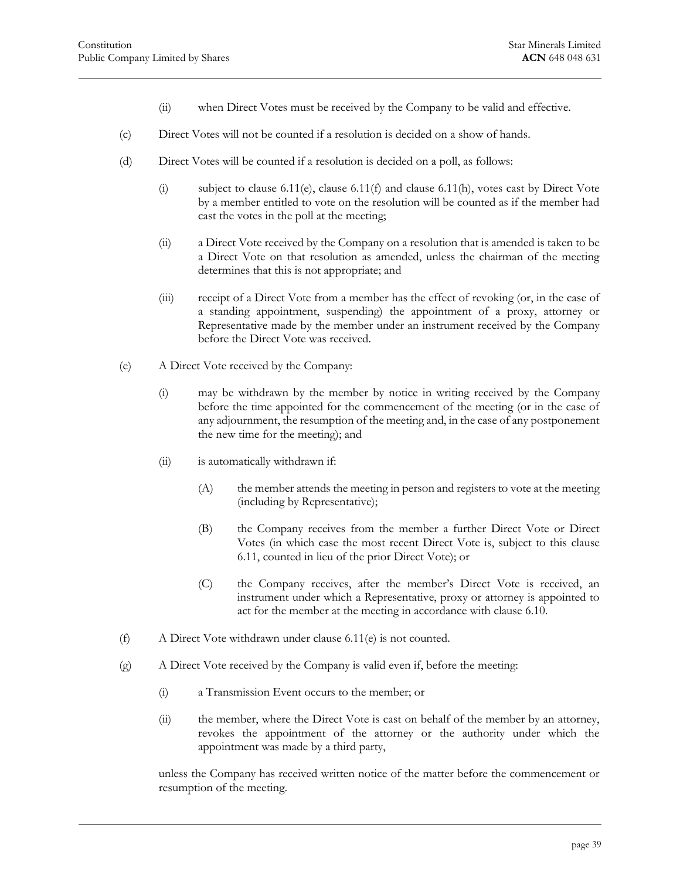(ii) when Direct Votes must be received by the Company to be valid and effective.

(c) Direct Votes will not be counted if a resolution is decided on a show of hands.

(d) Direct Votes will be counted if a resolution is decided on a poll, as follows:

(i) subject to clause 6.11(e), clause 6.11(f) and clause 6.11(h), votes cast by Direct Vote by a member entitled to vote on the resolution will be counted as if the member had cast the votes in the poll at the meeting;

(ii) a Direct Vote received by the Company on a resolution that is amended is taken to be a Direct Vote on that resolution as amended, unless the chairman of the meeting determines that this is not appropriate; and

(iii) receipt of a Direct Vote from a member has the effect of revoking (or, in the case of a standing appointment, suspending) the appointment of a proxy, attorney or Representative made by the member under an instrument received by the Company before the Direct Vote was received.

(e) A Direct Vote received by the Company:

(i) may be withdrawn by the member by notice in writing received by the Company before the time appointed for the commencement of the meeting (or in the case of any adjournment, the resumption of the meeting and, in the case of any postponement the new time for the meeting); and

(ii) is automatically withdrawn if:

(A) the member attends the meeting in person and registers to vote at the meeting (including by Representative);

(B) the Company receives from the member a further Direct Vote or Direct Votes (in which case the most recent Direct Vote is, subject to this clause 6.11, counted in lieu of the prior Direct Vote); or

(C) the Company receives, after the member's Direct Vote is received, an instrument under which a Representative, proxy or attorney is appointed to act for the member at the meeting in accordance with clause 6.10.

(f) A Direct Vote withdrawn under clause 6.11(e) is not counted.

(g) A Direct Vote received by the Company is valid even if, before the meeting:

(i) a Transmission Event occurs to the member; or

(ii) the member, where the Direct Vote is cast on behalf of the member by an attorney, revokes the appointment of the attorney or the authority under which the appointment was made by a third party,

unless the Company has received written notice of the matter before the commencement or resumption of the meeting.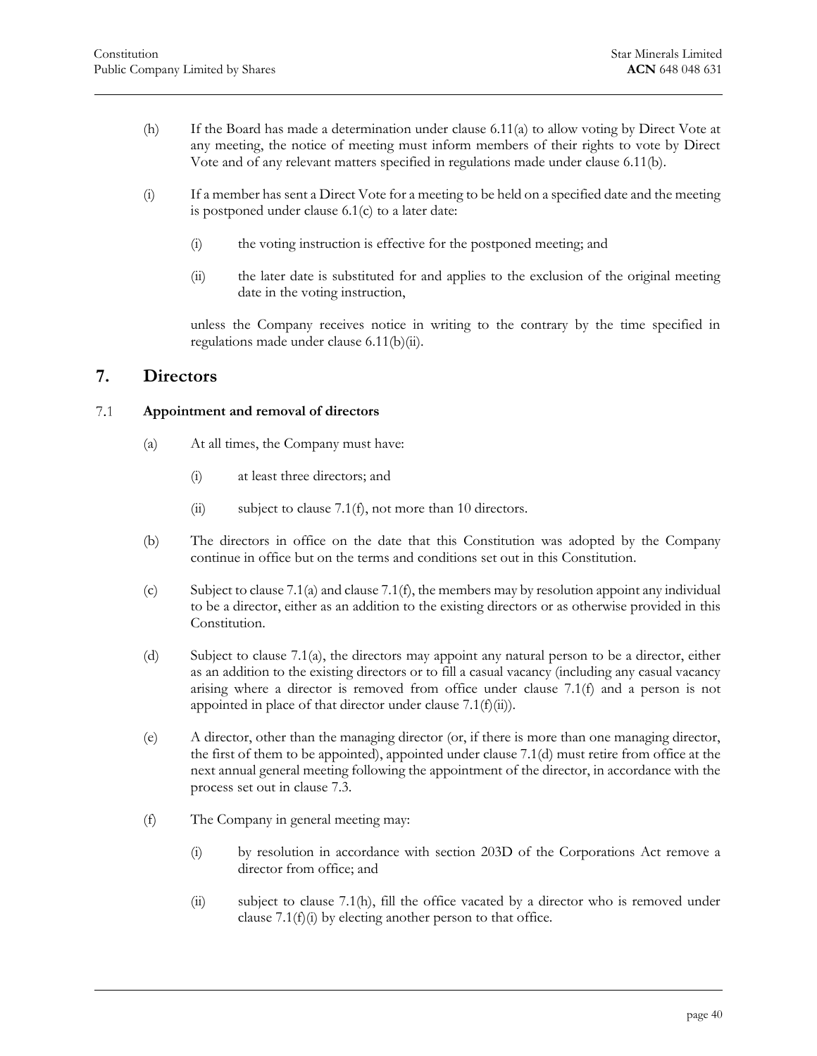(h) If the Board has made a determination under clause 6.11(a) to allow voting by Direct Vote at any meeting, the notice of meeting must inform members of their rights to vote by Direct Vote and of any relevant matters specified in regulations made under clause 6.11(b).

(i) If a member has sent a Direct Vote for a meeting to be held on a specified date and the meeting is postponed under clause 6.1(c) to a later date:

    (i) the voting instruction is effective for the postponed meeting; and

    (ii) the later date is substituted for and applies to the exclusion of the original meeting date in the voting instruction,

    unless the Company receives notice in writing to the contrary by the time specified in regulations made under clause 6.11(b)(ii).

## 7. Directors

### 7.1 Appointment and removal of directors

(a) At all times, the Company must have:

    (i) at least three directors; and

    (ii) subject to clause 7.1(f), not more than 10 directors.

(b) The directors in office on the date that this Constitution was adopted by the Company continue in office but on the terms and conditions set out in this Constitution.

(c) Subject to clause 7.1(a) and clause 7.1(f), the members may by resolution appoint any individual to be a director, either as an addition to the existing directors or as otherwise provided in this Constitution.

(d) Subject to clause 7.1(a), the directors may appoint any natural person to be a director, either as an addition to the existing directors or to fill a casual vacancy (including any casual vacancy arising where a director is removed from office under clause 7.1(f) and a person is not appointed in place of that director under clause 7.1(f)(ii)).

(e) A director, other than the managing director (or, if there is more than one managing director, the first of them to be appointed), appointed under clause 7.1(d) must retire from office at the next annual general meeting following the appointment of the director, in accordance with the process set out in clause 7.3.

(f) The Company in general meeting may:

    (i) by resolution in accordance with section 203D of the Corporations Act remove a director from office; and

    (ii) subject to clause 7.1(h), fill the office vacated by a director who is removed under clause 7.1(f)(i) by electing another person to that office.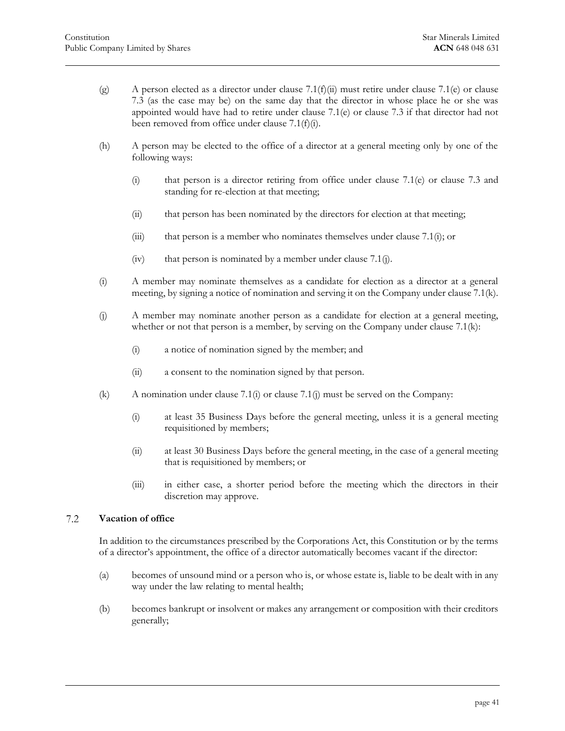(g) A person elected as a director under clause 7.1(f)(ii) must retire under clause 7.1(e) or clause 7.3 (as the case may be) on the same day that the director in whose place he or she was appointed would have had to retire under clause 7.1(e) or clause 7.3 if that director had not been removed from office under clause 7.1(f)(i).

(h) A person may be elected to the office of a director at a general meeting only by one of the following ways:

  (i) that person is a director retiring from office under clause 7.1(e) or clause 7.3 and standing for re-election at that meeting;

  (ii) that person has been nominated by the directors for election at that meeting;

  (iii) that person is a member who nominates themselves under clause 7.1(i); or

  (iv) that person is nominated by a member under clause 7.1(j).

(i) A member may nominate themselves as a candidate for election as a director at a general meeting, by signing a notice of nomination and serving it on the Company under clause 7.1(k).

(j) A member may nominate another person as a candidate for election at a general meeting, whether or not that person is a member, by serving on the Company under clause 7.1(k):

  (i) a notice of nomination signed by the member; and

  (ii) a consent to the nomination signed by that person.

(k) A nomination under clause 7.1(i) or clause 7.1(j) must be served on the Company:

  (i) at least 35 Business Days before the general meeting, unless it is a general meeting requisitioned by members;

  (ii) at least 30 Business Days before the general meeting, in the case of a general meeting that is requisitioned by members; or

  (iii) in either case, a shorter period before the meeting which the directors in their discretion may approve.

## 7.2 Vacation of office

In addition to the circumstances prescribed by the Corporations Act, this Constitution or by the terms of a director's appointment, the office of a director automatically becomes vacant if the director:

(a) becomes of unsound mind or a person who is, or whose estate is, liable to be dealt with in any way under the law relating to mental health;

(b) becomes bankrupt or insolvent or makes any arrangement or composition with their creditors generally;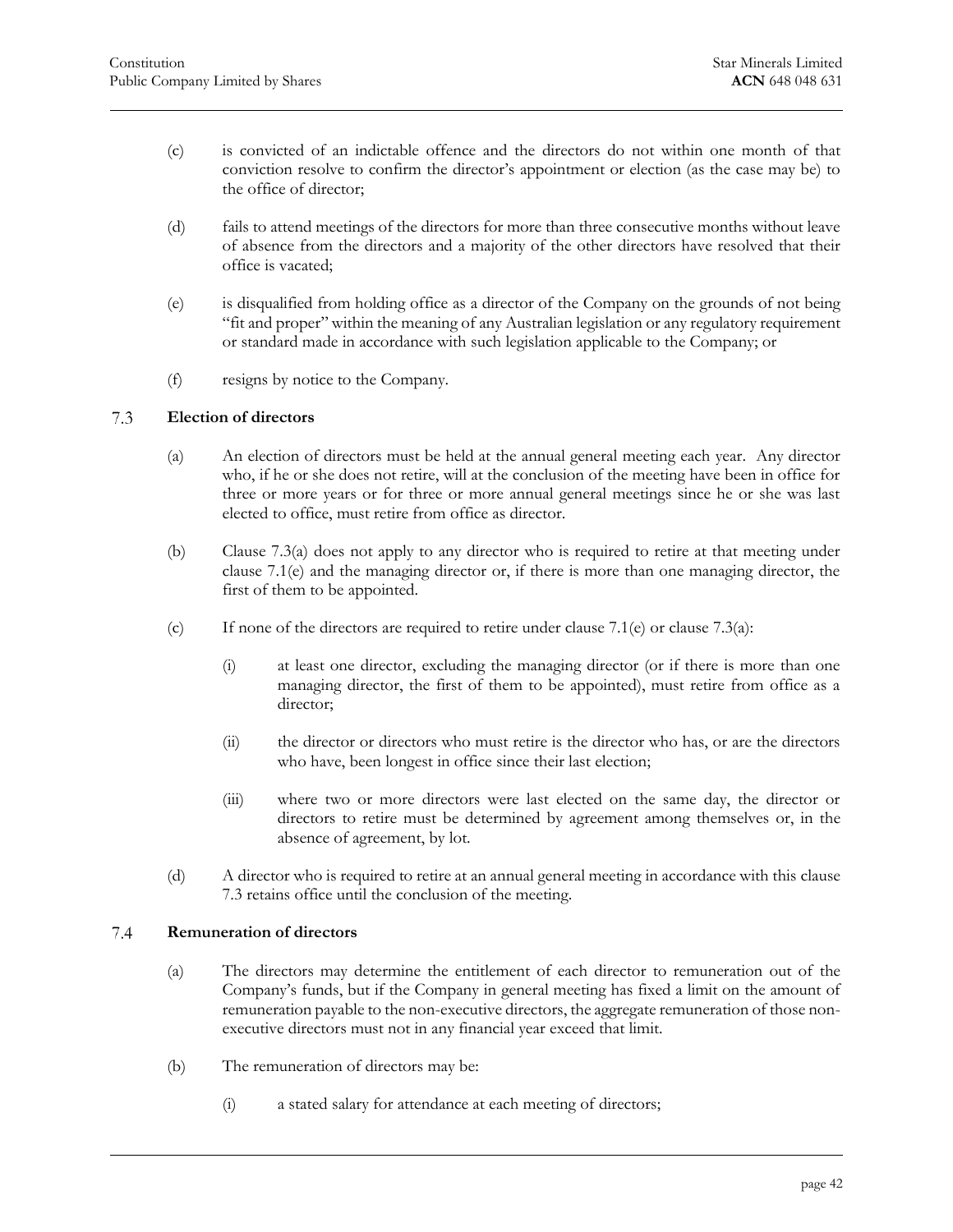(c) is convicted of an indictable offence and the directors do not within one month of that conviction resolve to confirm the director's appointment or election (as the case may be) to the office of director;

(d) fails to attend meetings of the directors for more than three consecutive months without leave of absence from the directors and a majority of the other directors have resolved that their office is vacated;

(e) is disqualified from holding office as a director of the Company on the grounds of not being "fit and proper" within the meaning of any Australian legislation or any regulatory requirement or standard made in accordance with such legislation applicable to the Company; or

(f) resigns by notice to the Company.

## 7.3 Election of directors

(a) An election of directors must be held at the annual general meeting each year. Any director who, if he or she does not retire, will at the conclusion of the meeting have been in office for three or more years or for three or more annual general meetings since he or she was last elected to office, must retire from office as director.

(b) Clause 7.3(a) does not apply to any director who is required to retire at that meeting under clause 7.1(e) and the managing director or, if there is more than one managing director, the first of them to be appointed.

(c) If none of the directors are required to retire under clause 7.1(e) or clause 7.3(a):

  (i) at least one director, excluding the managing director (or if there is more than one managing director, the first of them to be appointed), must retire from office as a director;

  (ii) the director or directors who must retire is the director who has, or are the directors who have, been longest in office since their last election;

  (iii) where two or more directors were last elected on the same day, the director or directors to retire must be determined by agreement among themselves or, in the absence of agreement, by lot.

(d) A director who is required to retire at an annual general meeting in accordance with this clause 7.3 retains office until the conclusion of the meeting.

## 7.4 Remuneration of directors

(a) The directors may determine the entitlement of each director to remuneration out of the Company's funds, but if the Company in general meeting has fixed a limit on the amount of remuneration payable to the non-executive directors, the aggregate remuneration of those non-executive directors must not in any financial year exceed that limit.

(b) The remuneration of directors may be:

  (i) a stated salary for attendance at each meeting of directors;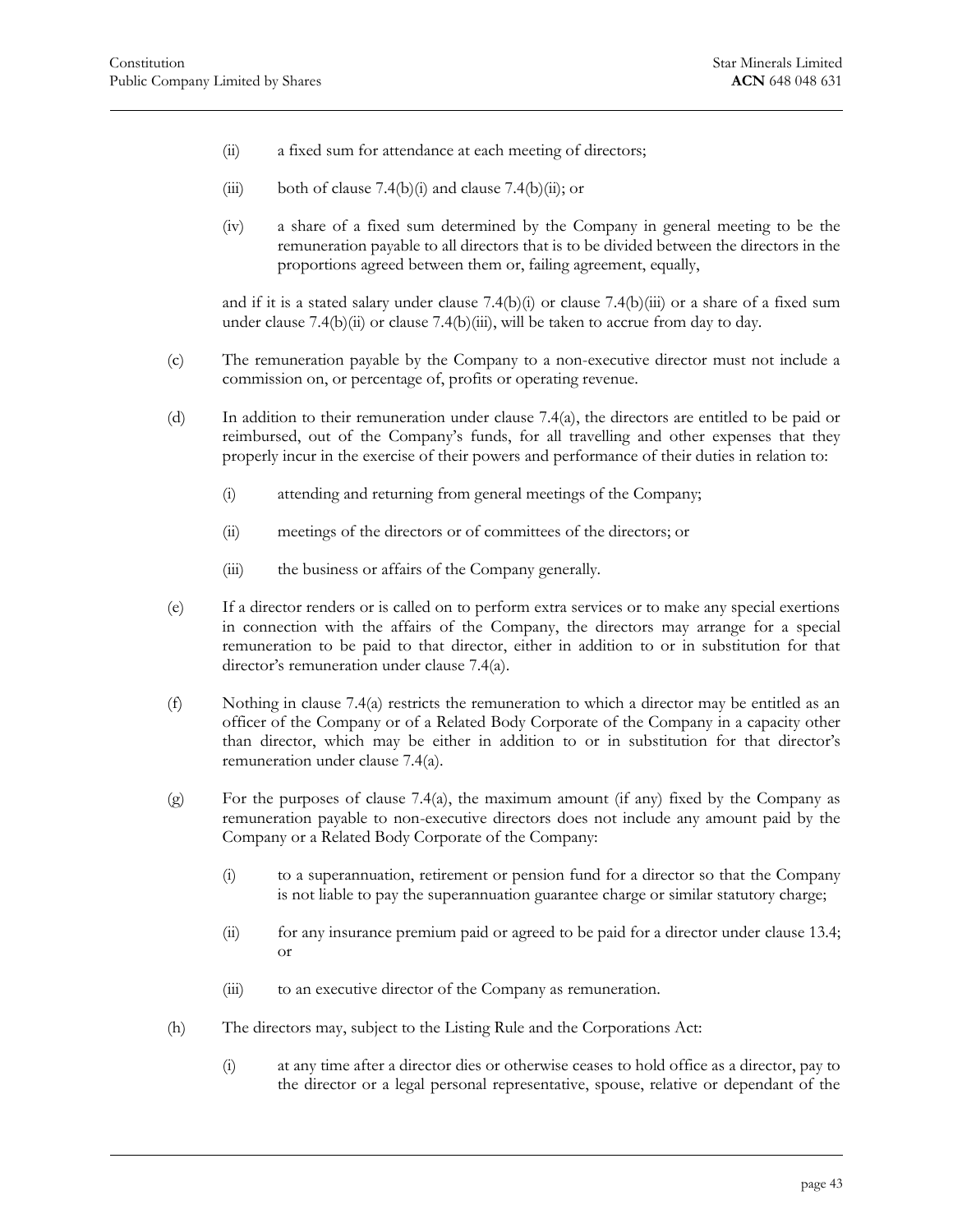- (ii) a fixed sum for attendance at each meeting of directors;
- (iii) both of clause 7.4(b)(i) and clause 7.4(b)(ii); or
- (iv) a share of a fixed sum determined by the Company in general meeting to be the remuneration payable to all directors that is to be divided between the directors in the proportions agreed between them or, failing agreement, equally,

and if it is a stated salary under clause 7.4(b)(i) or clause 7.4(b)(iii) or a share of a fixed sum under clause 7.4(b)(ii) or clause 7.4(b)(iii), will be taken to accrue from day to day.

(c) The remuneration payable by the Company to a non-executive director must not include a commission on, or percentage of, profits or operating revenue.

(d) In addition to their remuneration under clause 7.4(a), the directors are entitled to be paid or reimbursed, out of the Company's funds, for all travelling and other expenses that they properly incur in the exercise of their powers and performance of their duties in relation to:

- (i) attending and returning from general meetings of the Company;
- (ii) meetings of the directors or of committees of the directors; or
- (iii) the business or affairs of the Company generally.

(e) If a director renders or is called on to perform extra services or to make any special exertions in connection with the affairs of the Company, the directors may arrange for a special remuneration to be paid to that director, either in addition to or in substitution for that director's remuneration under clause 7.4(a).

(f) Nothing in clause 7.4(a) restricts the remuneration to which a director may be entitled as an officer of the Company or of a Related Body Corporate of the Company in a capacity other than director, which may be either in addition to or in substitution for that director's remuneration under clause 7.4(a).

(g) For the purposes of clause 7.4(a), the maximum amount (if any) fixed by the Company as remuneration payable to non-executive directors does not include any amount paid by the Company or a Related Body Corporate of the Company:

- (i) to a superannuation, retirement or pension fund for a director so that the Company is not liable to pay the superannuation guarantee charge or similar statutory charge;
- (ii) for any insurance premium paid or agreed to be paid for a director under clause 13.4; or
- (iii) to an executive director of the Company as remuneration.

(h) The directors may, subject to the Listing Rule and the Corporations Act:

- (i) at any time after a director dies or otherwise ceases to hold office as a director, pay to the director or a legal personal representative, spouse, relative or dependant of the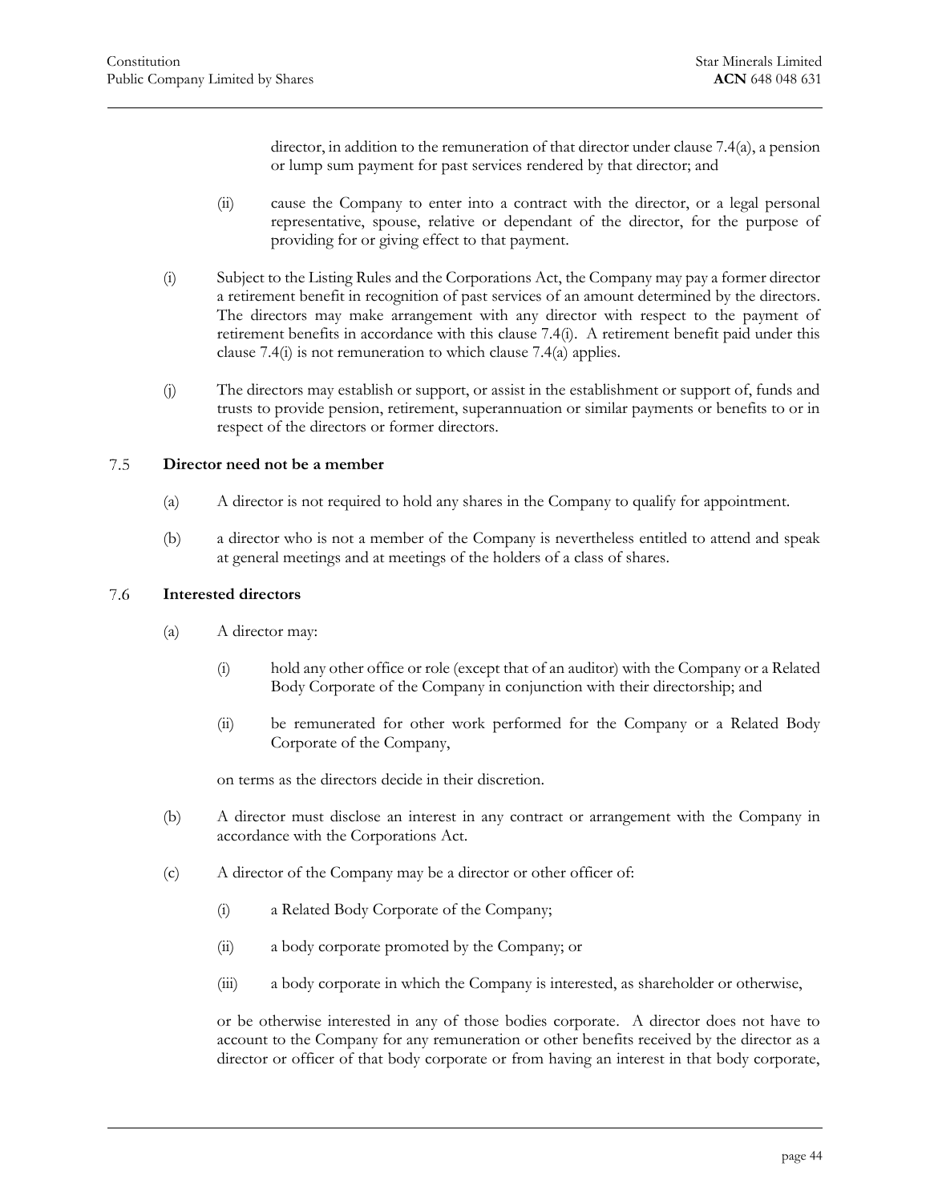director, in addition to the remuneration of that director under clause 7.4(a), a pension or lump sum payment for past services rendered by that director; and

(ii) cause the Company to enter into a contract with the director, or a legal personal representative, spouse, relative or dependant of the director, for the purpose of providing for or giving effect to that payment.

(i) Subject to the Listing Rules and the Corporations Act, the Company may pay a former director a retirement benefit in recognition of past services of an amount determined by the directors. The directors may make arrangement with any director with respect to the payment of retirement benefits in accordance with this clause 7.4(i). A retirement benefit paid under this clause 7.4(i) is not remuneration to which clause 7.4(a) applies.

(j) The directors may establish or support, or assist in the establishment or support of, funds and trusts to provide pension, retirement, superannuation or similar payments or benefits to or in respect of the directors or former directors.

### 7.5 Director need not be a member

(a) A director is not required to hold any shares in the Company to qualify for appointment.

(b) a director who is not a member of the Company is nevertheless entitled to attend and speak at general meetings and at meetings of the holders of a class of shares.

### 7.6 Interested directors

(a) A director may:

(i) hold any other office or role (except that of an auditor) with the Company or a Related Body Corporate of the Company in conjunction with their directorship; and

(ii) be remunerated for other work performed for the Company or a Related Body Corporate of the Company,

on terms as the directors decide in their discretion.

(b) A director must disclose an interest in any contract or arrangement with the Company in accordance with the Corporations Act.

(c) A director of the Company may be a director or other officer of:

(i) a Related Body Corporate of the Company;

(ii) a body corporate promoted by the Company; or

(iii) a body corporate in which the Company is interested, as shareholder or otherwise,

or be otherwise interested in any of those bodies corporate. A director does not have to account to the Company for any remuneration or other benefits received by the director as a director or officer of that body corporate or from having an interest in that body corporate,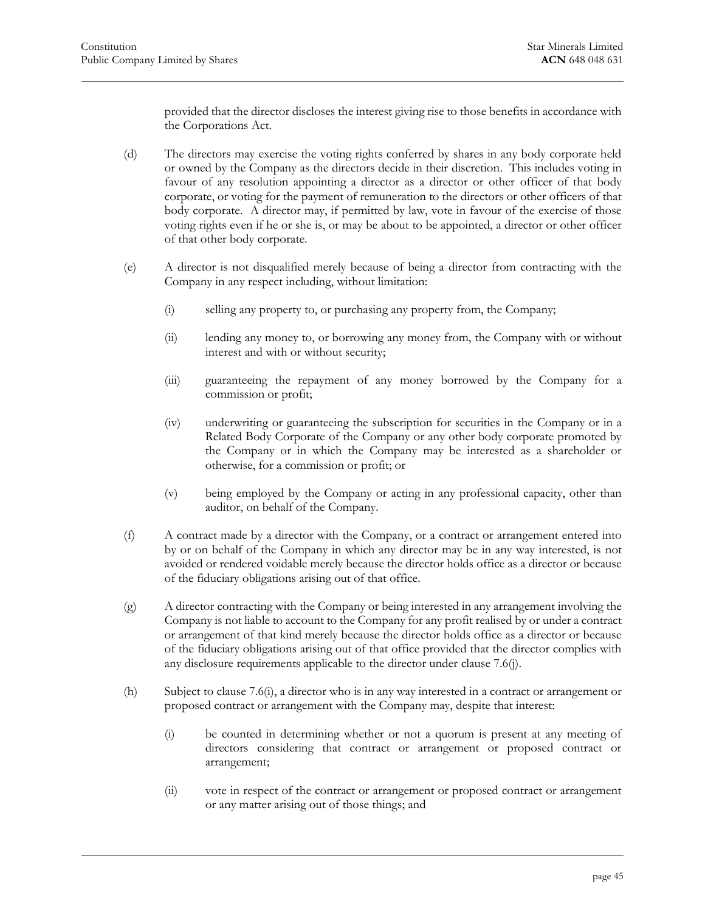provided that the director discloses the interest giving rise to those benefits in accordance with the Corporations Act.

(d) The directors may exercise the voting rights conferred by shares in any body corporate held or owned by the Company as the directors decide in their discretion. This includes voting in favour of any resolution appointing a director as a director or other officer of that body corporate, or voting for the payment of remuneration to the directors or other officers of that body corporate. A director may, if permitted by law, vote in favour of the exercise of those voting rights even if he or she is, or may be about to be appointed, a director or other officer of that other body corporate.

(e) A director is not disqualified merely because of being a director from contracting with the Company in any respect including, without limitation:

(i) selling any property to, or purchasing any property from, the Company;

(ii) lending any money to, or borrowing any money from, the Company with or without interest and with or without security;

(iii) guaranteeing the repayment of any money borrowed by the Company for a commission or profit;

(iv) underwriting or guaranteeing the subscription for securities in the Company or in a Related Body Corporate of the Company or any other body corporate promoted by the Company or in which the Company may be interested as a shareholder or otherwise, for a commission or profit; or

(v) being employed by the Company or acting in any professional capacity, other than auditor, on behalf of the Company.

(f) A contract made by a director with the Company, or a contract or arrangement entered into by or on behalf of the Company in which any director may be in any way interested, is not avoided or rendered voidable merely because the director holds office as a director or because of the fiduciary obligations arising out of that office.

(g) A director contracting with the Company or being interested in any arrangement involving the Company is not liable to account to the Company for any profit realised by or under a contract or arrangement of that kind merely because the director holds office as a director or because of the fiduciary obligations arising out of that office provided that the director complies with any disclosure requirements applicable to the director under clause 7.6(j).

(h) Subject to clause 7.6(i), a director who is in any way interested in a contract or arrangement or proposed contract or arrangement with the Company may, despite that interest:

(i) be counted in determining whether or not a quorum is present at any meeting of directors considering that contract or arrangement or proposed contract or arrangement;

(ii) vote in respect of the contract or arrangement or proposed contract or arrangement or any matter arising out of those things; and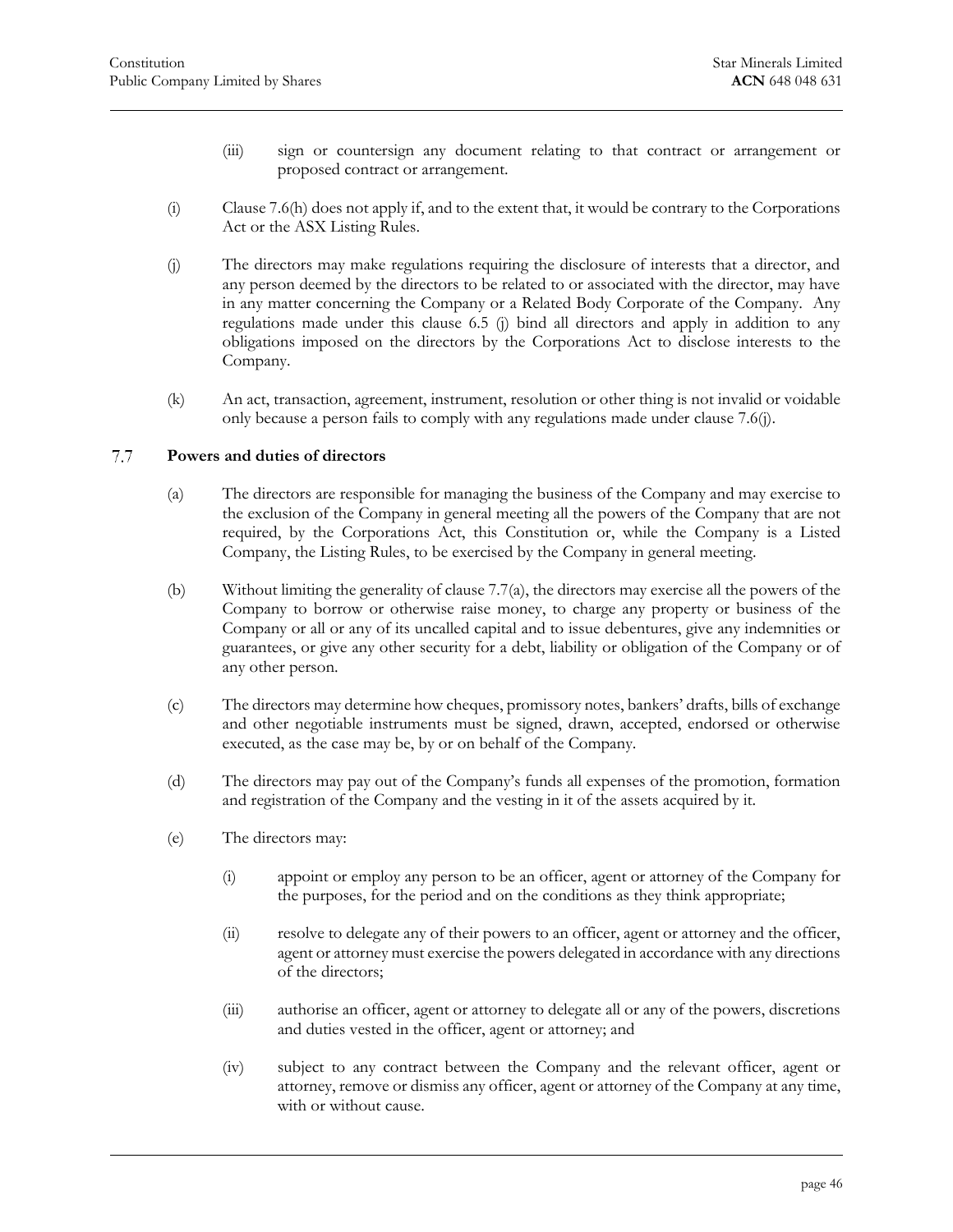(iii) sign or countersign any document relating to that contract or arrangement or proposed contract or arrangement.

(i) Clause 7.6(h) does not apply if, and to the extent that, it would be contrary to the Corporations Act or the ASX Listing Rules.

(j) The directors may make regulations requiring the disclosure of interests that a director, and any person deemed by the directors to be related to or associated with the director, may have in any matter concerning the Company or a Related Body Corporate of the Company. Any regulations made under this clause 6.5 (j) bind all directors and apply in addition to any obligations imposed on the directors by the Corporations Act to disclose interests to the Company.

(k) An act, transaction, agreement, instrument, resolution or other thing is not invalid or voidable only because a person fails to comply with any regulations made under clause 7.6(j).

## 7.7 Powers and duties of directors

(a) The directors are responsible for managing the business of the Company and may exercise to the exclusion of the Company in general meeting all the powers of the Company that are not required, by the Corporations Act, this Constitution or, while the Company is a Listed Company, the Listing Rules, to be exercised by the Company in general meeting.

(b) Without limiting the generality of clause 7.7(a), the directors may exercise all the powers of the Company to borrow or otherwise raise money, to charge any property or business of the Company or all or any of its uncalled capital and to issue debentures, give any indemnities or guarantees, or give any other security for a debt, liability or obligation of the Company or of any other person.

(c) The directors may determine how cheques, promissory notes, bankers' drafts, bills of exchange and other negotiable instruments must be signed, drawn, accepted, endorsed or otherwise executed, as the case may be, by or on behalf of the Company.

(d) The directors may pay out of the Company's funds all expenses of the promotion, formation and registration of the Company and the vesting in it of the assets acquired by it.

(e) The directors may:

(i) appoint or employ any person to be an officer, agent or attorney of the Company for the purposes, for the period and on the conditions as they think appropriate;

(ii) resolve to delegate any of their powers to an officer, agent or attorney and the officer, agent or attorney must exercise the powers delegated in accordance with any directions of the directors;

(iii) authorise an officer, agent or attorney to delegate all or any of the powers, discretions and duties vested in the officer, agent or attorney; and

(iv) subject to any contract between the Company and the relevant officer, agent or attorney, remove or dismiss any officer, agent or attorney of the Company at any time, with or without cause.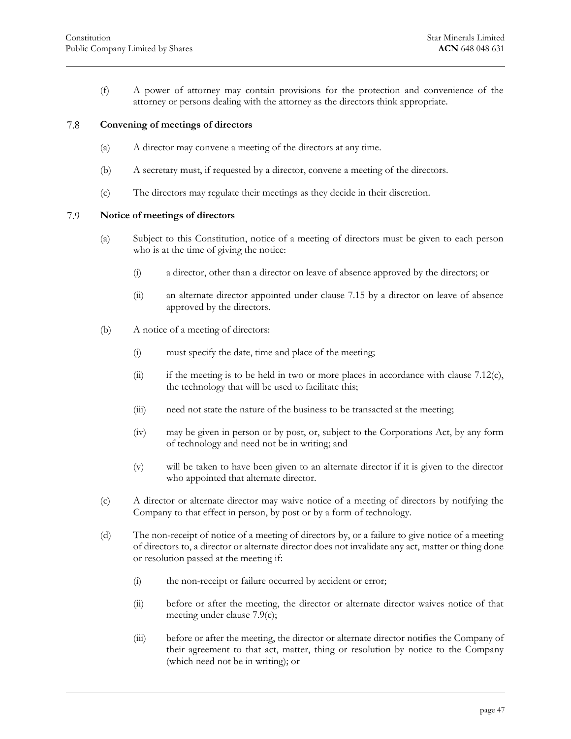(f) A power of attorney may contain provisions for the protection and convenience of the attorney or persons dealing with the attorney as the directors think appropriate.

## 7.8 Convening of meetings of directors

(a) A director may convene a meeting of the directors at any time.

(b) A secretary must, if requested by a director, convene a meeting of the directors.

(c) The directors may regulate their meetings as they decide in their discretion.

## 7.9 Notice of meetings of directors

(a) Subject to this Constitution, notice of a meeting of directors must be given to each person who is at the time of giving the notice:

   (i) a director, other than a director on leave of absence approved by the directors; or

   (ii) an alternate director appointed under clause 7.15 by a director on leave of absence approved by the directors.

(b) A notice of a meeting of directors:

   (i) must specify the date, time and place of the meeting;

   (ii) if the meeting is to be held in two or more places in accordance with clause 7.12(c), the technology that will be used to facilitate this;

   (iii) need not state the nature of the business to be transacted at the meeting;

   (iv) may be given in person or by post, or, subject to the Corporations Act, by any form of technology and need not be in writing; and

   (v) will be taken to have been given to an alternate director if it is given to the director who appointed that alternate director.

(c) A director or alternate director may waive notice of a meeting of directors by notifying the Company to that effect in person, by post or by a form of technology.

(d) The non-receipt of notice of a meeting of directors by, or a failure to give notice of a meeting of directors to, a director or alternate director does not invalidate any act, matter or thing done or resolution passed at the meeting if:

   (i) the non-receipt or failure occurred by accident or error;

   (ii) before or after the meeting, the director or alternate director waives notice of that meeting under clause 7.9(c);

   (iii) before or after the meeting, the director or alternate director notifies the Company of their agreement to that act, matter, thing or resolution by notice to the Company (which need not be in writing); or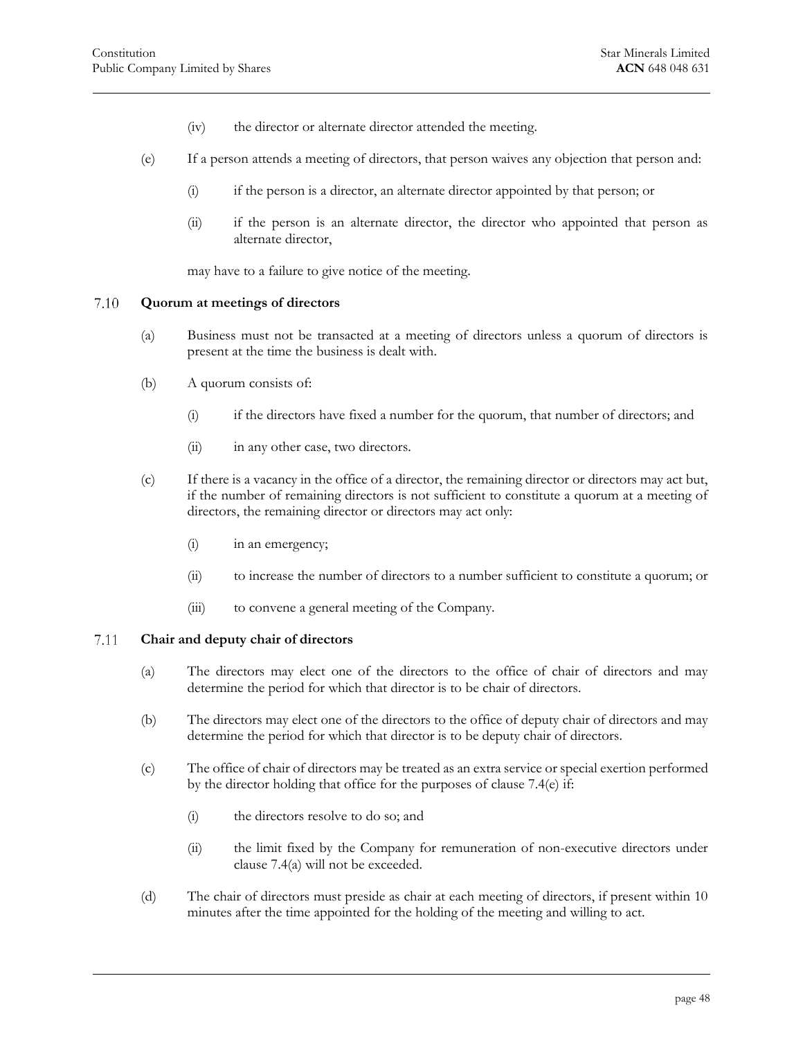(iv) the director or alternate director attended the meeting.

(e) If a person attends a meeting of directors, that person waives any objection that person and:

(i) if the person is a director, an alternate director appointed by that person; or

(ii) if the person is an alternate director, the director who appointed that person as alternate director,

may have to a failure to give notice of the meeting.

### 7.10 Quorum at meetings of directors

(a) Business must not be transacted at a meeting of directors unless a quorum of directors is present at the time the business is dealt with.

(b) A quorum consists of:

(i) if the directors have fixed a number for the quorum, that number of directors; and

(ii) in any other case, two directors.

(c) If there is a vacancy in the office of a director, the remaining director or directors may act but, if the number of remaining directors is not sufficient to constitute a quorum at a meeting of directors, the remaining director or directors may act only:

(i) in an emergency;

(ii) to increase the number of directors to a number sufficient to constitute a quorum; or

(iii) to convene a general meeting of the Company.

### 7.11 Chair and deputy chair of directors

(a) The directors may elect one of the directors to the office of chair of directors and may determine the period for which that director is to be chair of directors.

(b) The directors may elect one of the directors to the office of deputy chair of directors and may determine the period for which that director is to be deputy chair of directors.

(c) The office of chair of directors may be treated as an extra service or special exertion performed by the director holding that office for the purposes of clause 7.4(e) if:

(i) the directors resolve to do so; and

(ii) the limit fixed by the Company for remuneration of non-executive directors under clause 7.4(a) will not be exceeded.

(d) The chair of directors must preside as chair at each meeting of directors, if present within 10 minutes after the time appointed for the holding of the meeting and willing to act.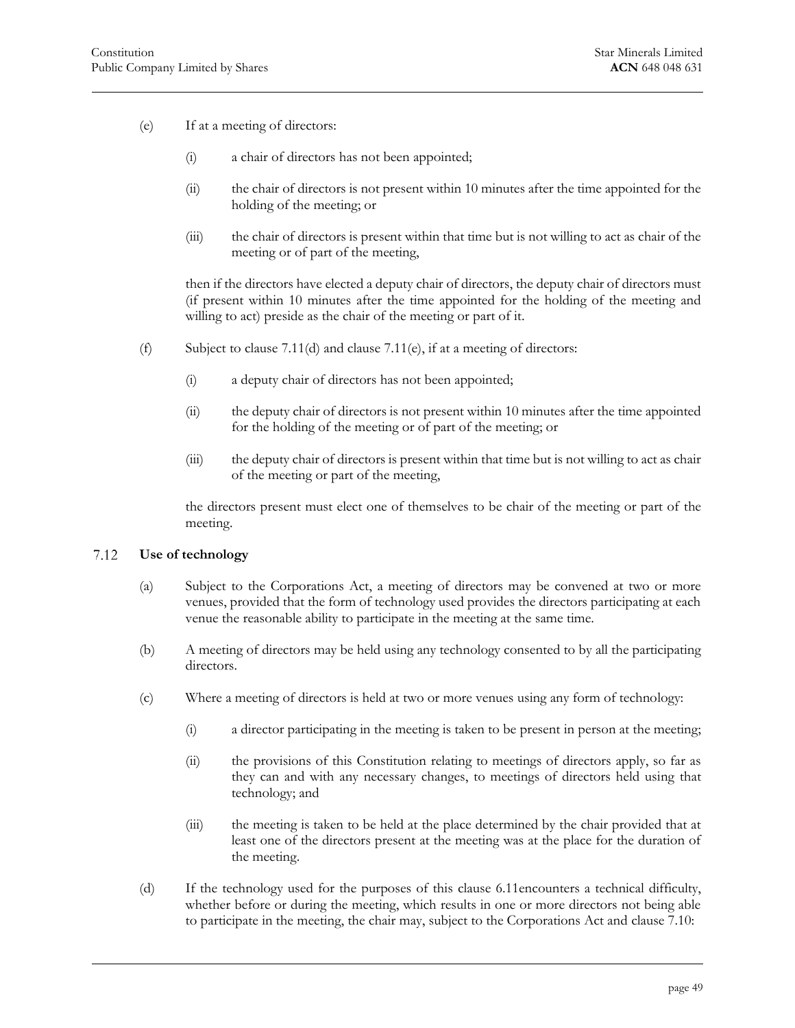(e) If at a meeting of directors:

(i) a chair of directors has not been appointed;

(ii) the chair of directors is not present within 10 minutes after the time appointed for the holding of the meeting; or

(iii) the chair of directors is present within that time but is not willing to act as chair of the meeting or of part of the meeting,

then if the directors have elected a deputy chair of directors, the deputy chair of directors must (if present within 10 minutes after the time appointed for the holding of the meeting and willing to act) preside as the chair of the meeting or part of it.

(f) Subject to clause 7.11(d) and clause 7.11(e), if at a meeting of directors:

(i) a deputy chair of directors has not been appointed;

(ii) the deputy chair of directors is not present within 10 minutes after the time appointed for the holding of the meeting or of part of the meeting; or

(iii) the deputy chair of directors is present within that time but is not willing to act as chair of the meeting or part of the meeting,

the directors present must elect one of themselves to be chair of the meeting or part of the meeting.

### 7.12 Use of technology

(a) Subject to the Corporations Act, a meeting of directors may be convened at two or more venues, provided that the form of technology used provides the directors participating at each venue the reasonable ability to participate in the meeting at the same time.

(b) A meeting of directors may be held using any technology consented to by all the participating directors.

(c) Where a meeting of directors is held at two or more venues using any form of technology:

(i) a director participating in the meeting is taken to be present in person at the meeting;

(ii) the provisions of this Constitution relating to meetings of directors apply, so far as they can and with any necessary changes, to meetings of directors held using that technology; and

(iii) the meeting is taken to be held at the place determined by the chair provided that at least one of the directors present at the meeting was at the place for the duration of the meeting.

(d) If the technology used for the purposes of this clause 6.11encounters a technical difficulty, whether before or during the meeting, which results in one or more directors not being able to participate in the meeting, the chair may, subject to the Corporations Act and clause 7.10: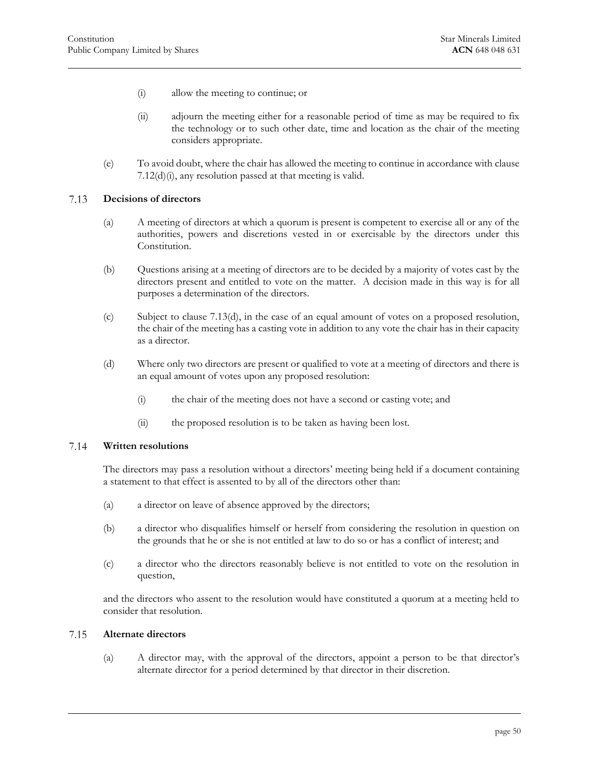(i) allow the meeting to continue; or

(ii) adjourn the meeting either for a reasonable period of time as may be required to fix the technology or to such other date, time and location as the chair of the meeting considers appropriate.

(e) To avoid doubt, where the chair has allowed the meeting to continue in accordance with clause 7.12(d)(i), any resolution passed at that meeting is valid.

### 7.13 Decisions of directors

(a) A meeting of directors at which a quorum is present is competent to exercise all or any of the authorities, powers and discretions vested in or exercisable by the directors under this Constitution.

(b) Questions arising at a meeting of directors are to be decided by a majority of votes cast by the directors present and entitled to vote on the matter. A decision made in this way is for all purposes a determination of the directors.

(c) Subject to clause 7.13(d), in the case of an equal amount of votes on a proposed resolution, the chair of the meeting has a casting vote in addition to any vote the chair has in their capacity as a director.

(d) Where only two directors are present or qualified to vote at a meeting of directors and there is an equal amount of votes upon any proposed resolution:

(i) the chair of the meeting does not have a second or casting vote; and

(ii) the proposed resolution is to be taken as having been lost.

### 7.14 Written resolutions

The directors may pass a resolution without a directors' meeting being held if a document containing a statement to that effect is assented to by all of the directors other than:

(a) a director on leave of absence approved by the directors;

(b) a director who disqualifies himself or herself from considering the resolution in question on the grounds that he or she is not entitled at law to do so or has a conflict of interest; and

(c) a director who the directors reasonably believe is not entitled to vote on the resolution in question,

and the directors who assent to the resolution would have constituted a quorum at a meeting held to consider that resolution.

### 7.15 Alternate directors

(a) A director may, with the approval of the directors, appoint a person to be that director's alternate director for a period determined by that director in their discretion.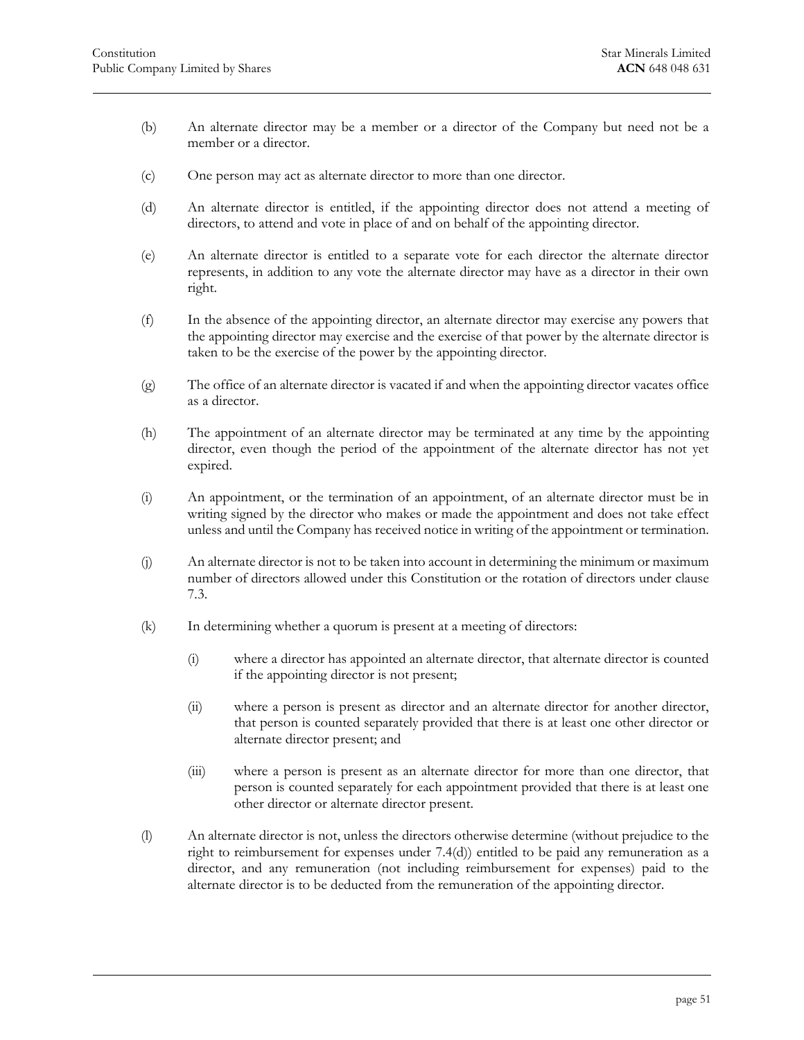(b) An alternate director may be a member or a director of the Company but need not be a member or a director.

(c) One person may act as alternate director to more than one director.

(d) An alternate director is entitled, if the appointing director does not attend a meeting of directors, to attend and vote in place of and on behalf of the appointing director.

(e) An alternate director is entitled to a separate vote for each director the alternate director represents, in addition to any vote the alternate director may have as a director in their own right.

(f) In the absence of the appointing director, an alternate director may exercise any powers that the appointing director may exercise and the exercise of that power by the alternate director is taken to be the exercise of the power by the appointing director.

(g) The office of an alternate director is vacated if and when the appointing director vacates office as a director.

(h) The appointment of an alternate director may be terminated at any time by the appointing director, even though the period of the appointment of the alternate director has not yet expired.

(i) An appointment, or the termination of an appointment, of an alternate director must be in writing signed by the director who makes or made the appointment and does not take effect unless and until the Company has received notice in writing of the appointment or termination.

(j) An alternate director is not to be taken into account in determining the minimum or maximum number of directors allowed under this Constitution or the rotation of directors under clause 7.3.

(k) In determining whether a quorum is present at a meeting of directors:

   (i) where a director has appointed an alternate director, that alternate director is counted if the appointing director is not present;

   (ii) where a person is present as director and an alternate director for another director, that person is counted separately provided that there is at least one other director or alternate director present; and

   (iii) where a person is present as an alternate director for more than one director, that person is counted separately for each appointment provided that there is at least one other director or alternate director present.

(l) An alternate director is not, unless the directors otherwise determine (without prejudice to the right to reimbursement for expenses under 7.4(d)) entitled to be paid any remuneration as a director, and any remuneration (not including reimbursement for expenses) paid to the alternate director is to be deducted from the remuneration of the appointing director.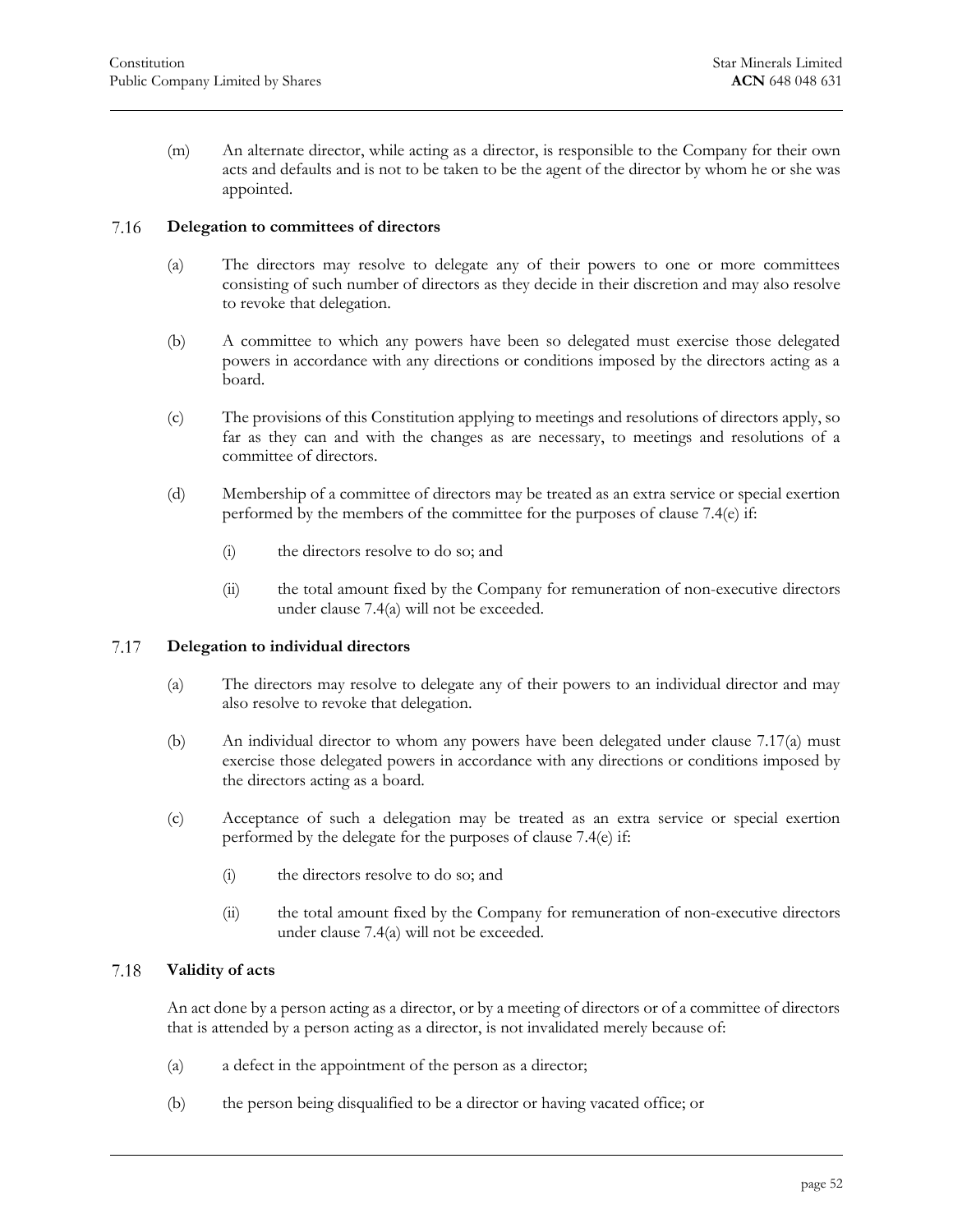(m) An alternate director, while acting as a director, is responsible to the Company for their own acts and defaults and is not to be taken to be the agent of the director by whom he or she was appointed.

### 7.16 Delegation to committees of directors

(a) The directors may resolve to delegate any of their powers to one or more committees consisting of such number of directors as they decide in their discretion and may also resolve to revoke that delegation.

(b) A committee to which any powers have been so delegated must exercise those delegated powers in accordance with any directions or conditions imposed by the directors acting as a board.

(c) The provisions of this Constitution applying to meetings and resolutions of directors apply, so far as they can and with the changes as are necessary, to meetings and resolutions of a committee of directors.

(d) Membership of a committee of directors may be treated as an extra service or special exertion performed by the members of the committee for the purposes of clause 7.4(e) if:

(i) the directors resolve to do so; and

(ii) the total amount fixed by the Company for remuneration of non-executive directors under clause 7.4(a) will not be exceeded.

### 7.17 Delegation to individual directors

(a) The directors may resolve to delegate any of their powers to an individual director and may also resolve to revoke that delegation.

(b) An individual director to whom any powers have been delegated under clause 7.17(a) must exercise those delegated powers in accordance with any directions or conditions imposed by the directors acting as a board.

(c) Acceptance of such a delegation may be treated as an extra service or special exertion performed by the delegate for the purposes of clause 7.4(e) if:

(i) the directors resolve to do so; and

(ii) the total amount fixed by the Company for remuneration of non-executive directors under clause 7.4(a) will not be exceeded.

### 7.18 Validity of acts

An act done by a person acting as a director, or by a meeting of directors or of a committee of directors that is attended by a person acting as a director, is not invalidated merely because of:

(a) a defect in the appointment of the person as a director;

(b) the person being disqualified to be a director or having vacated office; or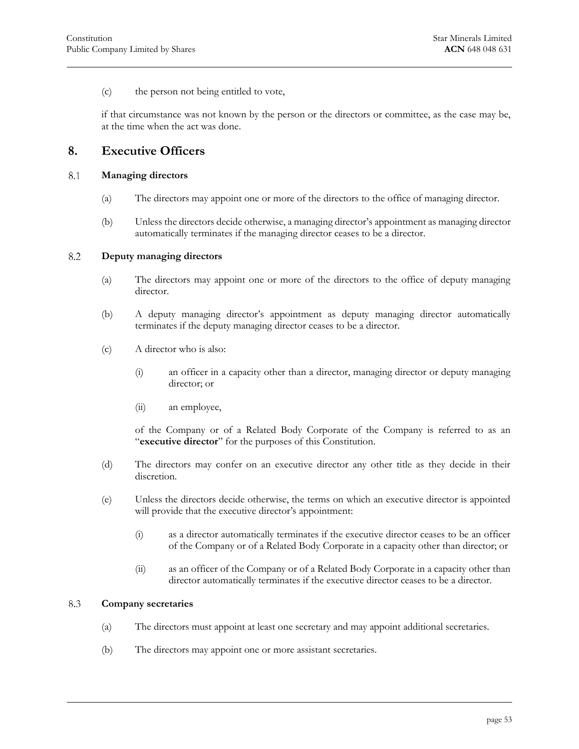(c) the person not being entitled to vote,

if that circumstance was not known by the person or the directors or committee, as the case may be, at the time when the act was done.

# 8. Executive Officers

## 8.1 Managing directors

(a) The directors may appoint one or more of the directors to the office of managing director.

(b) Unless the directors decide otherwise, a managing director's appointment as managing director automatically terminates if the managing director ceases to be a director.

## 8.2 Deputy managing directors

(a) The directors may appoint one or more of the directors to the office of deputy managing director.

(b) A deputy managing director's appointment as deputy managing director automatically terminates if the deputy managing director ceases to be a director.

(c) A director who is also:

(i) an officer in a capacity other than a director, managing director or deputy managing director; or

(ii) an employee,

of the Company or of a Related Body Corporate of the Company is referred to as an "**executive director**" for the purposes of this Constitution.

(d) The directors may confer on an executive director any other title as they decide in their discretion.

(e) Unless the directors decide otherwise, the terms on which an executive director is appointed will provide that the executive director's appointment:

(i) as a director automatically terminates if the executive director ceases to be an officer of the Company or of a Related Body Corporate in a capacity other than director; or

(ii) as an officer of the Company or of a Related Body Corporate in a capacity other than director automatically terminates if the executive director ceases to be a director.

## 8.3 Company secretaries

(a) The directors must appoint at least one secretary and may appoint additional secretaries.

(b) The directors may appoint one or more assistant secretaries.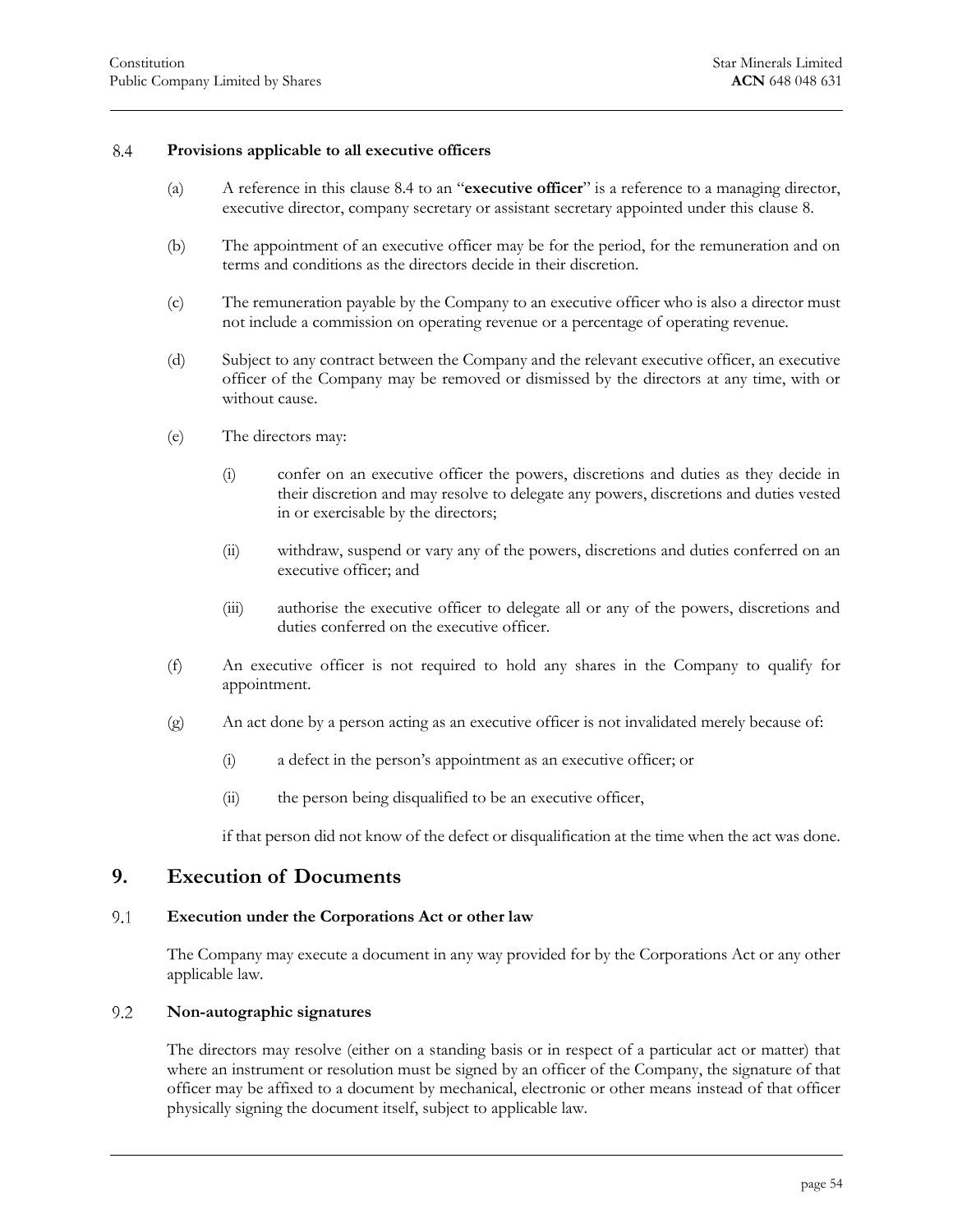### 8.4 Provisions applicable to all executive officers

(a) A reference in this clause 8.4 to an "**executive officer**" is a reference to a managing director, executive director, company secretary or assistant secretary appointed under this clause 8.

(b) The appointment of an executive officer may be for the period, for the remuneration and on terms and conditions as the directors decide in their discretion.

(c) The remuneration payable by the Company to an executive officer who is also a director must not include a commission on operating revenue or a percentage of operating revenue.

(d) Subject to any contract between the Company and the relevant executive officer, an executive officer of the Company may be removed or dismissed by the directors at any time, with or without cause.

(e) The directors may:

(i) confer on an executive officer the powers, discretions and duties as they decide in their discretion and may resolve to delegate any powers, discretions and duties vested in or exercisable by the directors;

(ii) withdraw, suspend or vary any of the powers, discretions and duties conferred on an executive officer; and

(iii) authorise the executive officer to delegate all or any of the powers, discretions and duties conferred on the executive officer.

(f) An executive officer is not required to hold any shares in the Company to qualify for appointment.

(g) An act done by a person acting as an executive officer is not invalidated merely because of:

(i) a defect in the person's appointment as an executive officer; or

(ii) the person being disqualified to be an executive officer,

if that person did not know of the defect or disqualification at the time when the act was done.

## 9. Execution of Documents

### 9.1 Execution under the Corporations Act or other law

The Company may execute a document in any way provided for by the Corporations Act or any other applicable law.

### 9.2 Non-autographic signatures

The directors may resolve (either on a standing basis or in respect of a particular act or matter) that where an instrument or resolution must be signed by an officer of the Company, the signature of that officer may be affixed to a document by mechanical, electronic or other means instead of that officer physically signing the document itself, subject to applicable law.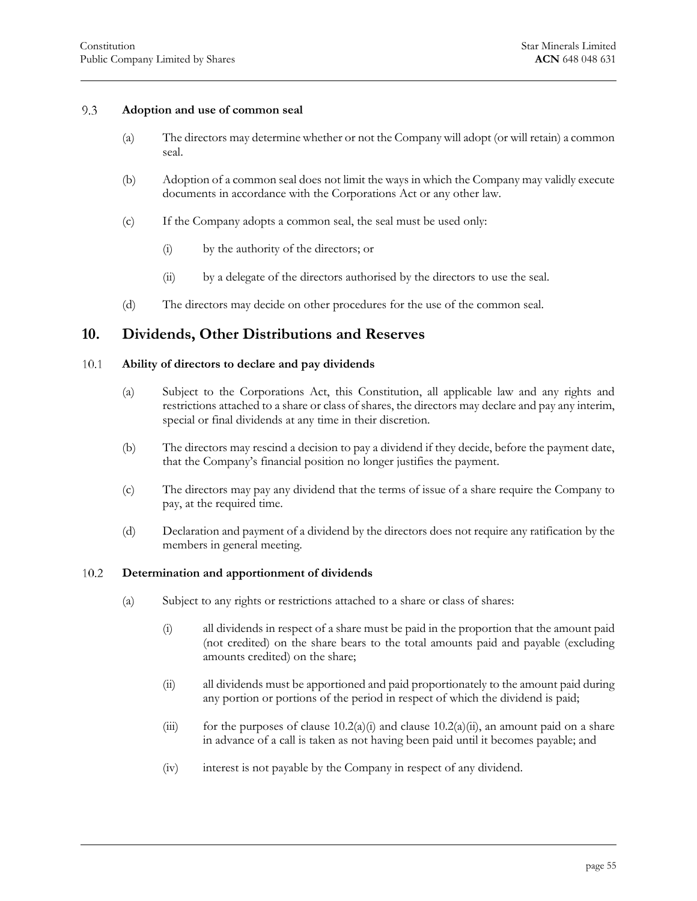### 9.3 Adoption and use of common seal

(a) The directors may determine whether or not the Company will adopt (or will retain) a common seal.

(b) Adoption of a common seal does not limit the ways in which the Company may validly execute documents in accordance with the Corporations Act or any other law.

(c) If the Company adopts a common seal, the seal must be used only:

(i) by the authority of the directors; or

(ii) by a delegate of the directors authorised by the directors to use the seal.

(d) The directors may decide on other procedures for the use of the common seal.

## 10. Dividends, Other Distributions and Reserves

### 10.1 Ability of directors to declare and pay dividends

(a) Subject to the Corporations Act, this Constitution, all applicable law and any rights and restrictions attached to a share or class of shares, the directors may declare and pay any interim, special or final dividends at any time in their discretion.

(b) The directors may rescind a decision to pay a dividend if they decide, before the payment date, that the Company's financial position no longer justifies the payment.

(c) The directors may pay any dividend that the terms of issue of a share require the Company to pay, at the required time.

(d) Declaration and payment of a dividend by the directors does not require any ratification by the members in general meeting.

### 10.2 Determination and apportionment of dividends

(a) Subject to any rights or restrictions attached to a share or class of shares:

(i) all dividends in respect of a share must be paid in the proportion that the amount paid (not credited) on the share bears to the total amounts paid and payable (excluding amounts credited) on the share;

(ii) all dividends must be apportioned and paid proportionately to the amount paid during any portion or portions of the period in respect of which the dividend is paid;

(iii) for the purposes of clause 10.2(a)(i) and clause 10.2(a)(ii), an amount paid on a share in advance of a call is taken as not having been paid until it becomes payable; and

(iv) interest is not payable by the Company in respect of any dividend.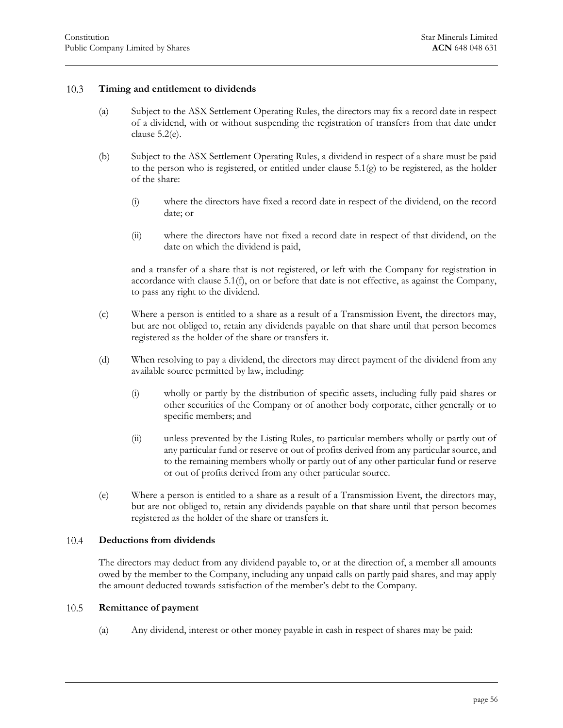### 10.3 Timing and entitlement to dividends

(a) Subject to the ASX Settlement Operating Rules, the directors may fix a record date in respect of a dividend, with or without suspending the registration of transfers from that date under clause 5.2(e).

(b) Subject to the ASX Settlement Operating Rules, a dividend in respect of a share must be paid to the person who is registered, or entitled under clause 5.1(g) to be registered, as the holder of the share:

(i) where the directors have fixed a record date in respect of the dividend, on the record date; or

(ii) where the directors have not fixed a record date in respect of that dividend, on the date on which the dividend is paid,

and a transfer of a share that is not registered, or left with the Company for registration in accordance with clause 5.1(f), on or before that date is not effective, as against the Company, to pass any right to the dividend.

(c) Where a person is entitled to a share as a result of a Transmission Event, the directors may, but are not obliged to, retain any dividends payable on that share until that person becomes registered as the holder of the share or transfers it.

(d) When resolving to pay a dividend, the directors may direct payment of the dividend from any available source permitted by law, including:

(i) wholly or partly by the distribution of specific assets, including fully paid shares or other securities of the Company or of another body corporate, either generally or to specific members; and

(ii) unless prevented by the Listing Rules, to particular members wholly or partly out of any particular fund or reserve or out of profits derived from any particular source, and to the remaining members wholly or partly out of any other particular fund or reserve or out of profits derived from any other particular source.

(e) Where a person is entitled to a share as a result of a Transmission Event, the directors may, but are not obliged to, retain any dividends payable on that share until that person becomes registered as the holder of the share or transfers it.

### 10.4 Deductions from dividends

The directors may deduct from any dividend payable to, or at the direction of, a member all amounts owed by the member to the Company, including any unpaid calls on partly paid shares, and may apply the amount deducted towards satisfaction of the member's debt to the Company.

### 10.5 Remittance of payment

(a) Any dividend, interest or other money payable in cash in respect of shares may be paid: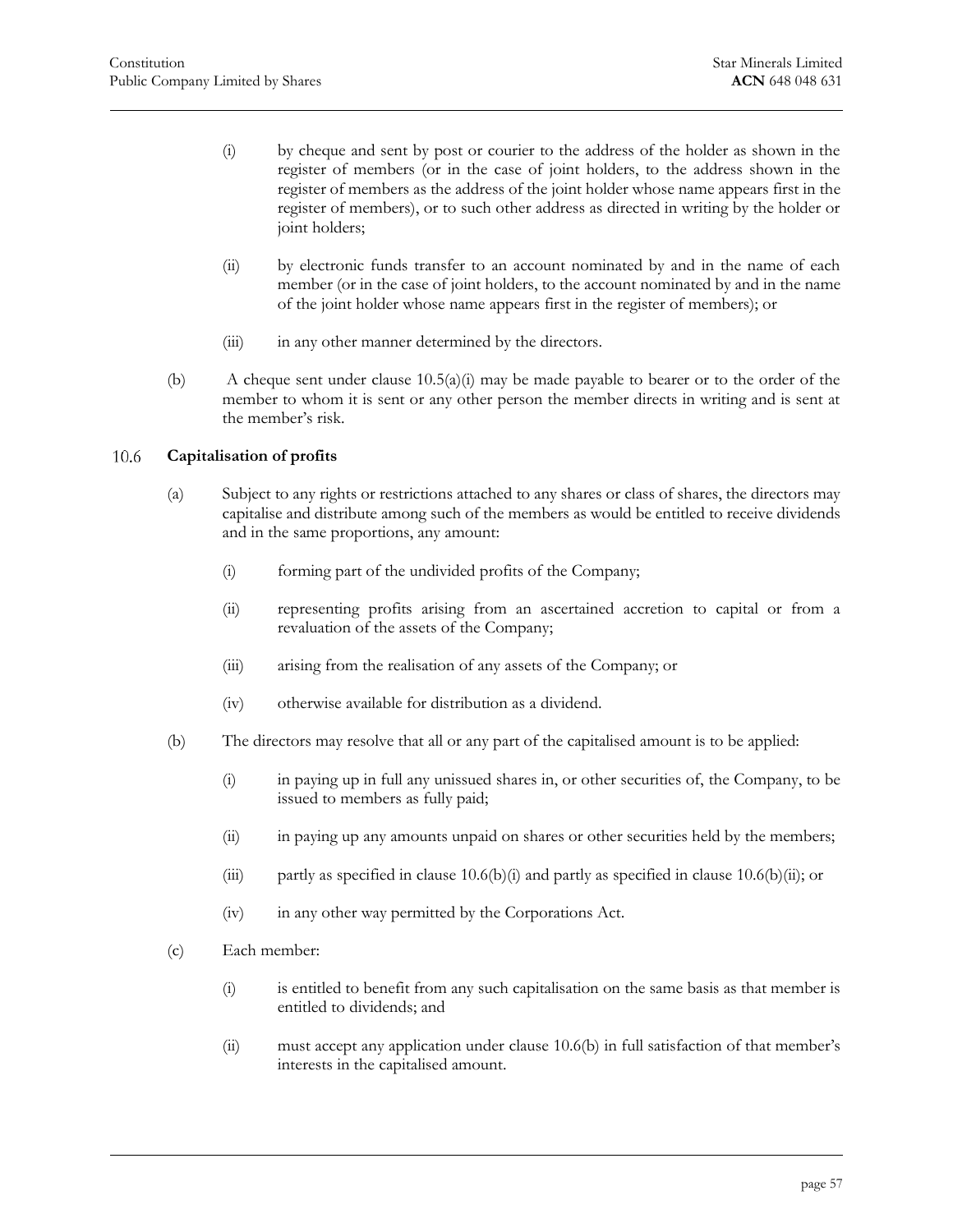(i) by cheque and sent by post or courier to the address of the holder as shown in the register of members (or in the case of joint holders, to the address shown in the register of members as the address of the joint holder whose name appears first in the register of members), or to such other address as directed in writing by the holder or joint holders;

(ii) by electronic funds transfer to an account nominated by and in the name of each member (or in the case of joint holders, to the account nominated by and in the name of the joint holder whose name appears first in the register of members); or

(iii) in any other manner determined by the directors.

(b) A cheque sent under clause 10.5(a)(i) may be made payable to bearer or to the order of the member to whom it is sent or any other person the member directs in writing and is sent at the member's risk.

### 10.6 Capitalisation of profits

(a) Subject to any rights or restrictions attached to any shares or class of shares, the directors may capitalise and distribute among such of the members as would be entitled to receive dividends and in the same proportions, any amount:

(i) forming part of the undivided profits of the Company;

(ii) representing profits arising from an ascertained accretion to capital or from a revaluation of the assets of the Company;

(iii) arising from the realisation of any assets of the Company; or

(iv) otherwise available for distribution as a dividend.

(b) The directors may resolve that all or any part of the capitalised amount is to be applied:

(i) in paying up in full any unissued shares in, or other securities of, the Company, to be issued to members as fully paid;

(ii) in paying up any amounts unpaid on shares or other securities held by the members;

(iii) partly as specified in clause 10.6(b)(i) and partly as specified in clause 10.6(b)(ii); or

(iv) in any other way permitted by the Corporations Act.

(c) Each member:

(i) is entitled to benefit from any such capitalisation on the same basis as that member is entitled to dividends; and

(ii) must accept any application under clause 10.6(b) in full satisfaction of that member's interests in the capitalised amount.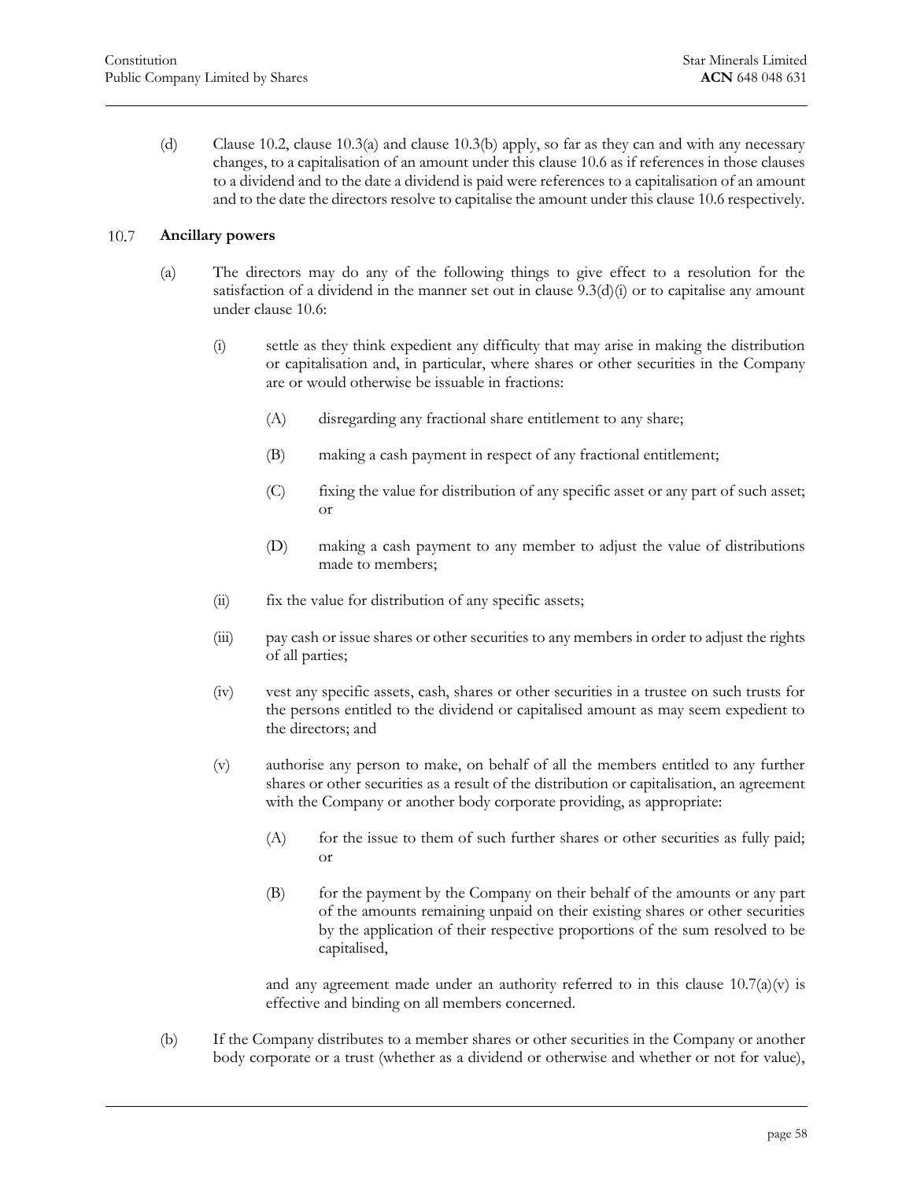(d) Clause 10.2, clause 10.3(a) and clause 10.3(b) apply, so far as they can and with any necessary changes, to a capitalisation of an amount under this clause 10.6 as if references in those clauses to a dividend and to the date a dividend is paid were references to a capitalisation of an amount and to the date the directors resolve to capitalise the amount under this clause 10.6 respectively.

### 10.7 **Ancillary powers**

(a) The directors may do any of the following things to give effect to a resolution for the satisfaction of a dividend in the manner set out in clause 9.3(d)(i) or to capitalise any amount under clause 10.6:

  (i) settle as they think expedient any difficulty that may arise in making the distribution or capitalisation and, in particular, where shares or other securities in the Company are or would otherwise be issuable in fractions:

    (A) disregarding any fractional share entitlement to any share;

    (B) making a cash payment in respect of any fractional entitlement;

    (C) fixing the value for distribution of any specific asset or any part of such asset; or

    (D) making a cash payment to any member to adjust the value of distributions made to members;

  (ii) fix the value for distribution of any specific assets;

  (iii) pay cash or issue shares or other securities to any members in order to adjust the rights of all parties;

  (iv) vest any specific assets, cash, shares or other securities in a trustee on such trusts for the persons entitled to the dividend or capitalised amount as may seem expedient to the directors; and

  (v) authorise any person to make, on behalf of all the members entitled to any further shares or other securities as a result of the distribution or capitalisation, an agreement with the Company or another body corporate providing, as appropriate:

    (A) for the issue to them of such further shares or other securities as fully paid; or

    (B) for the payment by the Company on their behalf of the amounts or any part of the amounts remaining unpaid on their existing shares or other securities by the application of their respective proportions of the sum resolved to be capitalised,

  and any agreement made under an authority referred to in this clause 10.7(a)(v) is effective and binding on all members concerned.

(b) If the Company distributes to a member shares or other securities in the Company or another body corporate or a trust (whether as a dividend or otherwise and whether or not for value),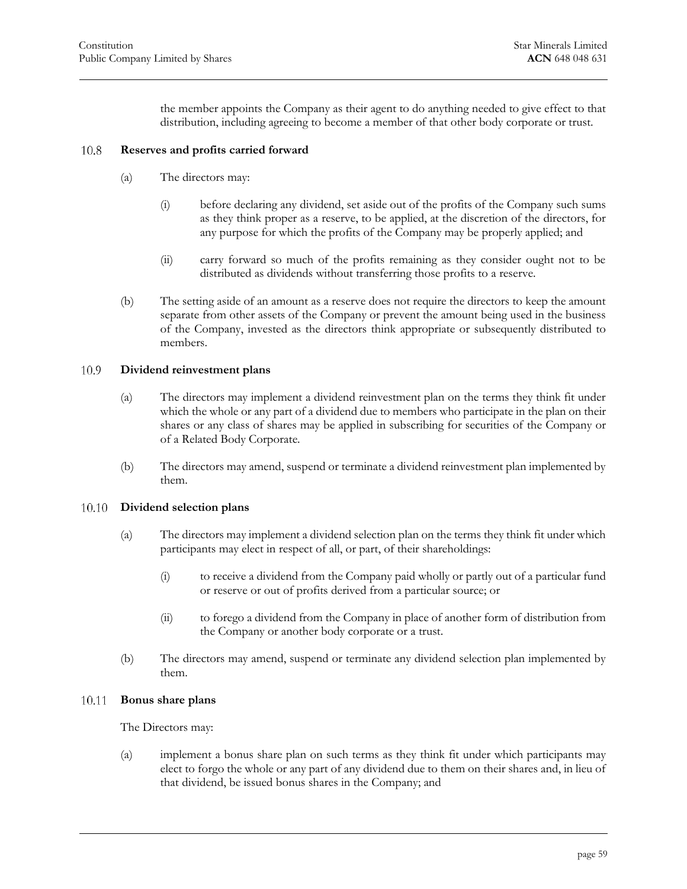the member appoints the Company as their agent to do anything needed to give effect to that distribution, including agreeing to become a member of that other body corporate or trust.

### 10.8 Reserves and profits carried forward

(a) The directors may:

(i) before declaring any dividend, set aside out of the profits of the Company such sums as they think proper as a reserve, to be applied, at the discretion of the directors, for any purpose for which the profits of the Company may be properly applied; and

(ii) carry forward so much of the profits remaining as they consider ought not to be distributed as dividends without transferring those profits to a reserve.

(b) The setting aside of an amount as a reserve does not require the directors to keep the amount separate from other assets of the Company or prevent the amount being used in the business of the Company, invested as the directors think appropriate or subsequently distributed to members.

### 10.9 Dividend reinvestment plans

(a) The directors may implement a dividend reinvestment plan on the terms they think fit under which the whole or any part of a dividend due to members who participate in the plan on their shares or any class of shares may be applied in subscribing for securities of the Company or of a Related Body Corporate.

(b) The directors may amend, suspend or terminate a dividend reinvestment plan implemented by them.

### 10.10 Dividend selection plans

(a) The directors may implement a dividend selection plan on the terms they think fit under which participants may elect in respect of all, or part, of their shareholdings:

(i) to receive a dividend from the Company paid wholly or partly out of a particular fund or reserve or out of profits derived from a particular source; or

(ii) to forego a dividend from the Company in place of another form of distribution from the Company or another body corporate or a trust.

(b) The directors may amend, suspend or terminate any dividend selection plan implemented by them.

### 10.11 Bonus share plans

The Directors may:

(a) implement a bonus share plan on such terms as they think fit under which participants may elect to forgo the whole or any part of any dividend due to them on their shares and, in lieu of that dividend, be issued bonus shares in the Company; and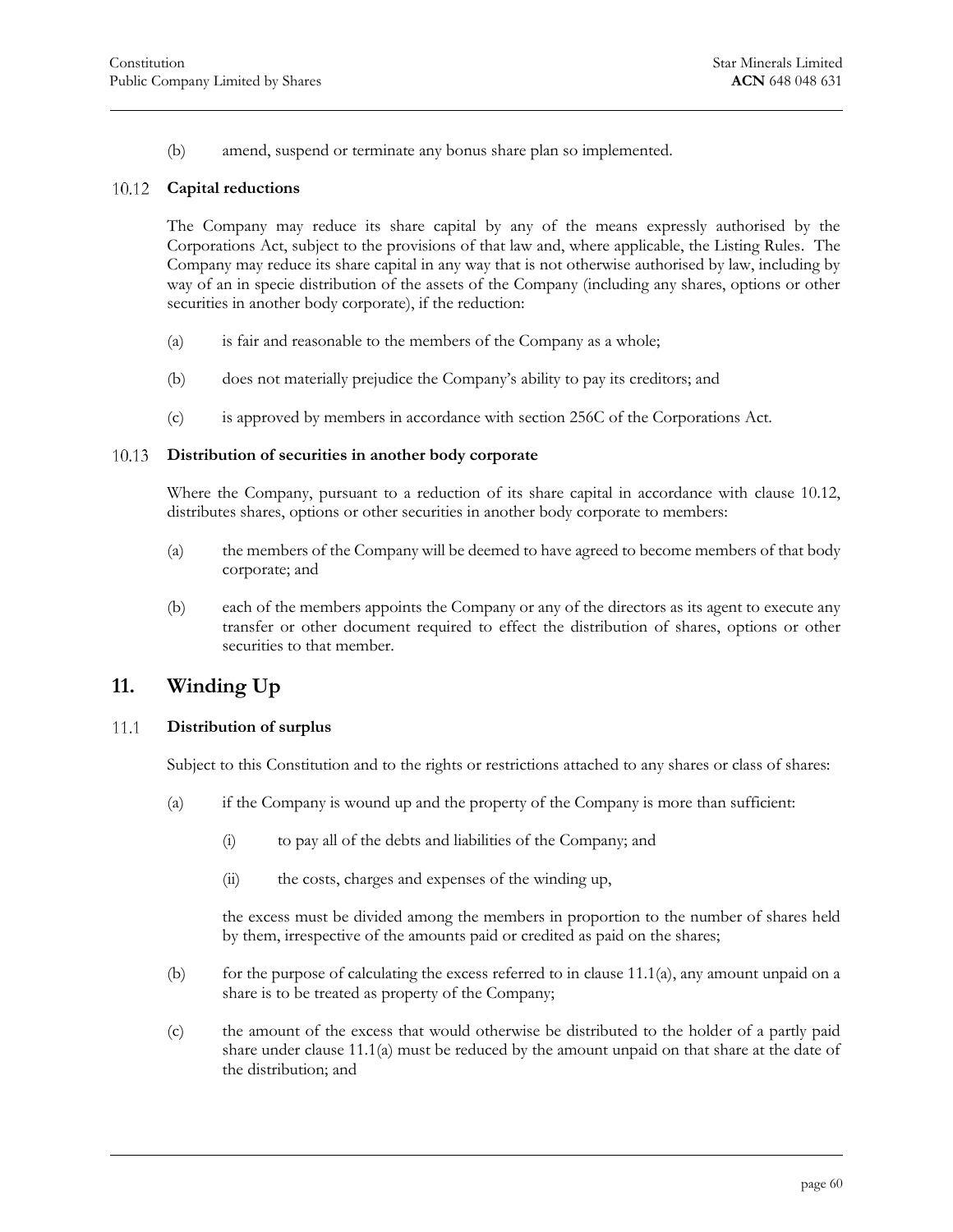(b) amend, suspend or terminate any bonus share plan so implemented.

### 10.12 Capital reductions

The Company may reduce its share capital by any of the means expressly authorised by the Corporations Act, subject to the provisions of that law and, where applicable, the Listing Rules. The Company may reduce its share capital in any way that is not otherwise authorised by law, including by way of an in specie distribution of the assets of the Company (including any shares, options or other securities in another body corporate), if the reduction:

(a) is fair and reasonable to the members of the Company as a whole;

(b) does not materially prejudice the Company's ability to pay its creditors; and

(c) is approved by members in accordance with section 256C of the Corporations Act.

### 10.13 Distribution of securities in another body corporate

Where the Company, pursuant to a reduction of its share capital in accordance with clause 10.12, distributes shares, options or other securities in another body corporate to members:

(a) the members of the Company will be deemed to have agreed to become members of that body corporate; and

(b) each of the members appoints the Company or any of the directors as its agent to execute any transfer or other document required to effect the distribution of shares, options or other securities to that member.

## 11. Winding Up

### 11.1 Distribution of surplus

Subject to this Constitution and to the rights or restrictions attached to any shares or class of shares:

(a) if the Company is wound up and the property of the Company is more than sufficient:

  (i) to pay all of the debts and liabilities of the Company; and

  (ii) the costs, charges and expenses of the winding up,

  the excess must be divided among the members in proportion to the number of shares held by them, irrespective of the amounts paid or credited as paid on the shares;

(b) for the purpose of calculating the excess referred to in clause 11.1(a), any amount unpaid on a share is to be treated as property of the Company;

(c) the amount of the excess that would otherwise be distributed to the holder of a partly paid share under clause 11.1(a) must be reduced by the amount unpaid on that share at the date of the distribution; and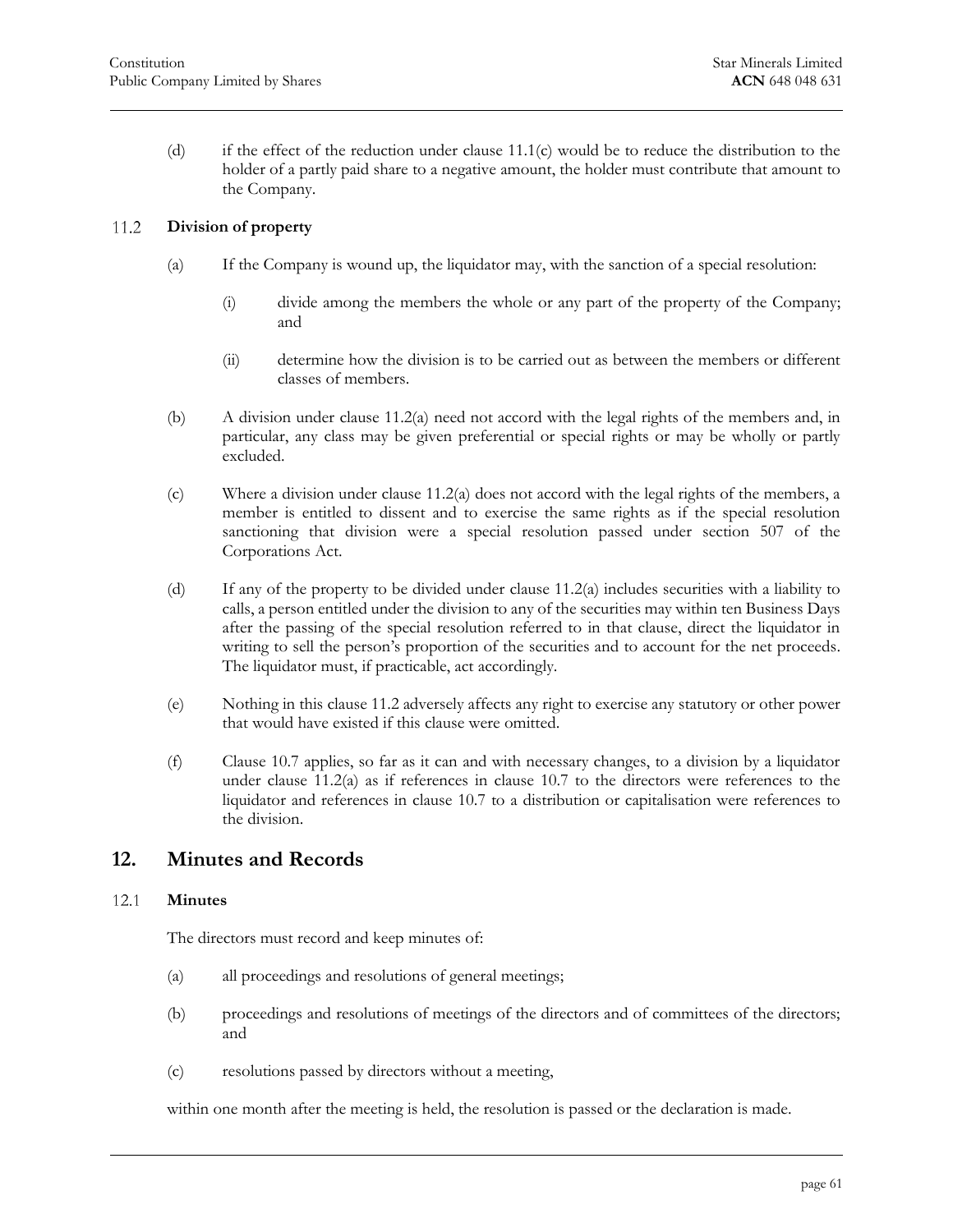(d) if the effect of the reduction under clause 11.1(c) would be to reduce the distribution to the holder of a partly paid share to a negative amount, the holder must contribute that amount to the Company.

### 11.2 Division of property

(a) If the Company is wound up, the liquidator may, with the sanction of a special resolution:

(i) divide among the members the whole or any part of the property of the Company; and

(ii) determine how the division is to be carried out as between the members or different classes of members.

(b) A division under clause 11.2(a) need not accord with the legal rights of the members and, in particular, any class may be given preferential or special rights or may be wholly or partly excluded.

(c) Where a division under clause 11.2(a) does not accord with the legal rights of the members, a member is entitled to dissent and to exercise the same rights as if the special resolution sanctioning that division were a special resolution passed under section 507 of the Corporations Act.

(d) If any of the property to be divided under clause 11.2(a) includes securities with a liability to calls, a person entitled under the division to any of the securities may within ten Business Days after the passing of the special resolution referred to in that clause, direct the liquidator in writing to sell the person's proportion of the securities and to account for the net proceeds. The liquidator must, if practicable, act accordingly.

(e) Nothing in this clause 11.2 adversely affects any right to exercise any statutory or other power that would have existed if this clause were omitted.

(f) Clause 10.7 applies, so far as it can and with necessary changes, to a division by a liquidator under clause 11.2(a) as if references in clause 10.7 to the directors were references to the liquidator and references in clause 10.7 to a distribution or capitalisation were references to the division.

## 12. Minutes and Records

### 12.1 Minutes

The directors must record and keep minutes of:

(a) all proceedings and resolutions of general meetings;

(b) proceedings and resolutions of meetings of the directors and of committees of the directors; and

(c) resolutions passed by directors without a meeting,

within one month after the meeting is held, the resolution is passed or the declaration is made.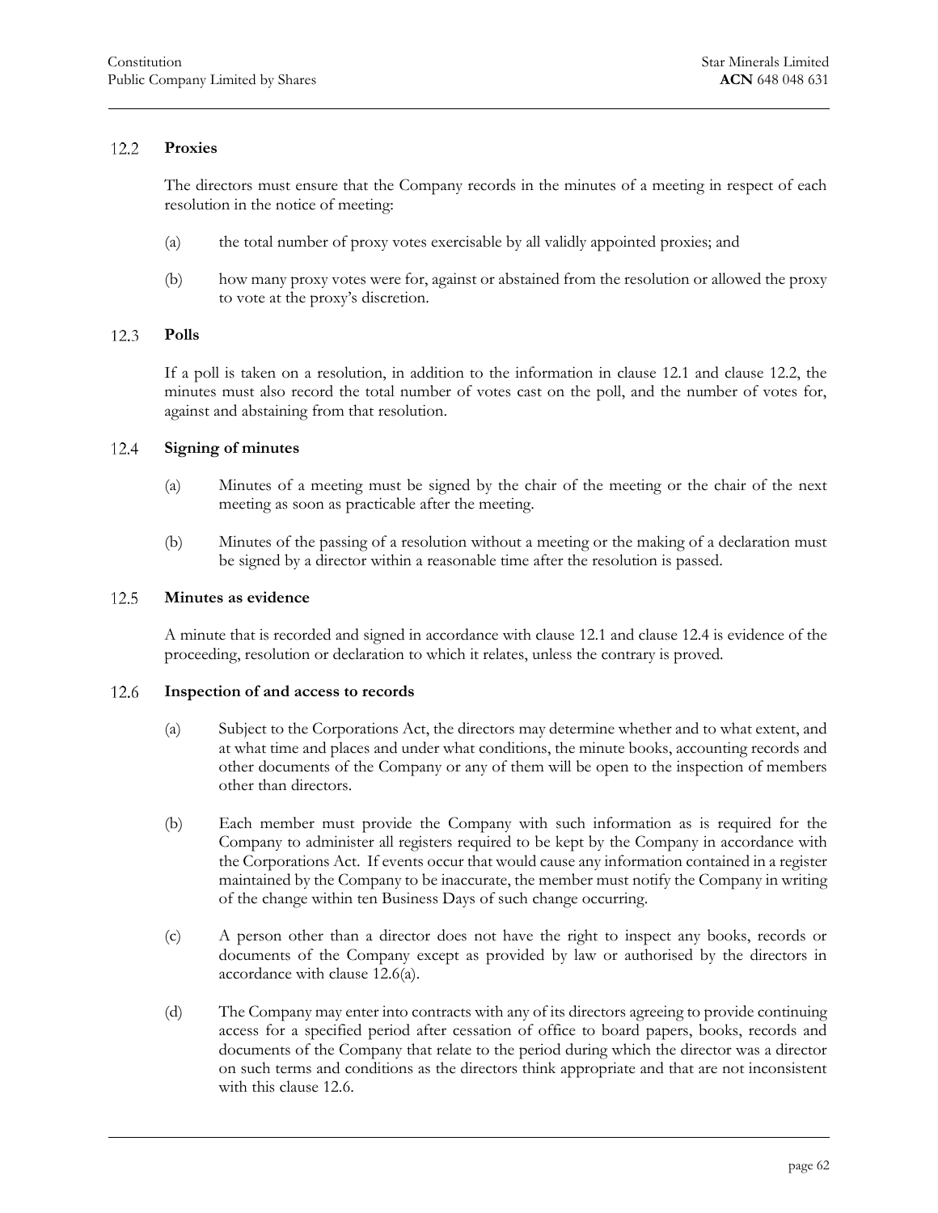### 12.2 Proxies

The directors must ensure that the Company records in the minutes of a meeting in respect of each resolution in the notice of meeting:

(a) the total number of proxy votes exercisable by all validly appointed proxies; and

(b) how many proxy votes were for, against or abstained from the resolution or allowed the proxy to vote at the proxy's discretion.

### 12.3 Polls

If a poll is taken on a resolution, in addition to the information in clause 12.1 and clause 12.2, the minutes must also record the total number of votes cast on the poll, and the number of votes for, against and abstaining from that resolution.

### 12.4 Signing of minutes

(a) Minutes of a meeting must be signed by the chair of the meeting or the chair of the next meeting as soon as practicable after the meeting.

(b) Minutes of the passing of a resolution without a meeting or the making of a declaration must be signed by a director within a reasonable time after the resolution is passed.

### 12.5 Minutes as evidence

A minute that is recorded and signed in accordance with clause 12.1 and clause 12.4 is evidence of the proceeding, resolution or declaration to which it relates, unless the contrary is proved.

### 12.6 Inspection of and access to records

(a) Subject to the Corporations Act, the directors may determine whether and to what extent, and at what time and places and under what conditions, the minute books, accounting records and other documents of the Company or any of them will be open to the inspection of members other than directors.

(b) Each member must provide the Company with such information as is required for the Company to administer all registers required to be kept by the Company in accordance with the Corporations Act. If events occur that would cause any information contained in a register maintained by the Company to be inaccurate, the member must notify the Company in writing of the change within ten Business Days of such change occurring.

(c) A person other than a director does not have the right to inspect any books, records or documents of the Company except as provided by law or authorised by the directors in accordance with clause 12.6(a).

(d) The Company may enter into contracts with any of its directors agreeing to provide continuing access for a specified period after cessation of office to board papers, books, records and documents of the Company that relate to the period during which the director was a director on such terms and conditions as the directors think appropriate and that are not inconsistent with this clause 12.6.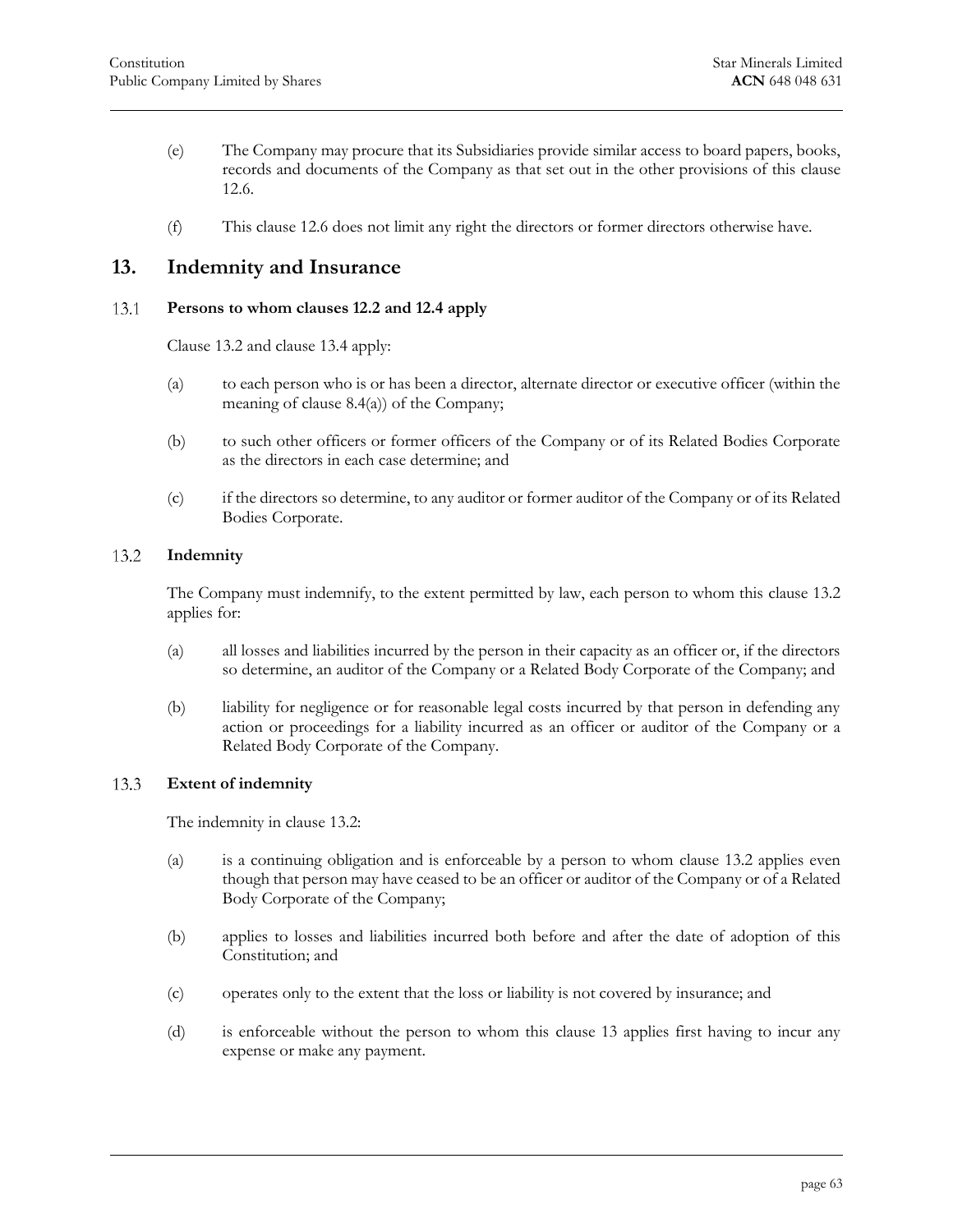(e) The Company may procure that its Subsidiaries provide similar access to board papers, books, records and documents of the Company as that set out in the other provisions of this clause 12.6.

(f) This clause 12.6 does not limit any right the directors or former directors otherwise have.

# 13. Indemnity and Insurance

### 13.1 Persons to whom clauses 12.2 and 12.4 apply

Clause 13.2 and clause 13.4 apply:

(a) to each person who is or has been a director, alternate director or executive officer (within the meaning of clause 8.4(a)) of the Company;

(b) to such other officers or former officers of the Company or of its Related Bodies Corporate as the directors in each case determine; and

(c) if the directors so determine, to any auditor or former auditor of the Company or of its Related Bodies Corporate.

### 13.2 Indemnity

The Company must indemnify, to the extent permitted by law, each person to whom this clause 13.2 applies for:

(a) all losses and liabilities incurred by the person in their capacity as an officer or, if the directors so determine, an auditor of the Company or a Related Body Corporate of the Company; and

(b) liability for negligence or for reasonable legal costs incurred by that person in defending any action or proceedings for a liability incurred as an officer or auditor of the Company or a Related Body Corporate of the Company.

### 13.3 Extent of indemnity

The indemnity in clause 13.2:

(a) is a continuing obligation and is enforceable by a person to whom clause 13.2 applies even though that person may have ceased to be an officer or auditor of the Company or of a Related Body Corporate of the Company;

(b) applies to losses and liabilities incurred both before and after the date of adoption of this Constitution; and

(c) operates only to the extent that the loss or liability is not covered by insurance; and

(d) is enforceable without the person to whom this clause 13 applies first having to incur any expense or make any payment.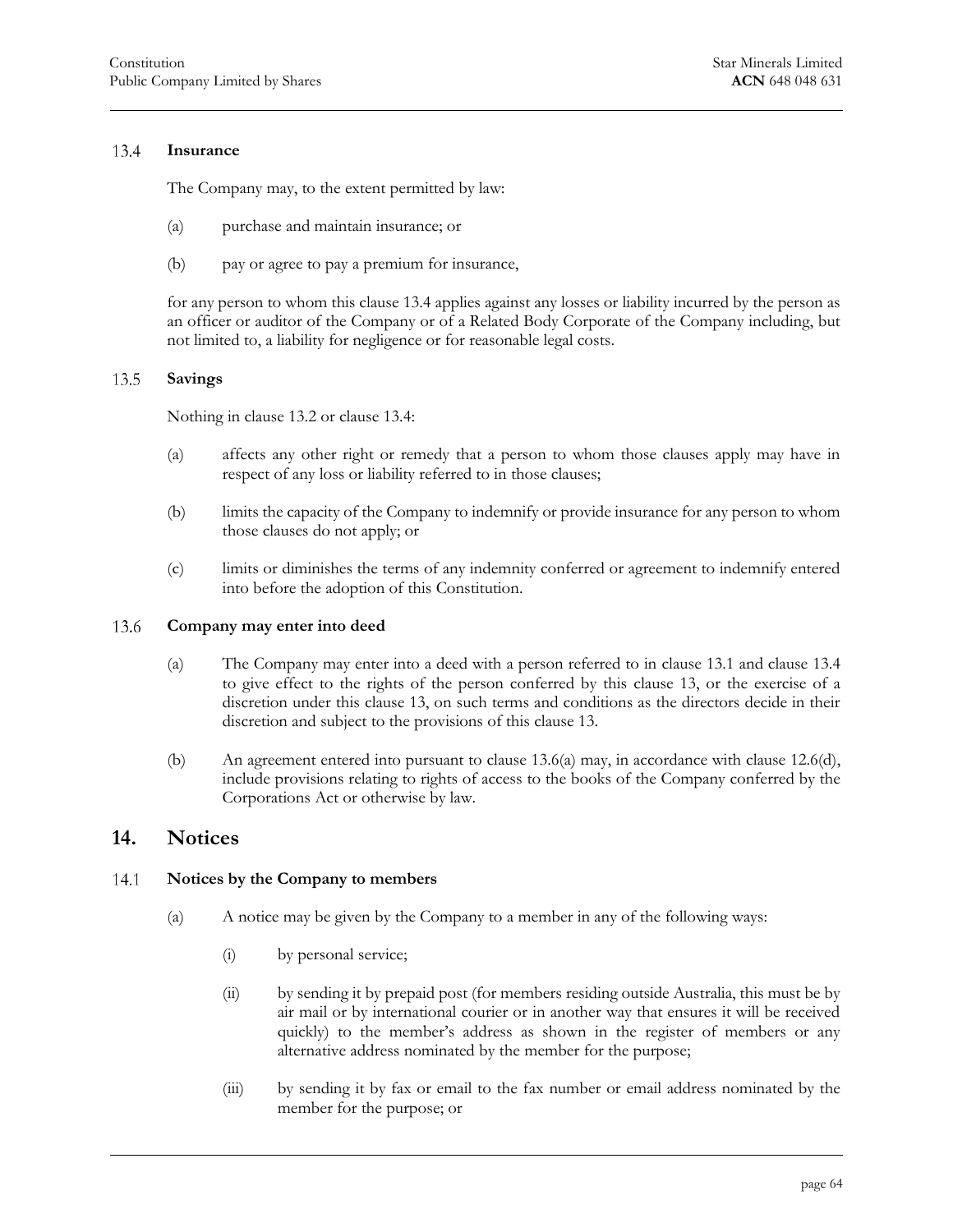### 13.4 Insurance

The Company may, to the extent permitted by law:

(a) purchase and maintain insurance; or

(b) pay or agree to pay a premium for insurance,

for any person to whom this clause 13.4 applies against any losses or liability incurred by the person as an officer or auditor of the Company or of a Related Body Corporate of the Company including, but not limited to, a liability for negligence or for reasonable legal costs.

### 13.5 Savings

Nothing in clause 13.2 or clause 13.4:

(a) affects any other right or remedy that a person to whom those clauses apply may have in respect of any loss or liability referred to in those clauses;

(b) limits the capacity of the Company to indemnify or provide insurance for any person to whom those clauses do not apply; or

(c) limits or diminishes the terms of any indemnity conferred or agreement to indemnify entered into before the adoption of this Constitution.

### 13.6 Company may enter into deed

(a) The Company may enter into a deed with a person referred to in clause 13.1 and clause 13.4 to give effect to the rights of the person conferred by this clause 13, or the exercise of a discretion under this clause 13, on such terms and conditions as the directors decide in their discretion and subject to the provisions of this clause 13.

(b) An agreement entered into pursuant to clause 13.6(a) may, in accordance with clause 12.6(d), include provisions relating to rights of access to the books of the Company conferred by the Corporations Act or otherwise by law.

## 14. Notices

### 14.1 Notices by the Company to members

(a) A notice may be given by the Company to a member in any of the following ways:

(i) by personal service;

(ii) by sending it by prepaid post (for members residing outside Australia, this must be by air mail or by international courier or in another way that ensures it will be received quickly) to the member's address as shown in the register of members or any alternative address nominated by the member for the purpose;

(iii) by sending it by fax or email to the fax number or email address nominated by the member for the purpose; or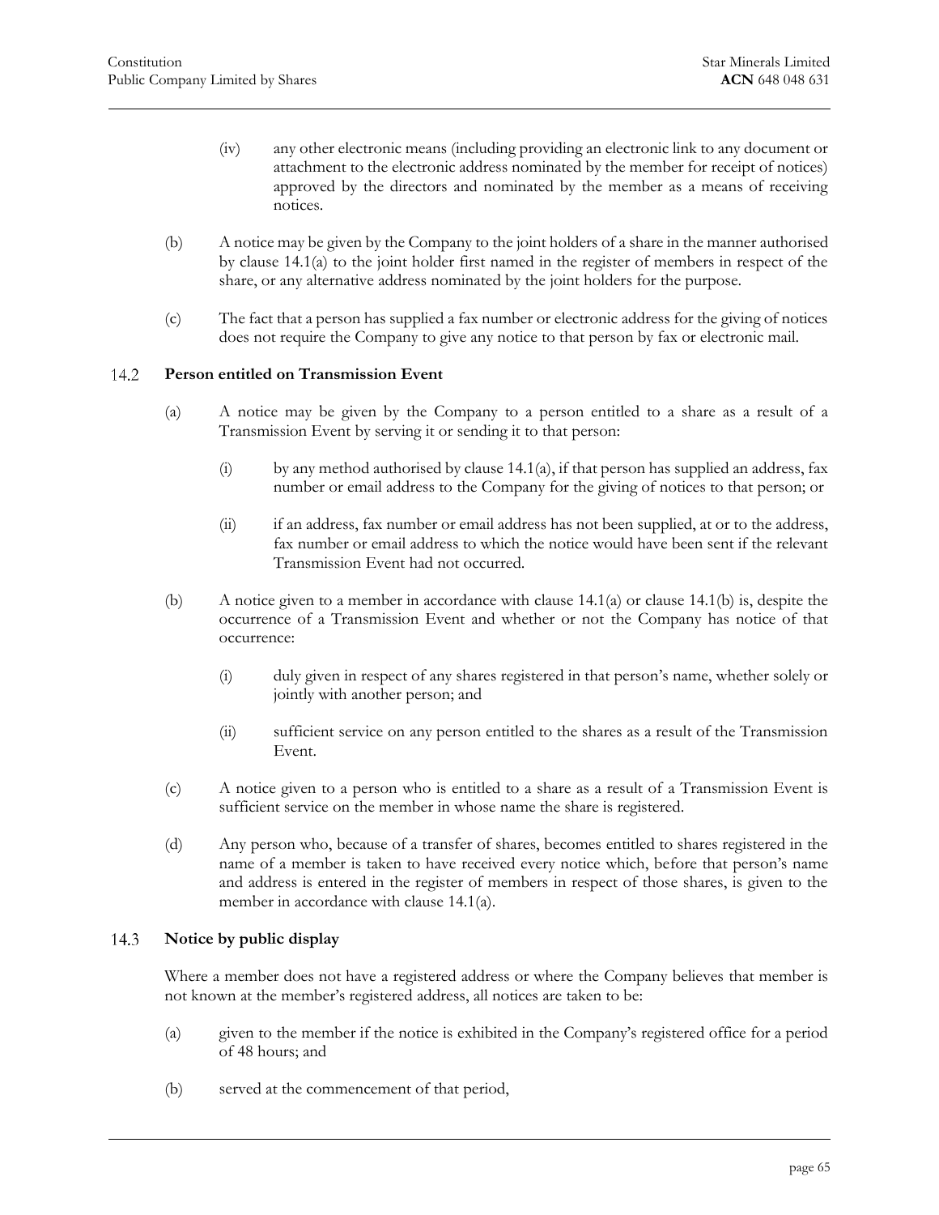(iv) any other electronic means (including providing an electronic link to any document or attachment to the electronic address nominated by the member for receipt of notices) approved by the directors and nominated by the member as a means of receiving notices.

(b) A notice may be given by the Company to the joint holders of a share in the manner authorised by clause 14.1(a) to the joint holder first named in the register of members in respect of the share, or any alternative address nominated by the joint holders for the purpose.

(c) The fact that a person has supplied a fax number or electronic address for the giving of notices does not require the Company to give any notice to that person by fax or electronic mail.

### 14.2 Person entitled on Transmission Event

(a) A notice may be given by the Company to a person entitled to a share as a result of a Transmission Event by serving it or sending it to that person:

(i) by any method authorised by clause 14.1(a), if that person has supplied an address, fax number or email address to the Company for the giving of notices to that person; or

(ii) if an address, fax number or email address has not been supplied, at or to the address, fax number or email address to which the notice would have been sent if the relevant Transmission Event had not occurred.

(b) A notice given to a member in accordance with clause 14.1(a) or clause 14.1(b) is, despite the occurrence of a Transmission Event and whether or not the Company has notice of that occurrence:

(i) duly given in respect of any shares registered in that person's name, whether solely or jointly with another person; and

(ii) sufficient service on any person entitled to the shares as a result of the Transmission Event.

(c) A notice given to a person who is entitled to a share as a result of a Transmission Event is sufficient service on the member in whose name the share is registered.

(d) Any person who, because of a transfer of shares, becomes entitled to shares registered in the name of a member is taken to have received every notice which, before that person's name and address is entered in the register of members in respect of those shares, is given to the member in accordance with clause 14.1(a).

### 14.3 Notice by public display

Where a member does not have a registered address or where the Company believes that member is not known at the member's registered address, all notices are taken to be:

(a) given to the member if the notice is exhibited in the Company's registered office for a period of 48 hours; and

(b) served at the commencement of that period,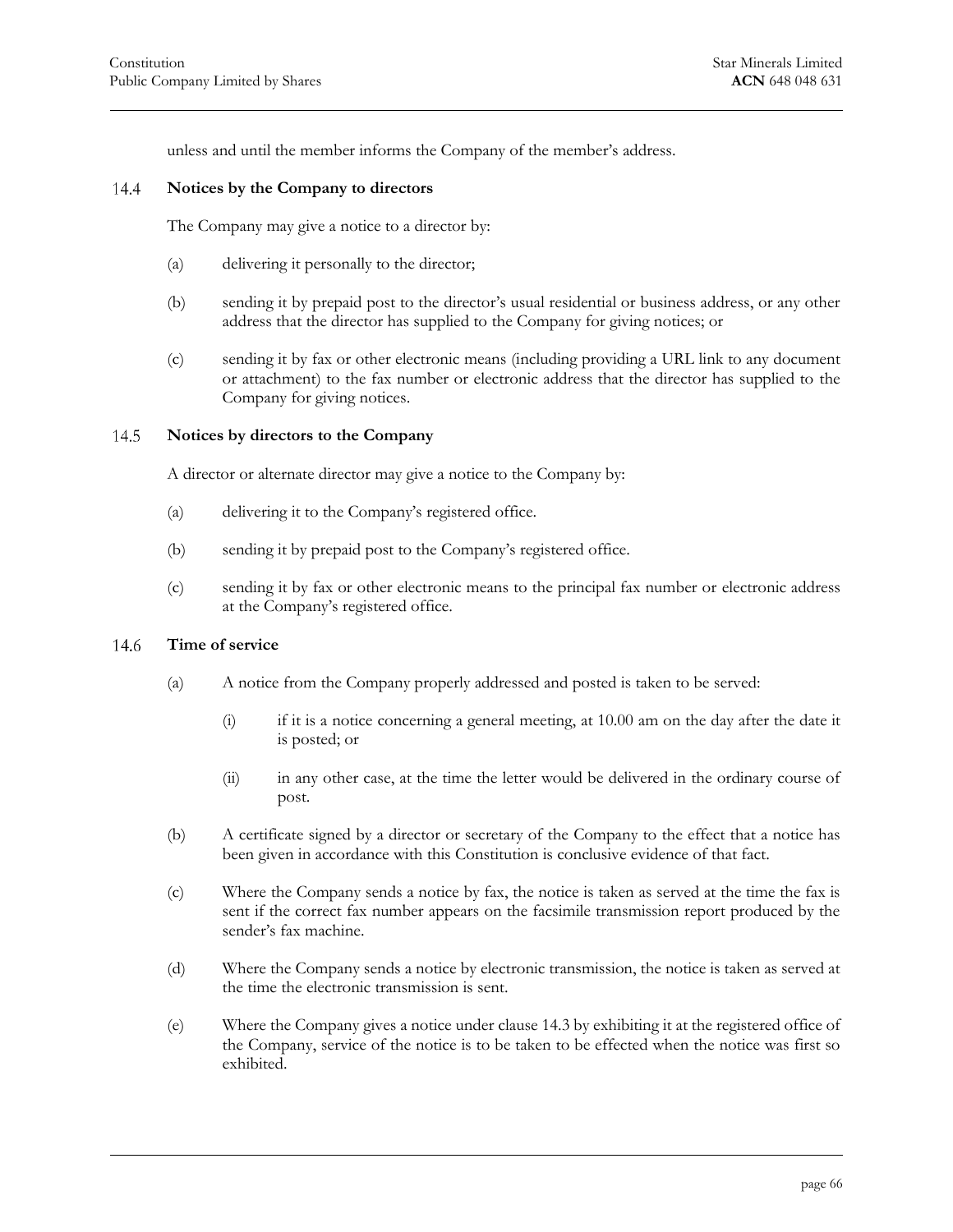unless and until the member informs the Company of the member's address.

## 14.4 Notices by the Company to directors

The Company may give a notice to a director by:

(a) delivering it personally to the director;

(b) sending it by prepaid post to the director's usual residential or business address, or any other address that the director has supplied to the Company for giving notices; or

(c) sending it by fax or other electronic means (including providing a URL link to any document or attachment) to the fax number or electronic address that the director has supplied to the Company for giving notices.

## 14.5 Notices by directors to the Company

A director or alternate director may give a notice to the Company by:

(a) delivering it to the Company's registered office.

(b) sending it by prepaid post to the Company's registered office.

(c) sending it by fax or other electronic means to the principal fax number or electronic address at the Company's registered office.

## 14.6 Time of service

(a) A notice from the Company properly addressed and posted is taken to be served:

(i) if it is a notice concerning a general meeting, at 10.00 am on the day after the date it is posted; or

(ii) in any other case, at the time the letter would be delivered in the ordinary course of post.

(b) A certificate signed by a director or secretary of the Company to the effect that a notice has been given in accordance with this Constitution is conclusive evidence of that fact.

(c) Where the Company sends a notice by fax, the notice is taken as served at the time the fax is sent if the correct fax number appears on the facsimile transmission report produced by the sender's fax machine.

(d) Where the Company sends a notice by electronic transmission, the notice is taken as served at the time the electronic transmission is sent.

(e) Where the Company gives a notice under clause 14.3 by exhibiting it at the registered office of the Company, service of the notice is to be taken to be effected when the notice was first so exhibited.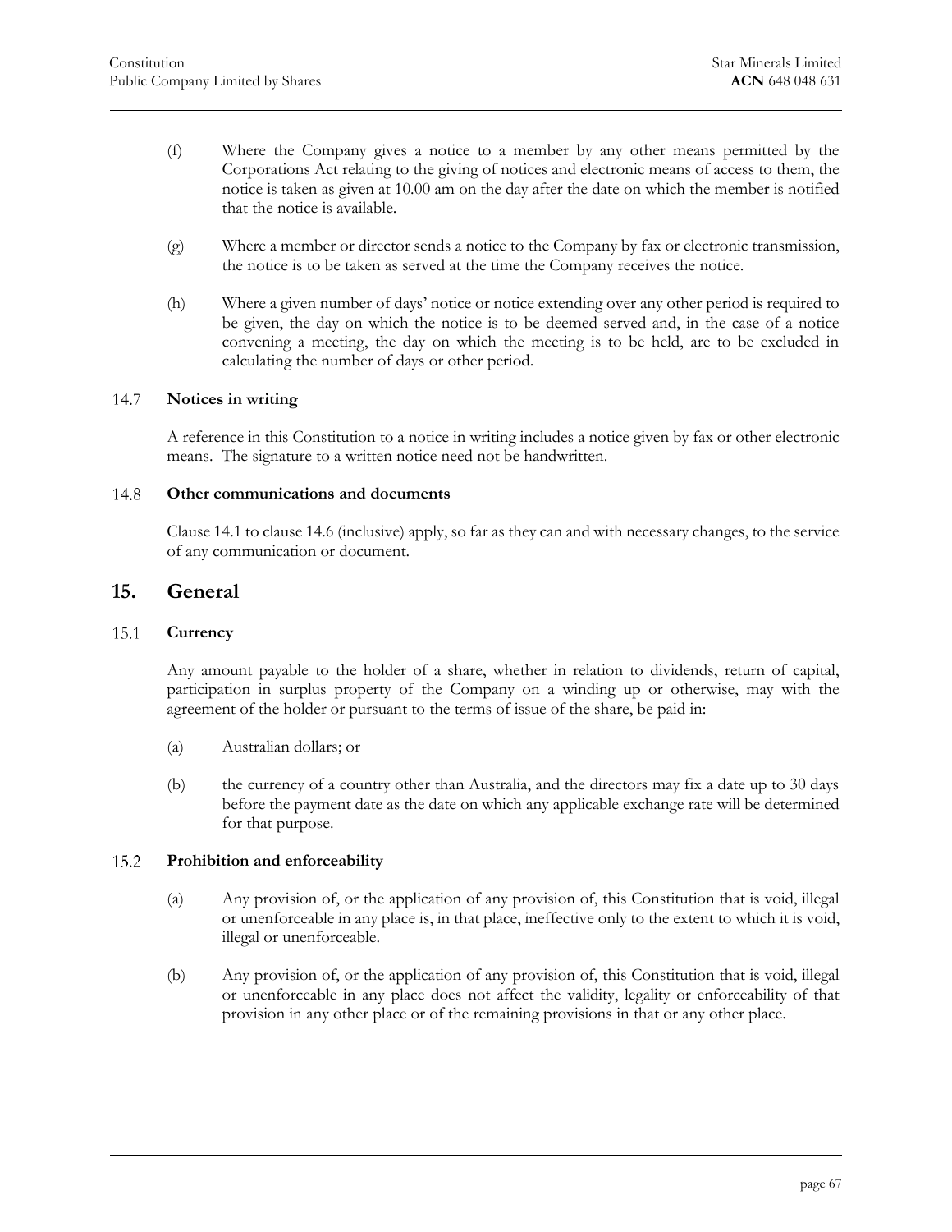(f) Where the Company gives a notice to a member by any other means permitted by the Corporations Act relating to the giving of notices and electronic means of access to them, the notice is taken as given at 10.00 am on the day after the date on which the member is notified that the notice is available.

(g) Where a member or director sends a notice to the Company by fax or electronic transmission, the notice is to be taken as served at the time the Company receives the notice.

(h) Where a given number of days' notice or notice extending over any other period is required to be given, the day on which the notice is to be deemed served and, in the case of a notice convening a meeting, the day on which the meeting is to be held, are to be excluded in calculating the number of days or other period.

### 14.7 Notices in writing

A reference in this Constitution to a notice in writing includes a notice given by fax or other electronic means. The signature to a written notice need not be handwritten.

### 14.8 Other communications and documents

Clause 14.1 to clause 14.6 (inclusive) apply, so far as they can and with necessary changes, to the service of any communication or document.

## 15. General

### 15.1 Currency

Any amount payable to the holder of a share, whether in relation to dividends, return of capital, participation in surplus property of the Company on a winding up or otherwise, may with the agreement of the holder or pursuant to the terms of issue of the share, be paid in:

(a) Australian dollars; or

(b) the currency of a country other than Australia, and the directors may fix a date up to 30 days before the payment date as the date on which any applicable exchange rate will be determined for that purpose.

### 15.2 Prohibition and enforceability

(a) Any provision of, or the application of any provision of, this Constitution that is void, illegal or unenforceable in any place is, in that place, ineffective only to the extent to which it is void, illegal or unenforceable.

(b) Any provision of, or the application of any provision of, this Constitution that is void, illegal or unenforceable in any place does not affect the validity, legality or enforceability of that provision in any other place or of the remaining provisions in that or any other place.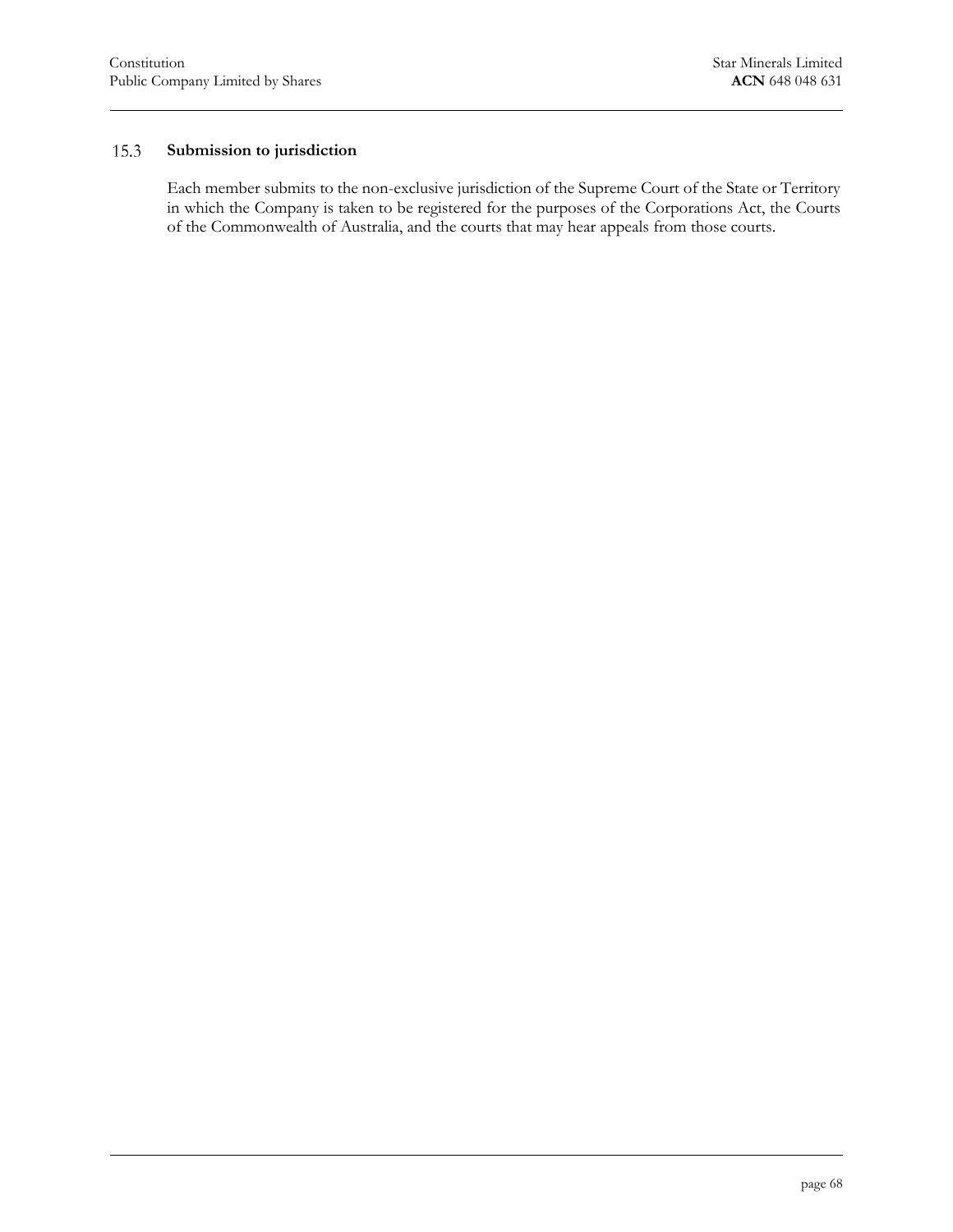### 15.3 Submission to jurisdiction

Each member submits to the non-exclusive jurisdiction of the Supreme Court of the State or Territory in which the Company is taken to be registered for the purposes of the Corporations Act, the Courts of the Commonwealth of Australia, and the courts that may hear appeals from those courts.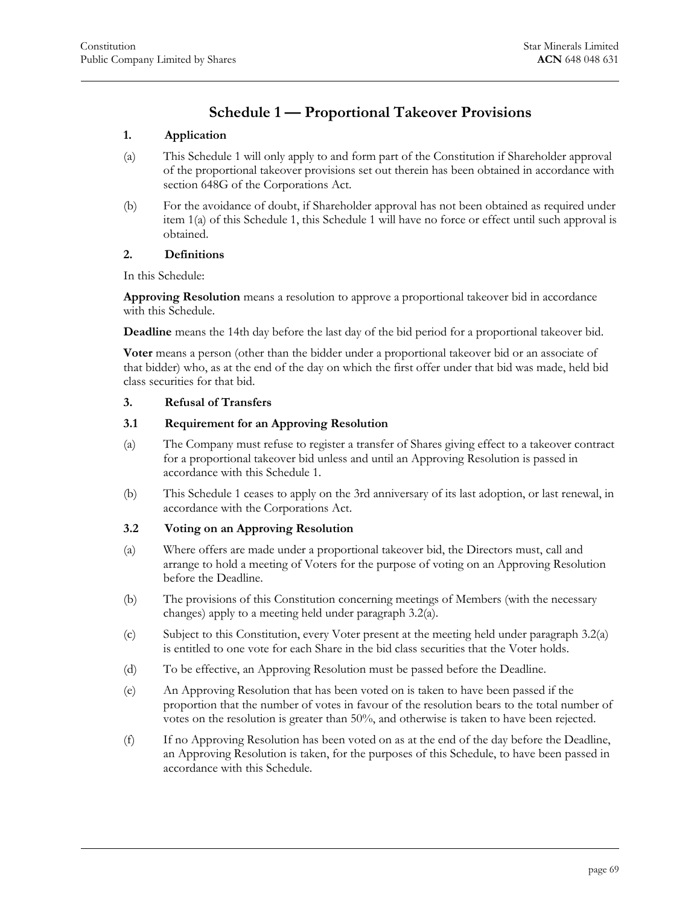# Schedule 1 — Proportional Takeover Provisions

## 1. Application

(a) This Schedule 1 will only apply to and form part of the Constitution if Shareholder approval of the proportional takeover provisions set out therein has been obtained in accordance with section 648G of the Corporations Act.

(b) For the avoidance of doubt, if Shareholder approval has not been obtained as required under item 1(a) of this Schedule 1, this Schedule 1 will have no force or effect until such approval is obtained.

## 2. Definitions

In this Schedule:

**Approving Resolution** means a resolution to approve a proportional takeover bid in accordance with this Schedule.

**Deadline** means the 14th day before the last day of the bid period for a proportional takeover bid.

**Voter** means a person (other than the bidder under a proportional takeover bid or an associate of that bidder) who, as at the end of the day on which the first offer under that bid was made, held bid class securities for that bid.

## 3. Refusal of Transfers

### 3.1 Requirement for an Approving Resolution

(a) The Company must refuse to register a transfer of Shares giving effect to a takeover contract for a proportional takeover bid unless and until an Approving Resolution is passed in accordance with this Schedule 1.

(b) This Schedule 1 ceases to apply on the 3rd anniversary of its last adoption, or last renewal, in accordance with the Corporations Act.

### 3.2 Voting on an Approving Resolution

(a) Where offers are made under a proportional takeover bid, the Directors must, call and arrange to hold a meeting of Voters for the purpose of voting on an Approving Resolution before the Deadline.

(b) The provisions of this Constitution concerning meetings of Members (with the necessary changes) apply to a meeting held under paragraph 3.2(a).

(c) Subject to this Constitution, every Voter present at the meeting held under paragraph 3.2(a) is entitled to one vote for each Share in the bid class securities that the Voter holds.

(d) To be effective, an Approving Resolution must be passed before the Deadline.

(e) An Approving Resolution that has been voted on is taken to have been passed if the proportion that the number of votes in favour of the resolution bears to the total number of votes on the resolution is greater than 50%, and otherwise is taken to have been rejected.

(f) If no Approving Resolution has been voted on as at the end of the day before the Deadline, an Approving Resolution is taken, for the purposes of this Schedule, to have been passed in accordance with this Schedule.